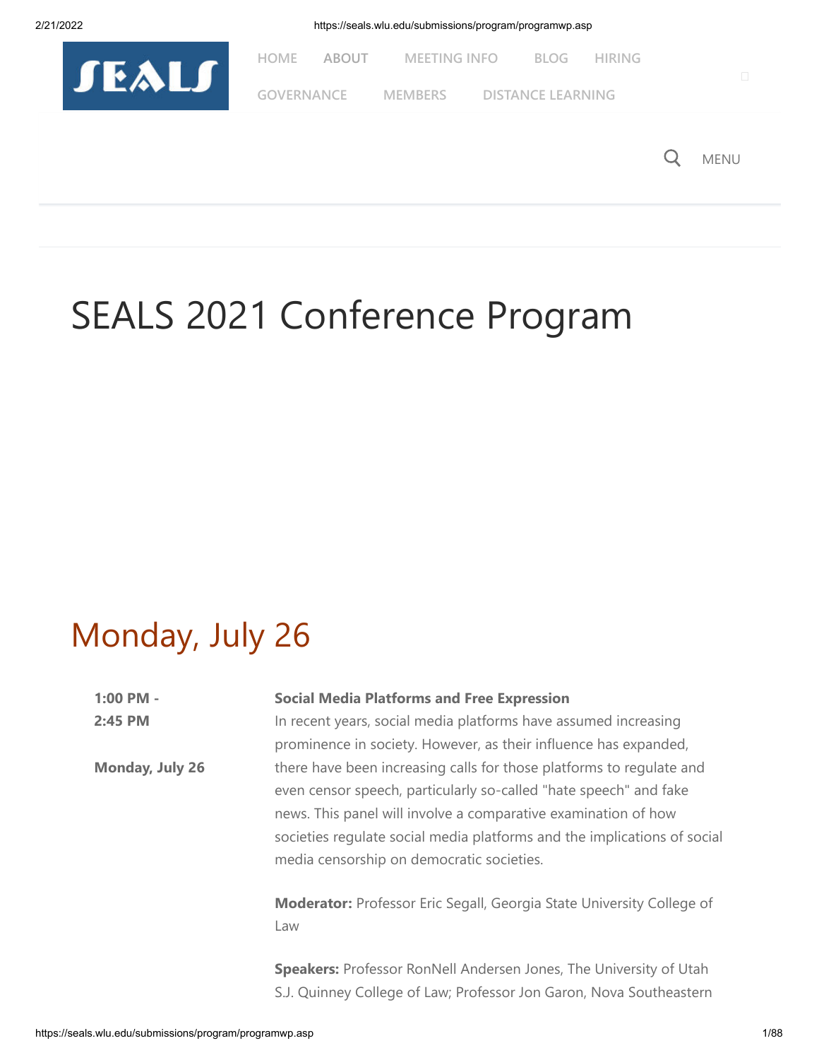HOME ABOUT MEETING INFO BLOG HIRING

GOVERNANCE MEMBERS DISTANCE LEARNING

MENU

# SEALS 2021 Conference Program

## Monday, July 26

**1:00 PM - 2:45 PM**

**Monday, July 26**

**Social Media Platforms and Free Expression**

In recent years, social media platforms have assumed increasing prominence in society. However, as their influence has expanded, there have been increasing calls for those platforms to regulate and even censor speech, particularly so-called "hate speech" and fake news. This panel will involve a comparative examination of how societies regulate social media platforms and the implications of social media censorship on democratic societies.

**Moderator:** Professor Eric Segall, Georgia State University College of Law

**Speakers:** Professor RonNell Andersen Jones, The University of Utah S.J. Quinney College of Law; Professor Jon Garon, Nova Southeastern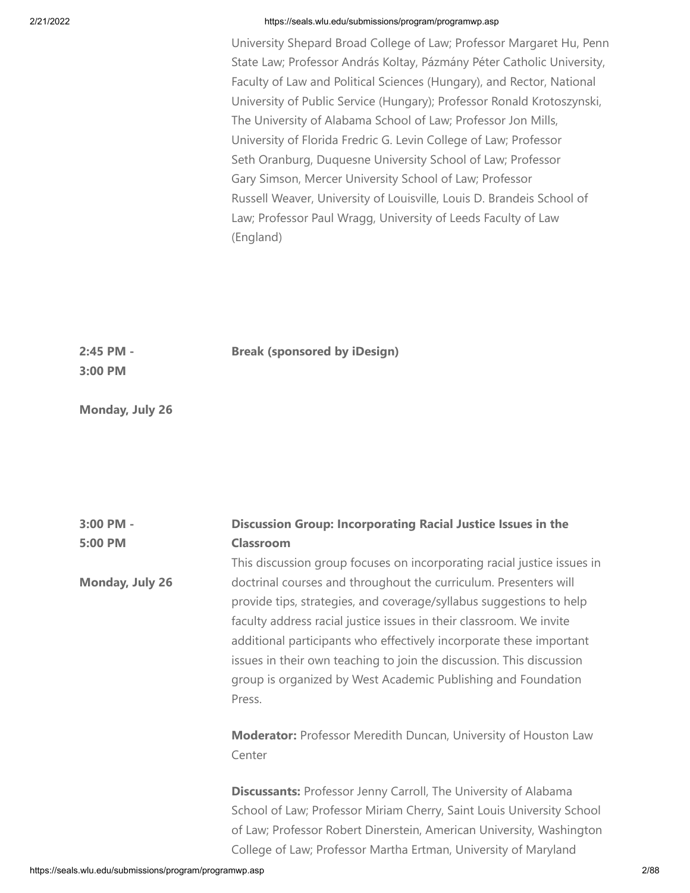University Shepard Broad College of Law; Professor Margaret Hu, Penn State Law; Professor András Koltay, Pázmány Péter Catholic University, Faculty of Law and Political Sciences (Hungary), and Rector, National University of Public Service (Hungary); Professor Ronald Krotoszynski, The University of Alabama School of Law; Professor Jon Mills, University of Florida Fredric G. Levin College of Law; Professor Seth Oranburg, Duquesne University School of Law; Professor Gary Simson, Mercer University School of Law; Professor Russell Weaver, University of Louisville, Louis D. Brandeis School of Law; Professor Paul Wragg, University of Leeds Faculty of Law (England)

**2:45 PM - 3:00 PM**

**Monday, July 26**

**Break (sponsored by iDesign)**

**3:00 PM - 5:00 PM**

**Monday, July 26**

**Discussion Group: Incorporating Racial Justice Issues in the Classroom**

This discussion group focuses on incorporating racial justice issues in doctrinal courses and throughout the curriculum. Presenters will provide tips, strategies, and coverage/syllabus suggestions to help faculty address racial justice issues in their classroom. We invite additional participants who effectively incorporate these important issues in their own teaching to join the discussion. This discussion group is organized by West Academic Publishing and Foundation Press.

**Moderator:** Professor Meredith Duncan, University of Houston Law Center

**Discussants:** Professor Jenny Carroll, The University of Alabama School of Law; Professor Miriam Cherry, Saint Louis University School of Law; Professor Robert Dinerstein, American University, Washington College of Law; Professor Martha Ertman, University of Maryland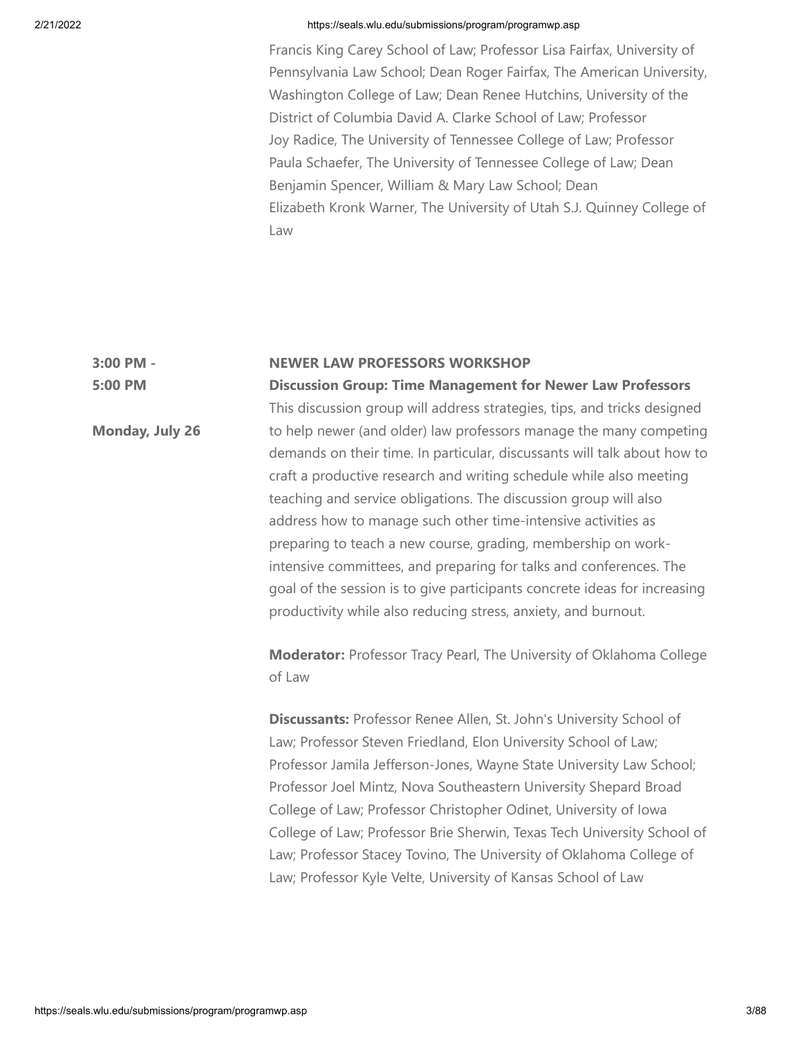Francis King Carey School of Law; Professor Lisa Fairfax, University of Pennsylvania Law School; Dean Roger Fairfax, The American University, Washington College of Law; Dean Renee Hutchins, University of the District of Columbia David A. Clarke School of Law; Professor Joy Radice, The University of Tennessee College of Law; Professor Paula Schaefer, The University of Tennessee College of Law; Dean Benjamin Spencer, William & Mary Law School; Dean Elizabeth Kronk Warner, The University of Utah S.J. Quinney College of Law

**3:00 PM - 5:00 PM**

**Monday, July 26**

**NEWER LAW PROFESSORS WORKSHOP**

**Discussion Group: Time Management for Newer Law Professors**

This discussion group will address strategies, tips, and tricks designed to help newer (and older) law professors manage the many competing demands on their time. In particular, discussants will talk about how to craft a productive research and writing schedule while also meeting teaching and service obligations. The discussion group will also address how to manage such other time-intensive activities as preparing to teach a new course, grading, membership on work-intensive committees, and preparing for talks and conferences. The goal of the session is to give participants concrete ideas for increasing productivity while also reducing stress, anxiety, and burnout.

**Moderator:** Professor Tracy Pearl, The University of Oklahoma College of Law

**Discussants:** Professor Renee Allen, St. John's University School of Law; Professor Steven Friedland, Elon University School of Law; Professor Jamila Jefferson-Jones, Wayne State University Law School; Professor Joel Mintz, Nova Southeastern University Shepard Broad College of Law; Professor Christopher Odinet, University of Iowa College of Law; Professor Brie Sherwin, Texas Tech University School of Law; Professor Stacey Tovino, The University of Oklahoma College of Law; Professor Kyle Velte, University of Kansas School of Law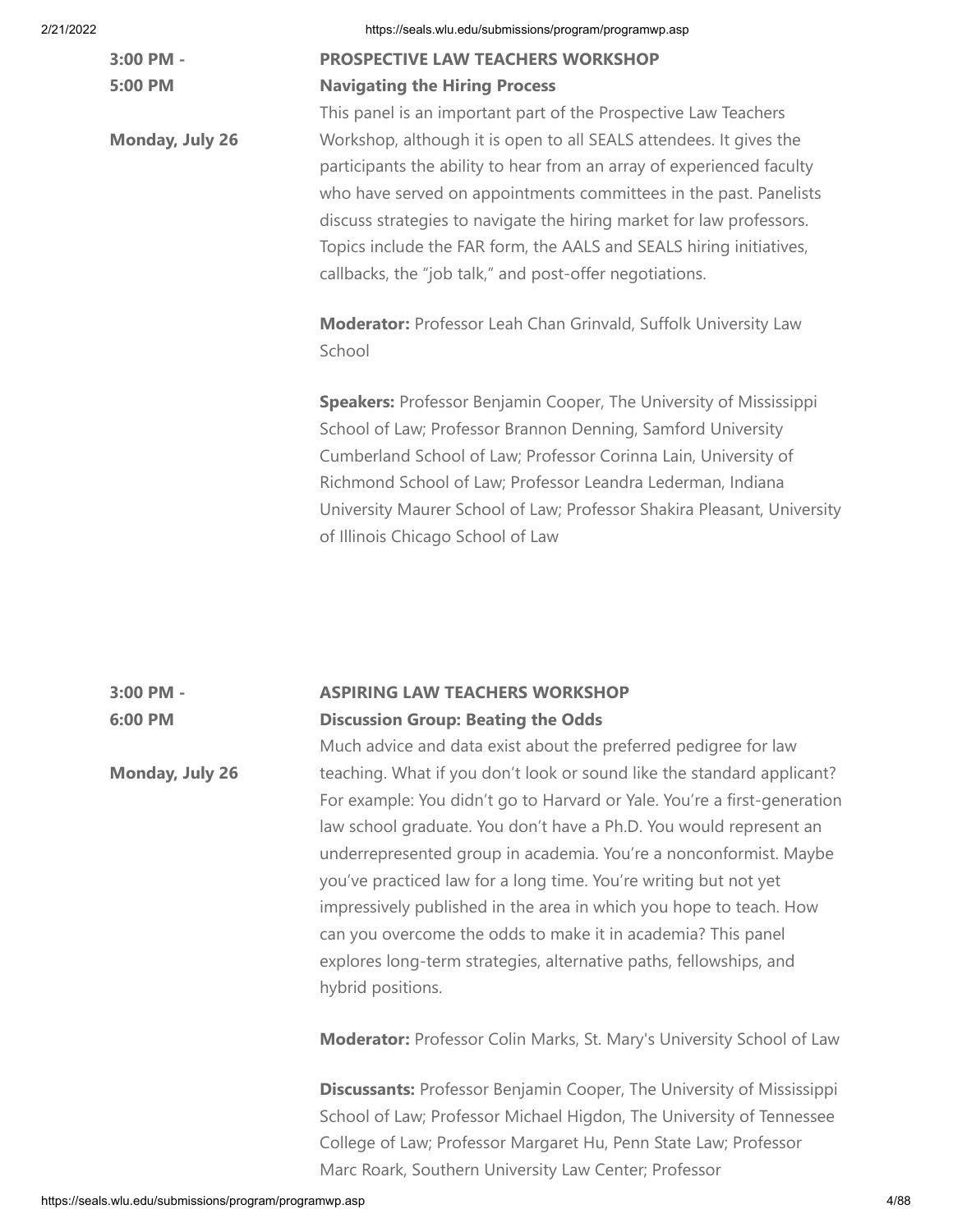**3:00 PM - 5:00 PM**

**Monday, July 26**

**PROSPECTIVE LAW TEACHERS WORKSHOP**

**Navigating the Hiring Process**

This panel is an important part of the Prospective Law Teachers Workshop, although it is open to all SEALS attendees. It gives the participants the ability to hear from an array of experienced faculty who have served on appointments committees in the past. Panelists discuss strategies to navigate the hiring market for law professors. Topics include the FAR form, the AALS and SEALS hiring initiatives, callbacks, the "job talk," and post-offer negotiations.

**Moderator:** Professor Leah Chan Grinvald, Suffolk University Law School

**Speakers:** Professor Benjamin Cooper, The University of Mississippi School of Law; Professor Brannon Denning, Samford University Cumberland School of Law; Professor Corinna Lain, University of Richmond School of Law; Professor Leandra Lederman, Indiana University Maurer School of Law; Professor Shakira Pleasant, University of Illinois Chicago School of Law

**3:00 PM - 6:00 PM**

**Monday, July 26**

**ASPIRING LAW TEACHERS WORKSHOP**

**Discussion Group: Beating the Odds**

Much advice and data exist about the preferred pedigree for law teaching. What if you don't look or sound like the standard applicant? For example: You didn't go to Harvard or Yale. You're a first-generation law school graduate. You don't have a Ph.D. You would represent an underrepresented group in academia. You're a nonconformist. Maybe you've practiced law for a long time. You're writing but not yet impressively published in the area in which you hope to teach. How can you overcome the odds to make it in academia? This panel explores long-term strategies, alternative paths, fellowships, and hybrid positions.

**Moderator:** Professor Colin Marks, St. Mary's University School of Law

**Discussants:** Professor Benjamin Cooper, The University of Mississippi School of Law; Professor Michael Higdon, The University of Tennessee College of Law; Professor Margaret Hu, Penn State Law; Professor Marc Roark, Southern University Law Center; Professor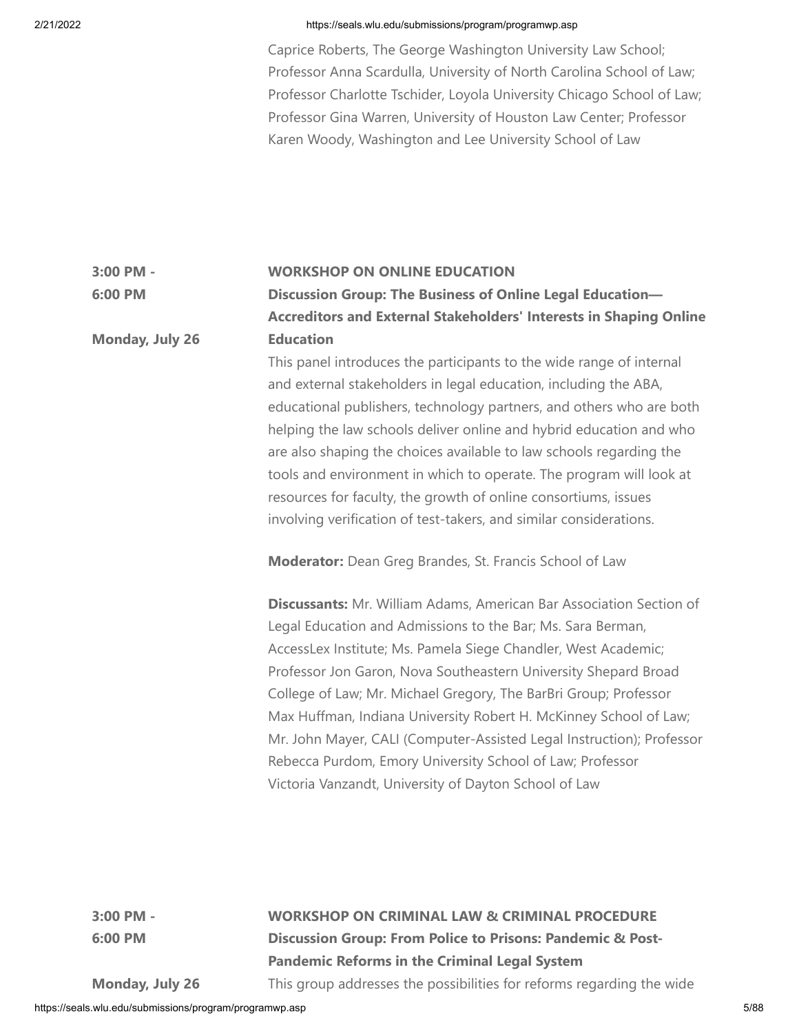Caprice Roberts, The George Washington University Law School; Professor Anna Scardulla, University of North Carolina School of Law; Professor Charlotte Tschider, Loyola University Chicago School of Law; Professor Gina Warren, University of Houston Law Center; Professor Karen Woody, Washington and Lee University School of Law

**3:00 PM - 6:00 PM**

**Monday, July 26**

**WORKSHOP ON ONLINE EDUCATION**

**Discussion Group: The Business of Online Legal Education—Accreditors and External Stakeholders' Interests in Shaping Online Education**

This panel introduces the participants to the wide range of internal and external stakeholders in legal education, including the ABA, educational publishers, technology partners, and others who are both helping the law schools deliver online and hybrid education and who are also shaping the choices available to law schools regarding the tools and environment in which to operate. The program will look at resources for faculty, the growth of online consortiums, issues involving verification of test-takers, and similar considerations.

**Moderator:** Dean Greg Brandes, St. Francis School of Law

**Discussants:** Mr. William Adams, American Bar Association Section of Legal Education and Admissions to the Bar; Ms. Sara Berman, AccessLex Institute; Ms. Pamela Siege Chandler, West Academic; Professor Jon Garon, Nova Southeastern University Shepard Broad College of Law; Mr. Michael Gregory, The BarBri Group; Professor Max Huffman, Indiana University Robert H. McKinney School of Law; Mr. John Mayer, CALI (Computer-Assisted Legal Instruction); Professor Rebecca Purdom, Emory University School of Law; Professor Victoria Vanzandt, University of Dayton School of Law

**3:00 PM - 6:00 PM**

**Monday, July 26**

**WORKSHOP ON CRIMINAL LAW & CRIMINAL PROCEDURE**

**Discussion Group: From Police to Prisons: Pandemic & Post-Pandemic Reforms in the Criminal Legal System**

This group addresses the possibilities for reforms regarding the wide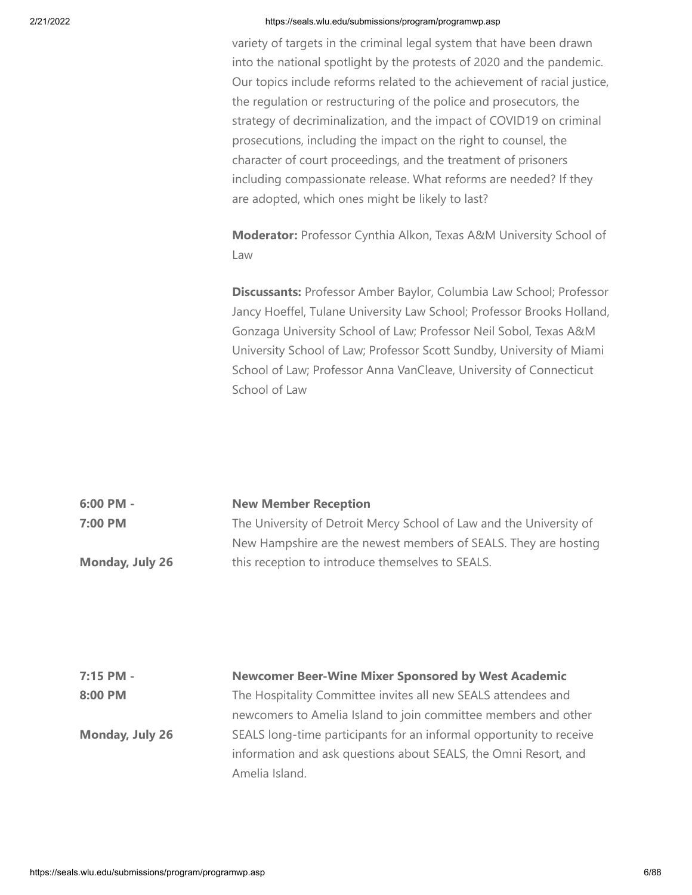variety of targets in the criminal legal system that have been drawn into the national spotlight by the protests of 2020 and the pandemic. Our topics include reforms related to the achievement of racial justice, the regulation or restructuring of the police and prosecutors, the strategy of decriminalization, and the impact of COVID19 on criminal prosecutions, including the impact on the right to counsel, the character of court proceedings, and the treatment of prisoners including compassionate release. What reforms are needed? If they are adopted, which ones might be likely to last?

**Moderator:** Professor Cynthia Alkon, Texas A&M University School of Law

**Discussants:** Professor Amber Baylor, Columbia Law School; Professor Jancy Hoeffel, Tulane University Law School; Professor Brooks Holland, Gonzaga University School of Law; Professor Neil Sobol, Texas A&M University School of Law; Professor Scott Sundby, University of Miami School of Law; Professor Anna VanCleave, University of Connecticut School of Law

**6:00 PM - 7:00 PM**

**Monday, July 26**

**New Member Reception**

The University of Detroit Mercy School of Law and the University of New Hampshire are the newest members of SEALS. They are hosting this reception to introduce themselves to SEALS.

**7:15 PM - 8:00 PM**

**Monday, July 26**

**Newcomer Beer-Wine Mixer Sponsored by West Academic**

The Hospitality Committee invites all new SEALS attendees and newcomers to Amelia Island to join committee members and other SEALS long-time participants for an informal opportunity to receive information and ask questions about SEALS, the Omni Resort, and Amelia Island.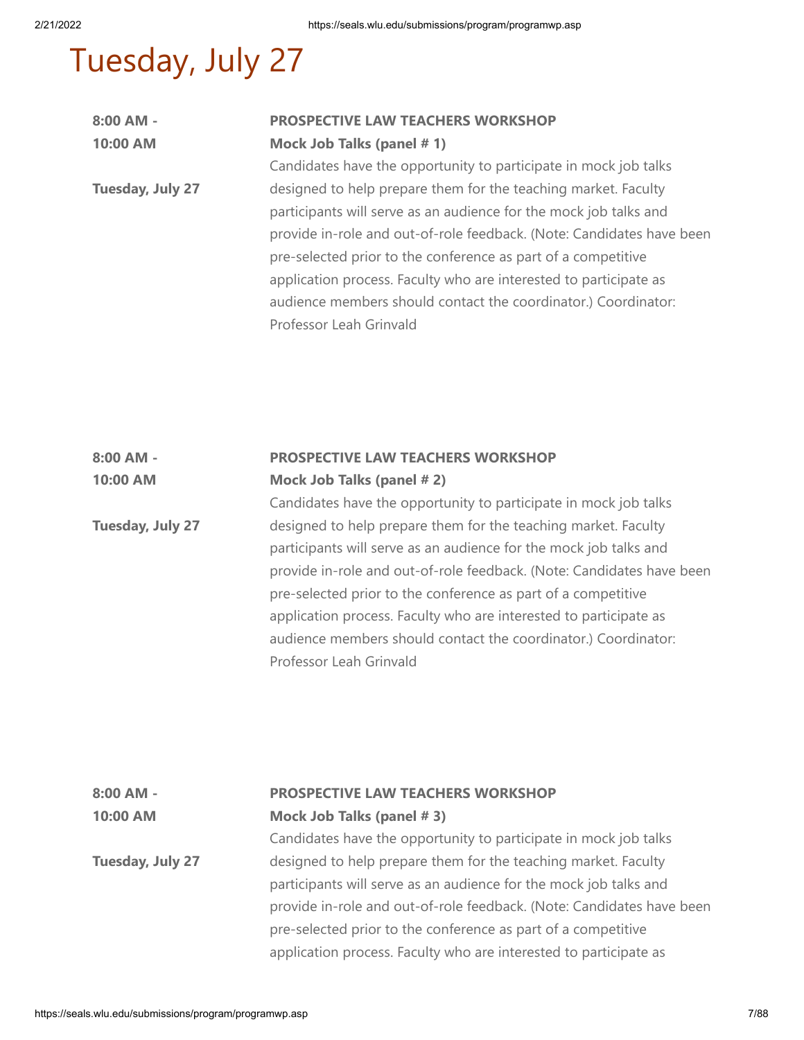# Tuesday, July 27

**8:00 AM - 10:00 AM**

**Tuesday, July 27**

**PROSPECTIVE LAW TEACHERS WORKSHOP**

**Mock Job Talks (panel # 1)**

Candidates have the opportunity to participate in mock job talks designed to help prepare them for the teaching market. Faculty participants will serve as an audience for the mock job talks and provide in-role and out-of-role feedback. (Note: Candidates have been pre-selected prior to the conference as part of a competitive application process. Faculty who are interested to participate as audience members should contact the coordinator.) Coordinator: Professor Leah Grinvald

**8:00 AM - 10:00 AM**

**Tuesday, July 27**

**PROSPECTIVE LAW TEACHERS WORKSHOP**

**Mock Job Talks (panel # 2)**

Candidates have the opportunity to participate in mock job talks designed to help prepare them for the teaching market. Faculty participants will serve as an audience for the mock job talks and provide in-role and out-of-role feedback. (Note: Candidates have been pre-selected prior to the conference as part of a competitive application process. Faculty who are interested to participate as audience members should contact the coordinator.) Coordinator: Professor Leah Grinvald

**8:00 AM - 10:00 AM**

**Tuesday, July 27**

**PROSPECTIVE LAW TEACHERS WORKSHOP**

**Mock Job Talks (panel # 3)**

Candidates have the opportunity to participate in mock job talks designed to help prepare them for the teaching market. Faculty participants will serve as an audience for the mock job talks and provide in-role and out-of-role feedback. (Note: Candidates have been pre-selected prior to the conference as part of a competitive application process. Faculty who are interested to participate as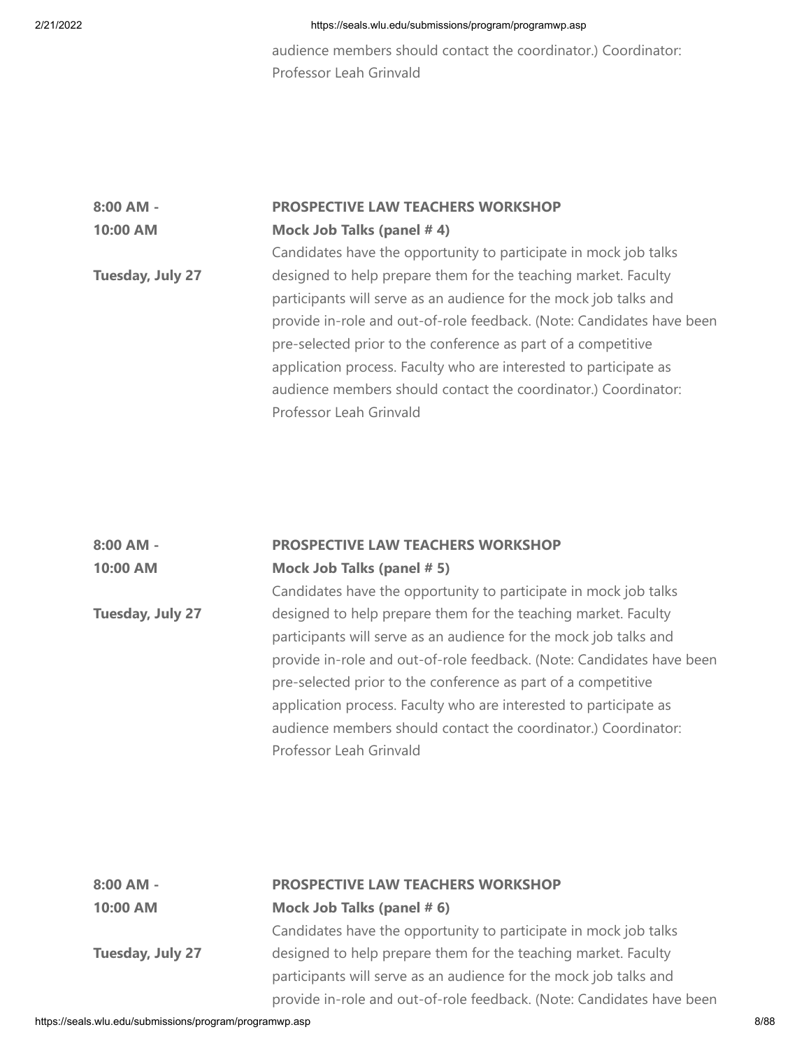audience members should contact the coordinator.) Coordinator: Professor Leah Grinvald

**8:00 AM - 10:00 AM**

**Tuesday, July 27**

**PROSPECTIVE LAW TEACHERS WORKSHOP**
**Mock Job Talks (panel # 4)**

Candidates have the opportunity to participate in mock job talks designed to help prepare them for the teaching market. Faculty participants will serve as an audience for the mock job talks and provide in-role and out-of-role feedback. (Note: Candidates have been pre-selected prior to the conference as part of a competitive application process. Faculty who are interested to participate as audience members should contact the coordinator.) Coordinator: Professor Leah Grinvald

**8:00 AM - 10:00 AM**

**Tuesday, July 27**

**PROSPECTIVE LAW TEACHERS WORKSHOP**
**Mock Job Talks (panel # 5)**

Candidates have the opportunity to participate in mock job talks designed to help prepare them for the teaching market. Faculty participants will serve as an audience for the mock job talks and provide in-role and out-of-role feedback. (Note: Candidates have been pre-selected prior to the conference as part of a competitive application process. Faculty who are interested to participate as audience members should contact the coordinator.) Coordinator: Professor Leah Grinvald

**8:00 AM - 10:00 AM**

**Tuesday, July 27**

**PROSPECTIVE LAW TEACHERS WORKSHOP**
**Mock Job Talks (panel # 6)**

Candidates have the opportunity to participate in mock job talks designed to help prepare them for the teaching market. Faculty participants will serve as an audience for the mock job talks and provide in-role and out-of-role feedback. (Note: Candidates have been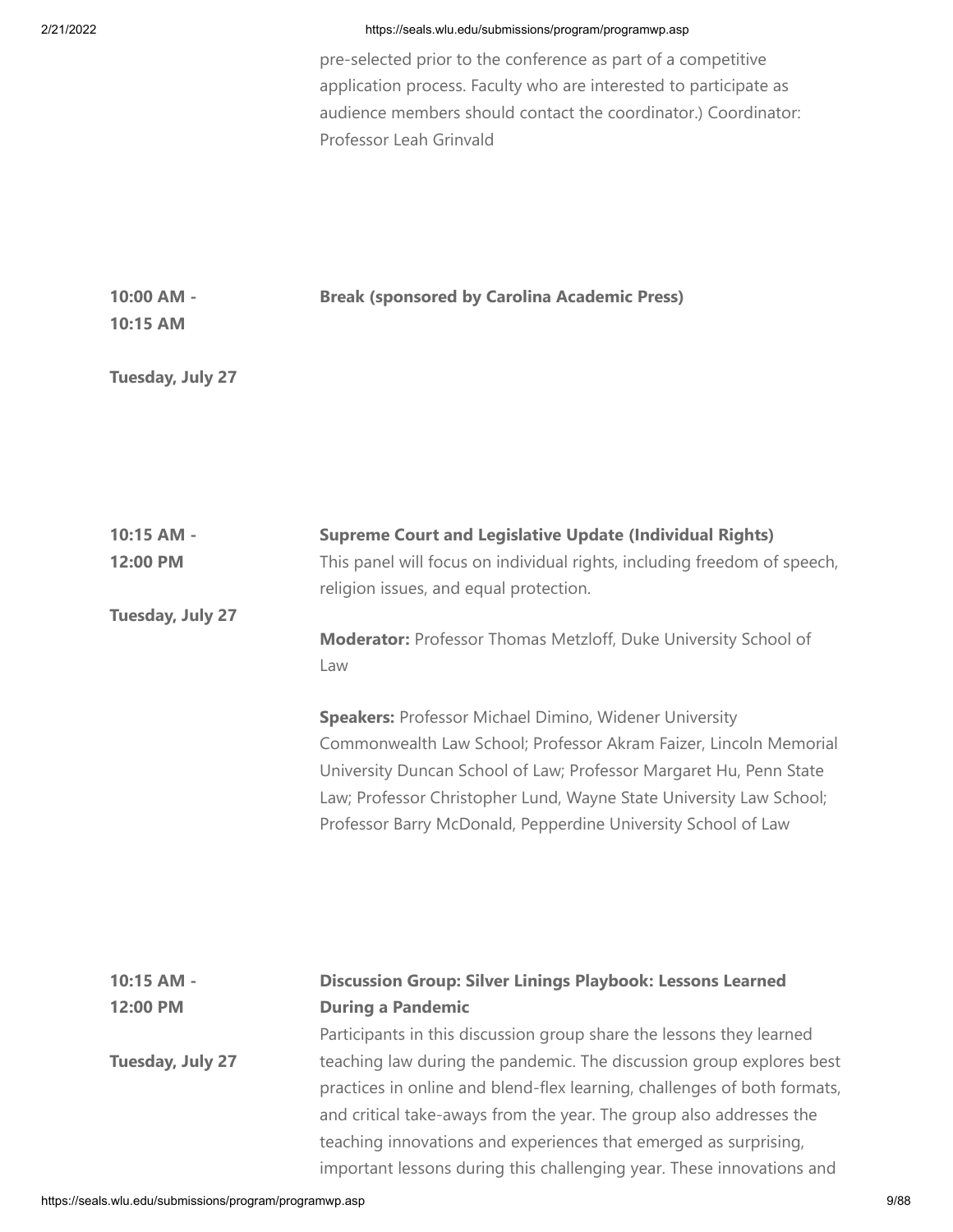pre-selected prior to the conference as part of a competitive application process. Faculty who are interested to participate as audience members should contact the coordinator.) Coordinator: Professor Leah Grinvald

**10:00 AM - 10:15 AM**

**Tuesday, July 27**

**Break (sponsored by Carolina Academic Press)**

**10:15 AM - 12:00 PM**

**Tuesday, July 27**

**Supreme Court and Legislative Update (Individual Rights)**

This panel will focus on individual rights, including freedom of speech, religion issues, and equal protection.

**Moderator:** Professor Thomas Metzloff, Duke University School of Law

**Speakers:** Professor Michael Dimino, Widener University Commonwealth Law School; Professor Akram Faizer, Lincoln Memorial University Duncan School of Law; Professor Margaret Hu, Penn State Law; Professor Christopher Lund, Wayne State University Law School; Professor Barry McDonald, Pepperdine University School of Law

**10:15 AM - 12:00 PM**

**Tuesday, July 27**

**Discussion Group: Silver Linings Playbook: Lessons Learned During a Pandemic**

Participants in this discussion group share the lessons they learned teaching law during the pandemic. The discussion group explores best practices in online and blend-flex learning, challenges of both formats, and critical take-aways from the year. The group also addresses the teaching innovations and experiences that emerged as surprising, important lessons during this challenging year. These innovations and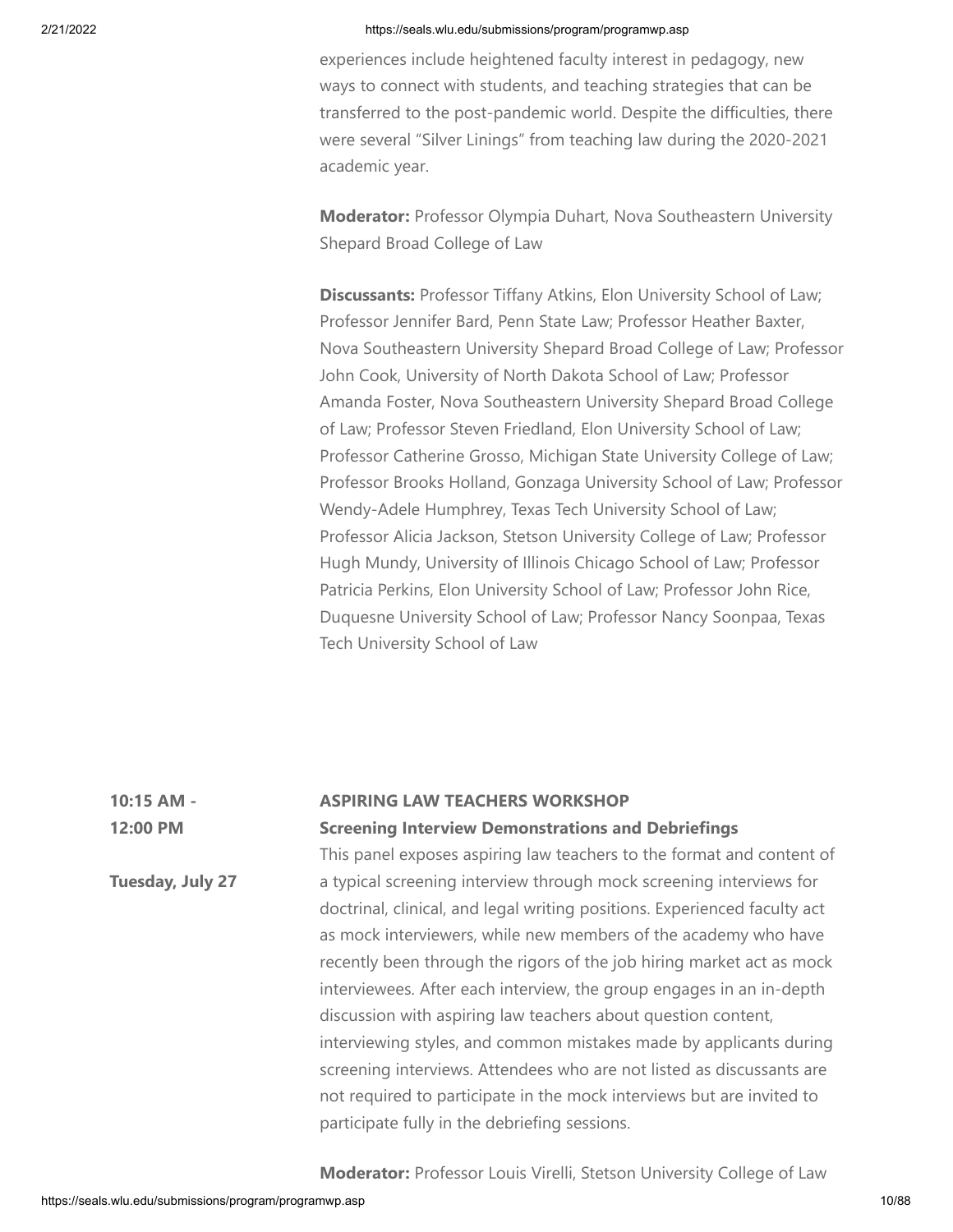experiences include heightened faculty interest in pedagogy, new ways to connect with students, and teaching strategies that can be transferred to the post-pandemic world. Despite the difficulties, there were several "Silver Linings" from teaching law during the 2020-2021 academic year.

**Moderator:** Professor Olympia Duhart, Nova Southeastern University Shepard Broad College of Law

**Discussants:** Professor Tiffany Atkins, Elon University School of Law; Professor Jennifer Bard, Penn State Law; Professor Heather Baxter, Nova Southeastern University Shepard Broad College of Law; Professor John Cook, University of North Dakota School of Law; Professor Amanda Foster, Nova Southeastern University Shepard Broad College of Law; Professor Steven Friedland, Elon University School of Law; Professor Catherine Grosso, Michigan State University College of Law; Professor Brooks Holland, Gonzaga University School of Law; Professor Wendy-Adele Humphrey, Texas Tech University School of Law; Professor Alicia Jackson, Stetson University College of Law; Professor Hugh Mundy, University of Illinois Chicago School of Law; Professor Patricia Perkins, Elon University School of Law; Professor John Rice, Duquesne University School of Law; Professor Nancy Soonpaa, Texas Tech University School of Law

**10:15 AM - 12:00 PM**

**Tuesday, July 27**

**ASPIRING LAW TEACHERS WORKSHOP**

**Screening Interview Demonstrations and Debriefings**

This panel exposes aspiring law teachers to the format and content of a typical screening interview through mock screening interviews for doctrinal, clinical, and legal writing positions. Experienced faculty act as mock interviewers, while new members of the academy who have recently been through the rigors of the job hiring market act as mock interviewees. After each interview, the group engages in an in-depth discussion with aspiring law teachers about question content, interviewing styles, and common mistakes made by applicants during screening interviews. Attendees who are not listed as discussants are not required to participate in the mock interviews but are invited to participate fully in the debriefing sessions.

**Moderator:** Professor Louis Virelli, Stetson University College of Law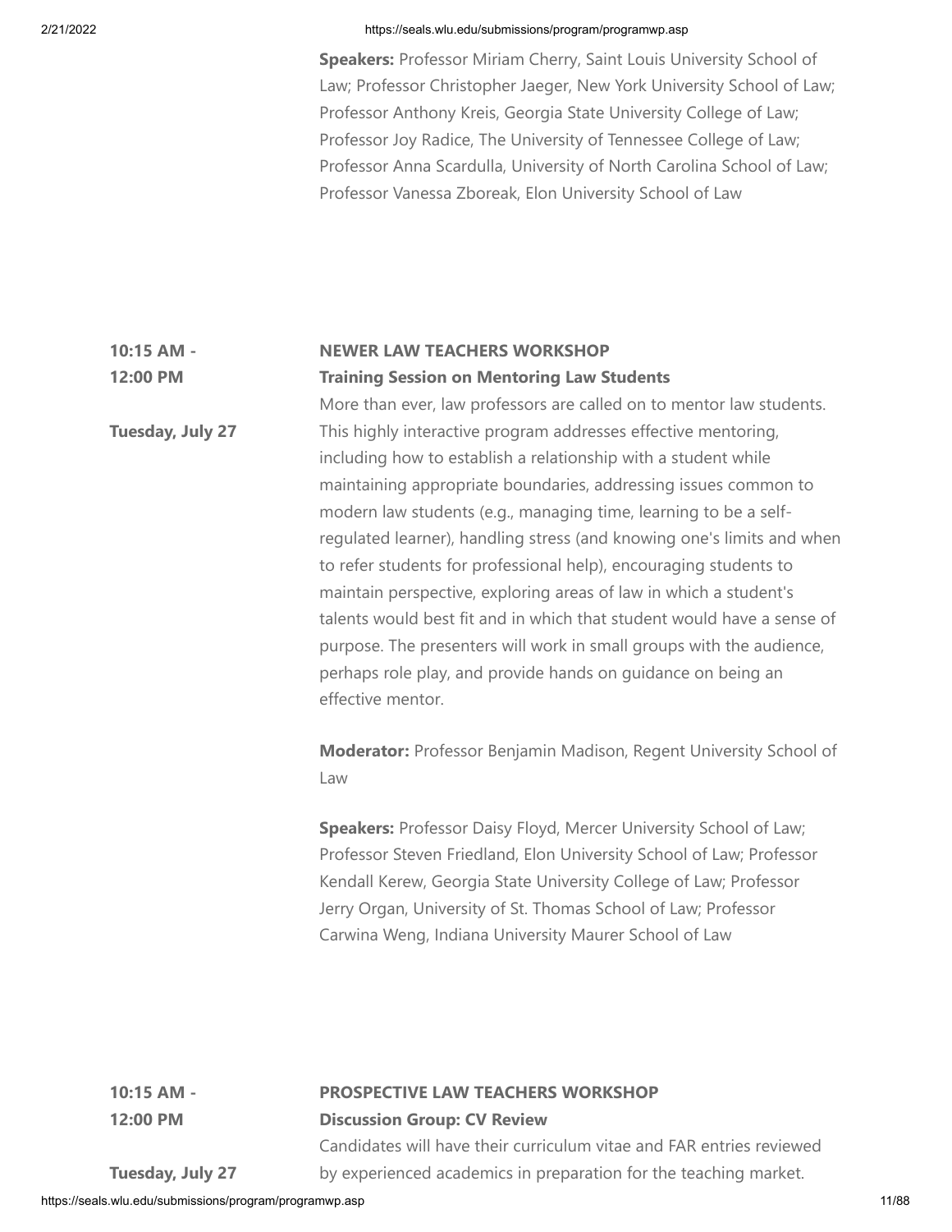**Speakers:** Professor Miriam Cherry, Saint Louis University School of Law; Professor Christopher Jaeger, New York University School of Law; Professor Anthony Kreis, Georgia State University College of Law; Professor Joy Radice, The University of Tennessee College of Law; Professor Anna Scardulla, University of North Carolina School of Law; Professor Vanessa Zboreak, Elon University School of Law

**10:15 AM - 12:00 PM**

**Tuesday, July 27**

**NEWER LAW TEACHERS WORKSHOP**

**Training Session on Mentoring Law Students**

More than ever, law professors are called on to mentor law students. This highly interactive program addresses effective mentoring, including how to establish a relationship with a student while maintaining appropriate boundaries, addressing issues common to modern law students (e.g., managing time, learning to be a self-regulated learner), handling stress (and knowing one's limits and when to refer students for professional help), encouraging students to maintain perspective, exploring areas of law in which a student's talents would best fit and in which that student would have a sense of purpose. The presenters will work in small groups with the audience, perhaps role play, and provide hands on guidance on being an effective mentor.

**Moderator:** Professor Benjamin Madison, Regent University School of Law

**Speakers:** Professor Daisy Floyd, Mercer University School of Law; Professor Steven Friedland, Elon University School of Law; Professor Kendall Kerew, Georgia State University College of Law; Professor Jerry Organ, University of St. Thomas School of Law; Professor Carwina Weng, Indiana University Maurer School of Law

**10:15 AM - 12:00 PM**

**Tuesday, July 27**

**PROSPECTIVE LAW TEACHERS WORKSHOP**

**Discussion Group: CV Review**

Candidates will have their curriculum vitae and FAR entries reviewed by experienced academics in preparation for the teaching market.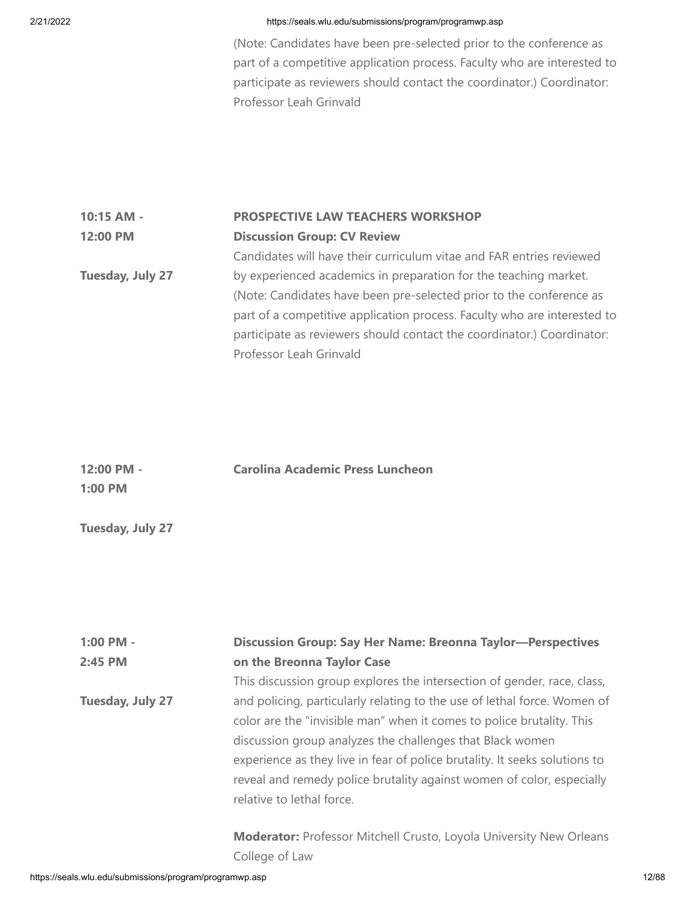(Note: Candidates have been pre-selected prior to the conference as part of a competitive application process. Faculty who are interested to participate as reviewers should contact the coordinator.) Coordinator: Professor Leah Grinvald

**10:15 AM - 12:00 PM**

**Tuesday, July 27**

**PROSPECTIVE LAW TEACHERS WORKSHOP**
**Discussion Group: CV Review**

Candidates will have their curriculum vitae and FAR entries reviewed by experienced academics in preparation for the teaching market. (Note: Candidates have been pre-selected prior to the conference as part of a competitive application process. Faculty who are interested to participate as reviewers should contact the coordinator.) Coordinator: Professor Leah Grinvald

**12:00 PM - 1:00 PM**

**Tuesday, July 27**

**Carolina Academic Press Luncheon**

**1:00 PM - 2:45 PM**

**Tuesday, July 27**

**Discussion Group: Say Her Name: Breonna Taylor—Perspectives on the Breonna Taylor Case**

This discussion group explores the intersection of gender, race, class, and policing, particularly relating to the use of lethal force. Women of color are the "invisible man" when it comes to police brutality. This discussion group analyzes the challenges that Black women experience as they live in fear of police brutality. It seeks solutions to reveal and remedy police brutality against women of color, especially relative to lethal force.

**Moderator:** Professor Mitchell Crusto, Loyola University New Orleans College of Law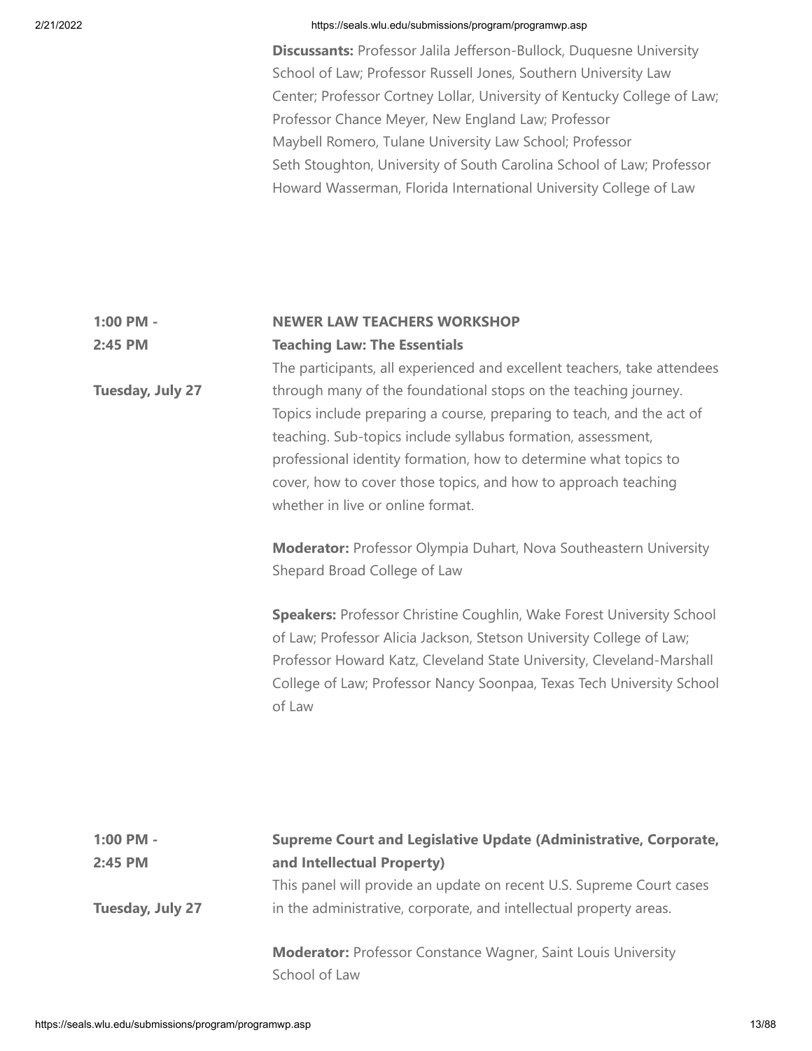**Discussants:** Professor Jalila Jefferson-Bullock, Duquesne University School of Law; Professor Russell Jones, Southern University Law Center; Professor Cortney Lollar, University of Kentucky College of Law; Professor Chance Meyer, New England Law; Professor Maybell Romero, Tulane University Law School; Professor Seth Stoughton, University of South Carolina School of Law; Professor Howard Wasserman, Florida International University College of Law

**1:00 PM - 2:45 PM**

**Tuesday, July 27**

**NEWER LAW TEACHERS WORKSHOP**
**Teaching Law: The Essentials**

The participants, all experienced and excellent teachers, take attendees through many of the foundational stops on the teaching journey. Topics include preparing a course, preparing to teach, and the act of teaching. Sub-topics include syllabus formation, assessment, professional identity formation, how to determine what topics to cover, how to cover those topics, and how to approach teaching whether in live or online format.

**Moderator:** Professor Olympia Duhart, Nova Southeastern University Shepard Broad College of Law

**Speakers:** Professor Christine Coughlin, Wake Forest University School of Law; Professor Alicia Jackson, Stetson University College of Law; Professor Howard Katz, Cleveland State University, Cleveland-Marshall College of Law; Professor Nancy Soonpaa, Texas Tech University School of Law

**1:00 PM - 2:45 PM**

**Tuesday, July 27**

**Supreme Court and Legislative Update (Administrative, Corporate, and Intellectual Property)**

This panel will provide an update on recent U.S. Supreme Court cases in the administrative, corporate, and intellectual property areas.

**Moderator:** Professor Constance Wagner, Saint Louis University School of Law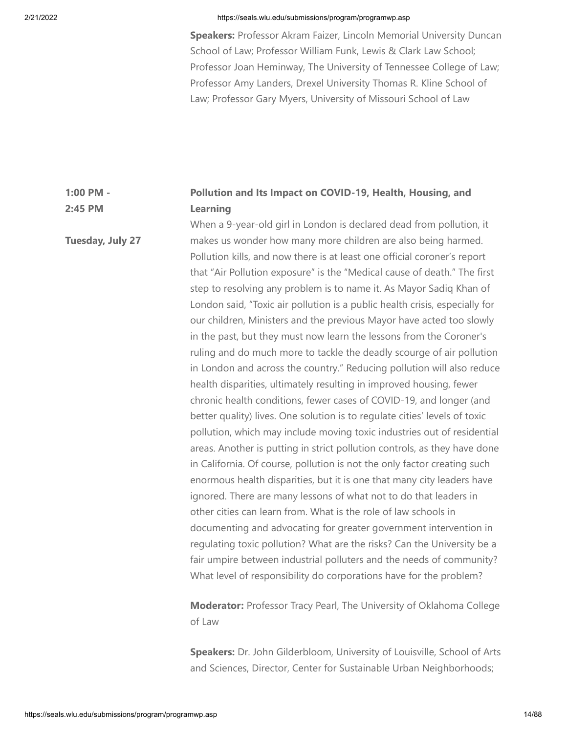**Speakers:** Professor Akram Faizer, Lincoln Memorial University Duncan School of Law; Professor William Funk, Lewis & Clark Law School; Professor Joan Heminway, The University of Tennessee College of Law; Professor Amy Landers, Drexel University Thomas R. Kline School of Law; Professor Gary Myers, University of Missouri School of Law

**1:00 PM - 2:45 PM**

**Tuesday, July 27**

**Pollution and Its Impact on COVID-19, Health, Housing, and Learning**

When a 9-year-old girl in London is declared dead from pollution, it makes us wonder how many more children are also being harmed. Pollution kills, and now there is at least one official coroner's report that "Air Pollution exposure" is the "Medical cause of death." The first step to resolving any problem is to name it. As Mayor Sadiq Khan of London said, "Toxic air pollution is a public health crisis, especially for our children, Ministers and the previous Mayor have acted too slowly in the past, but they must now learn the lessons from the Coroner's ruling and do much more to tackle the deadly scourge of air pollution in London and across the country." Reducing pollution will also reduce health disparities, ultimately resulting in improved housing, fewer chronic health conditions, fewer cases of COVID-19, and longer (and better quality) lives. One solution is to regulate cities' levels of toxic pollution, which may include moving toxic industries out of residential areas. Another is putting in strict pollution controls, as they have done in California. Of course, pollution is not the only factor creating such enormous health disparities, but it is one that many city leaders have ignored. There are many lessons of what not to do that leaders in other cities can learn from. What is the role of law schools in documenting and advocating for greater government intervention in regulating toxic pollution? What are the risks? Can the University be a fair umpire between industrial polluters and the needs of community? What level of responsibility do corporations have for the problem?

**Moderator:** Professor Tracy Pearl, The University of Oklahoma College of Law

**Speakers:** Dr. John Gilderbloom, University of Louisville, School of Arts and Sciences, Director, Center for Sustainable Urban Neighborhoods;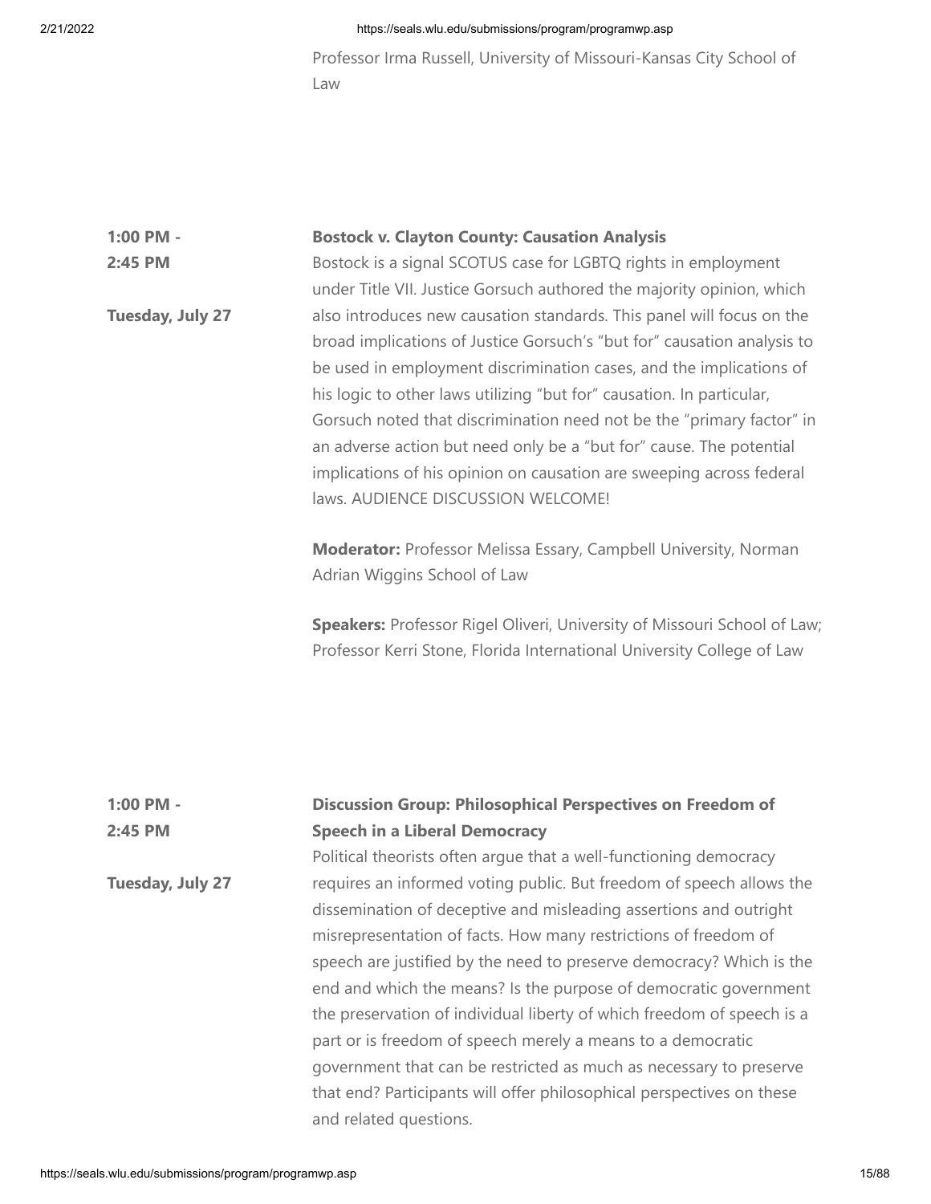Professor Irma Russell, University of Missouri-Kansas City School of Law

**1:00 PM - 2:45 PM**

**Tuesday, July 27**

**Bostock v. Clayton County: Causation Analysis**

Bostock is a signal SCOTUS case for LGBTQ rights in employment under Title VII. Justice Gorsuch authored the majority opinion, which also introduces new causation standards. This panel will focus on the broad implications of Justice Gorsuch's "but for" causation analysis to be used in employment discrimination cases, and the implications of his logic to other laws utilizing "but for" causation. In particular, Gorsuch noted that discrimination need not be the "primary factor" in an adverse action but need only be a "but for" cause. The potential implications of his opinion on causation are sweeping across federal laws. AUDIENCE DISCUSSION WELCOME!

**Moderator:** Professor Melissa Essary, Campbell University, Norman Adrian Wiggins School of Law

**Speakers:** Professor Rigel Oliveri, University of Missouri School of Law; Professor Kerri Stone, Florida International University College of Law

**1:00 PM - 2:45 PM**

**Tuesday, July 27**

**Discussion Group: Philosophical Perspectives on Freedom of Speech in a Liberal Democracy**

Political theorists often argue that a well-functioning democracy requires an informed voting public. But freedom of speech allows the dissemination of deceptive and misleading assertions and outright misrepresentation of facts. How many restrictions of freedom of speech are justified by the need to preserve democracy? Which is the end and which the means? Is the purpose of democratic government the preservation of individual liberty of which freedom of speech is a part or is freedom of speech merely a means to a democratic government that can be restricted as much as necessary to preserve that end? Participants will offer philosophical perspectives on these and related questions.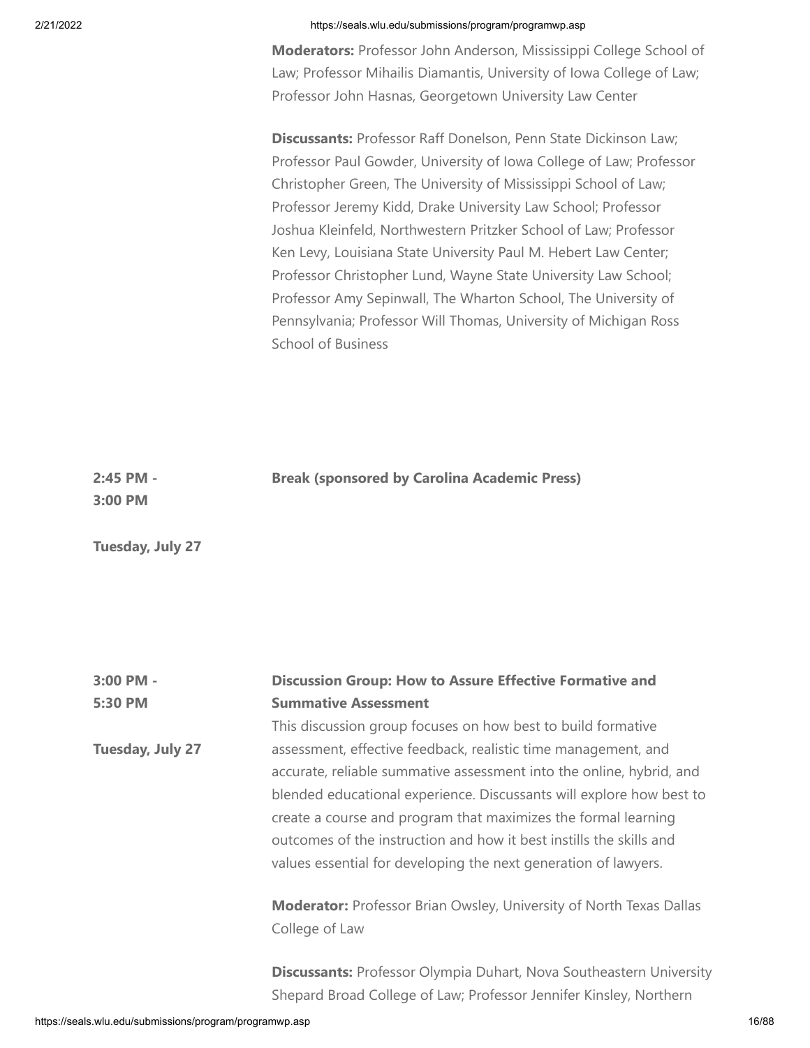**Moderators:** Professor John Anderson, Mississippi College School of Law; Professor Mihailis Diamantis, University of Iowa College of Law; Professor John Hasnas, Georgetown University Law Center

**Discussants:** Professor Raff Donelson, Penn State Dickinson Law; Professor Paul Gowder, University of Iowa College of Law; Professor Christopher Green, The University of Mississippi School of Law; Professor Jeremy Kidd, Drake University Law School; Professor Joshua Kleinfeld, Northwestern Pritzker School of Law; Professor Ken Levy, Louisiana State University Paul M. Hebert Law Center; Professor Christopher Lund, Wayne State University Law School; Professor Amy Sepinwall, The Wharton School, The University of Pennsylvania; Professor Will Thomas, University of Michigan Ross School of Business

**2:45 PM - 3:00 PM**

**Tuesday, July 27**

**Break (sponsored by Carolina Academic Press)**

**3:00 PM - 5:30 PM**

**Tuesday, July 27**

**Discussion Group: How to Assure Effective Formative and Summative Assessment**

This discussion group focuses on how best to build formative assessment, effective feedback, realistic time management, and accurate, reliable summative assessment into the online, hybrid, and blended educational experience. Discussants will explore how best to create a course and program that maximizes the formal learning outcomes of the instruction and how it best instills the skills and values essential for developing the next generation of lawyers.

**Moderator:** Professor Brian Owsley, University of North Texas Dallas College of Law

**Discussants:** Professor Olympia Duhart, Nova Southeastern University Shepard Broad College of Law; Professor Jennifer Kinsley, Northern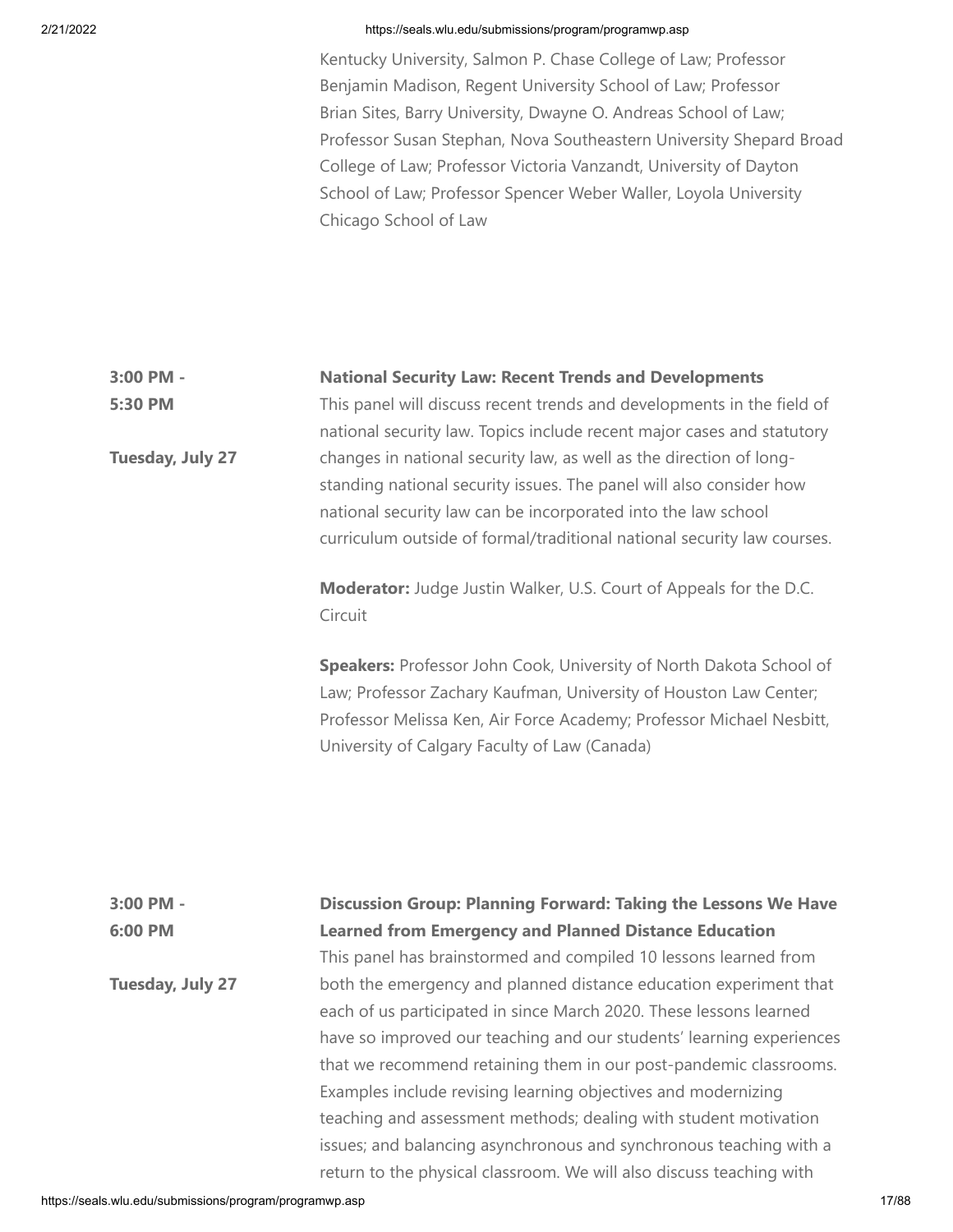Kentucky University, Salmon P. Chase College of Law; Professor Benjamin Madison, Regent University School of Law; Professor Brian Sites, Barry University, Dwayne O. Andreas School of Law; Professor Susan Stephan, Nova Southeastern University Shepard Broad College of Law; Professor Victoria Vanzandt, University of Dayton School of Law; Professor Spencer Weber Waller, Loyola University Chicago School of Law

**3:00 PM - 5:30 PM**

**Tuesday, July 27**

**National Security Law: Recent Trends and Developments**

This panel will discuss recent trends and developments in the field of national security law. Topics include recent major cases and statutory changes in national security law, as well as the direction of long-standing national security issues. The panel will also consider how national security law can be incorporated into the law school curriculum outside of formal/traditional national security law courses.

**Moderator:** Judge Justin Walker, U.S. Court of Appeals for the D.C. Circuit

**Speakers:** Professor John Cook, University of North Dakota School of Law; Professor Zachary Kaufman, University of Houston Law Center; Professor Melissa Ken, Air Force Academy; Professor Michael Nesbitt, University of Calgary Faculty of Law (Canada)

**3:00 PM - 6:00 PM**

**Tuesday, July 27**

**Discussion Group: Planning Forward: Taking the Lessons We Have Learned from Emergency and Planned Distance Education**

This panel has brainstormed and compiled 10 lessons learned from both the emergency and planned distance education experiment that each of us participated in since March 2020. These lessons learned have so improved our teaching and our students' learning experiences that we recommend retaining them in our post-pandemic classrooms. Examples include revising learning objectives and modernizing teaching and assessment methods; dealing with student motivation issues; and balancing asynchronous and synchronous teaching with a return to the physical classroom. We will also discuss teaching with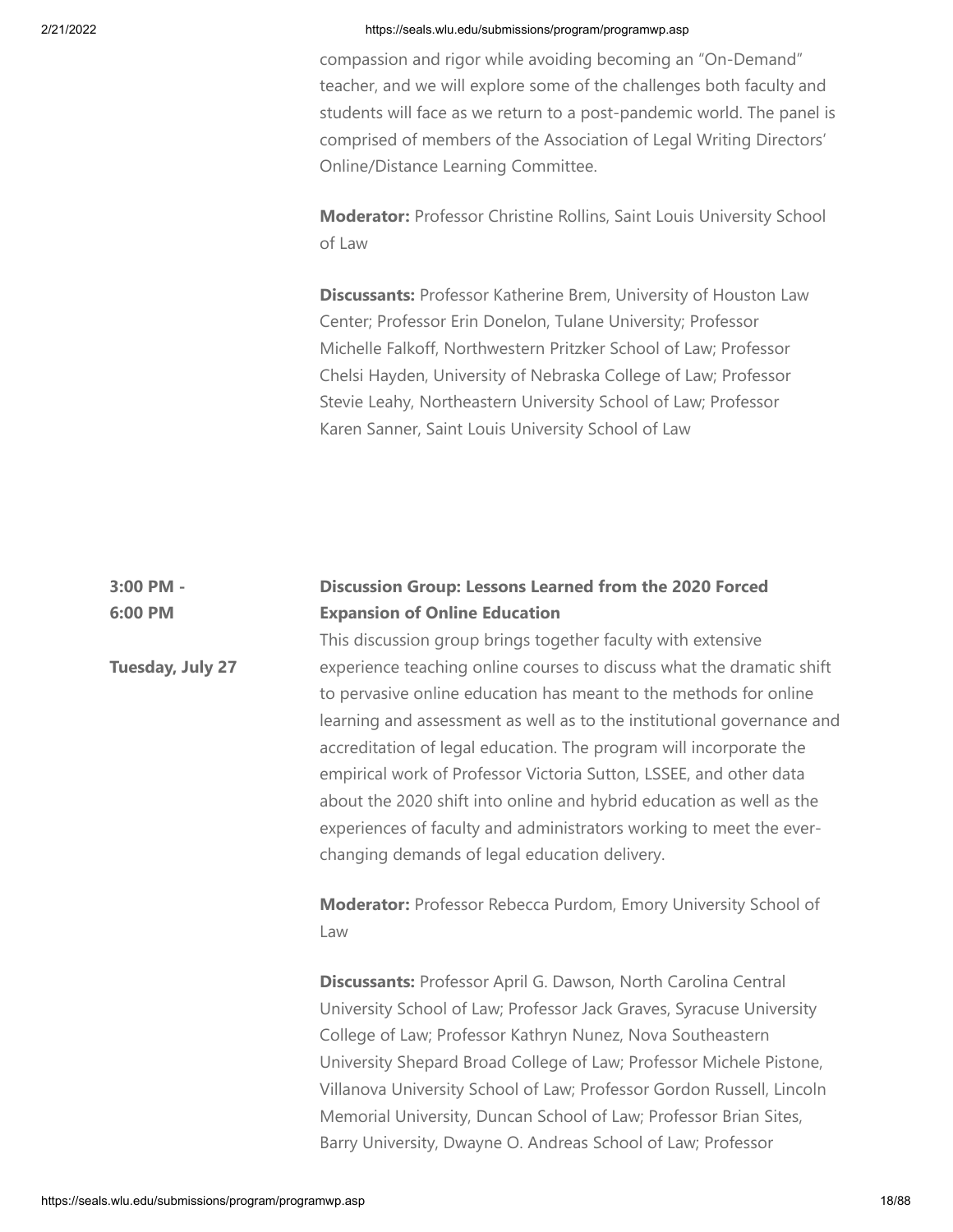compassion and rigor while avoiding becoming an "On-Demand" teacher, and we will explore some of the challenges both faculty and students will face as we return to a post-pandemic world. The panel is comprised of members of the Association of Legal Writing Directors' Online/Distance Learning Committee.

**Moderator:** Professor Christine Rollins, Saint Louis University School of Law

**Discussants:** Professor Katherine Brem, University of Houston Law Center; Professor Erin Donelon, Tulane University; Professor Michelle Falkoff, Northwestern Pritzker School of Law; Professor Chelsi Hayden, University of Nebraska College of Law; Professor Stevie Leahy, Northeastern University School of Law; Professor Karen Sanner, Saint Louis University School of Law

**3:00 PM - 6:00 PM**

**Tuesday, July 27**

**Discussion Group: Lessons Learned from the 2020 Forced Expansion of Online Education**

This discussion group brings together faculty with extensive experience teaching online courses to discuss what the dramatic shift to pervasive online education has meant to the methods for online learning and assessment as well as to the institutional governance and accreditation of legal education. The program will incorporate the empirical work of Professor Victoria Sutton, LSSEE, and other data about the 2020 shift into online and hybrid education as well as the experiences of faculty and administrators working to meet the ever-changing demands of legal education delivery.

**Moderator:** Professor Rebecca Purdom, Emory University School of Law

**Discussants:** Professor April G. Dawson, North Carolina Central University School of Law; Professor Jack Graves, Syracuse University College of Law; Professor Kathryn Nunez, Nova Southeastern University Shepard Broad College of Law; Professor Michele Pistone, Villanova University School of Law; Professor Gordon Russell, Lincoln Memorial University, Duncan School of Law; Professor Brian Sites, Barry University, Dwayne O. Andreas School of Law; Professor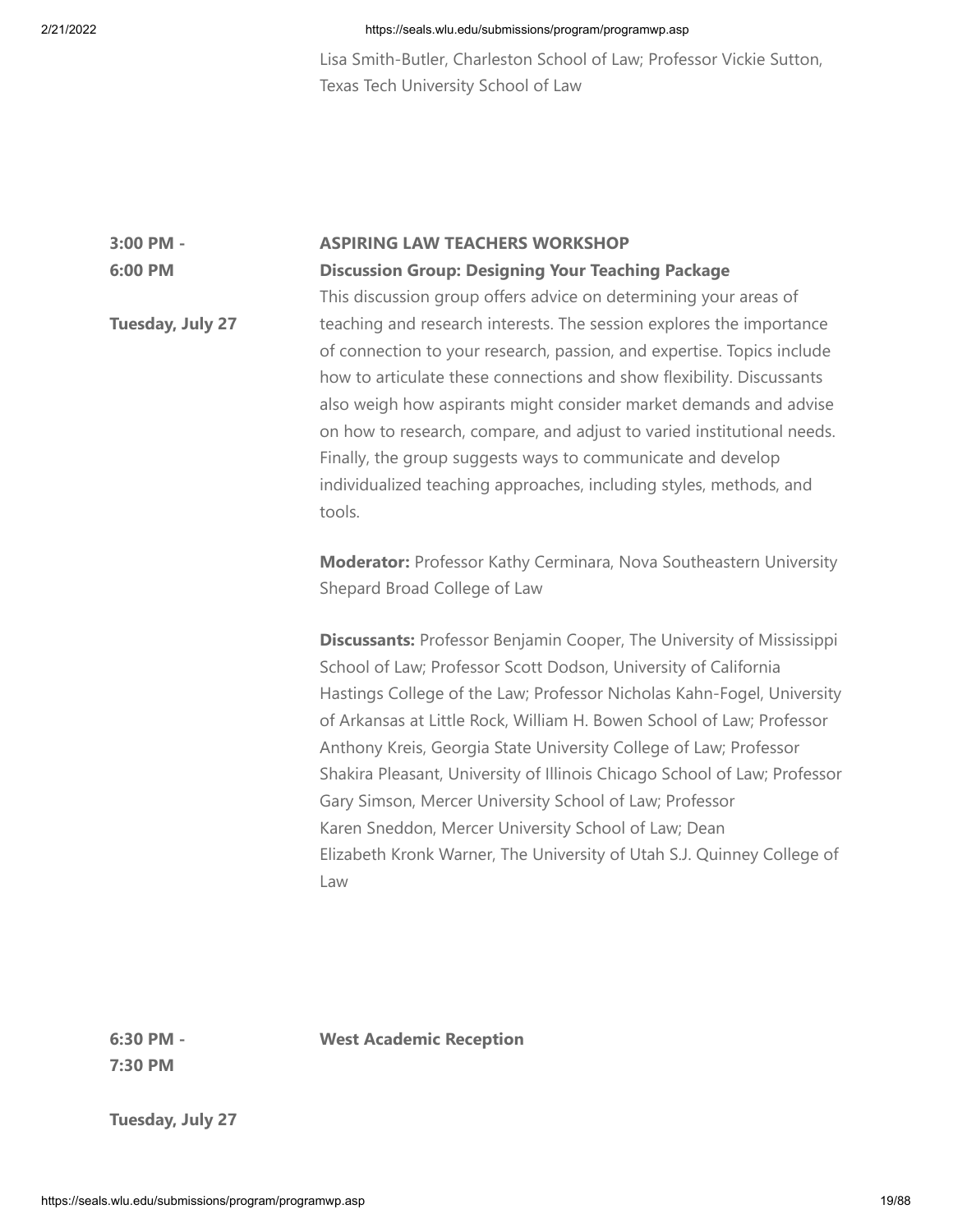Lisa Smith-Butler, Charleston School of Law; Professor Vickie Sutton, Texas Tech University School of Law

**3:00 PM - 6:00 PM**

**Tuesday, July 27**

**ASPIRING LAW TEACHERS WORKSHOP**

**Discussion Group: Designing Your Teaching Package**

This discussion group offers advice on determining your areas of teaching and research interests. The session explores the importance of connection to your research, passion, and expertise. Topics include how to articulate these connections and show flexibility. Discussants also weigh how aspirants might consider market demands and advise on how to research, compare, and adjust to varied institutional needs. Finally, the group suggests ways to communicate and develop individualized teaching approaches, including styles, methods, and tools.

**Moderator:** Professor Kathy Cerminara, Nova Southeastern University Shepard Broad College of Law

**Discussants:** Professor Benjamin Cooper, The University of Mississippi School of Law; Professor Scott Dodson, University of California Hastings College of the Law; Professor Nicholas Kahn-Fogel, University of Arkansas at Little Rock, William H. Bowen School of Law; Professor Anthony Kreis, Georgia State University College of Law; Professor Shakira Pleasant, University of Illinois Chicago School of Law; Professor Gary Simson, Mercer University School of Law; Professor Karen Sneddon, Mercer University School of Law; Dean Elizabeth Kronk Warner, The University of Utah S.J. Quinney College of Law

**6:30 PM - 7:30 PM**

**Tuesday, July 27**

**West Academic Reception**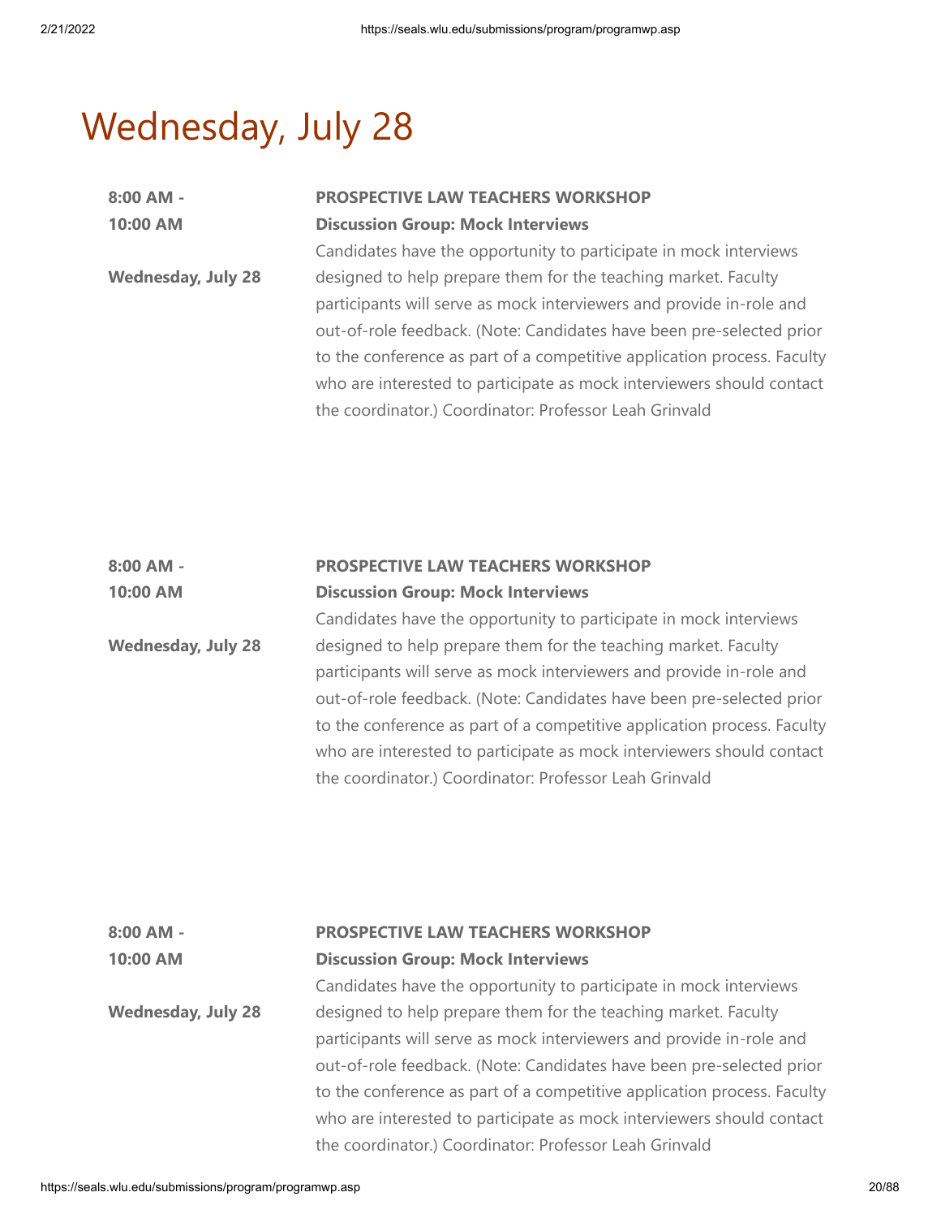# Wednesday, July 28

**8:00 AM - 10:00 AM**

**Wednesday, July 28**

**PROSPECTIVE LAW TEACHERS WORKSHOP**
**Discussion Group: Mock Interviews**
Candidates have the opportunity to participate in mock interviews designed to help prepare them for the teaching market. Faculty participants will serve as mock interviewers and provide in-role and out-of-role feedback. (Note: Candidates have been pre-selected prior to the conference as part of a competitive application process. Faculty who are interested to participate as mock interviewers should contact the coordinator.) Coordinator: Professor Leah Grinvald

**8:00 AM - 10:00 AM**

**Wednesday, July 28**

**PROSPECTIVE LAW TEACHERS WORKSHOP**
**Discussion Group: Mock Interviews**
Candidates have the opportunity to participate in mock interviews designed to help prepare them for the teaching market. Faculty participants will serve as mock interviewers and provide in-role and out-of-role feedback. (Note: Candidates have been pre-selected prior to the conference as part of a competitive application process. Faculty who are interested to participate as mock interviewers should contact the coordinator.) Coordinator: Professor Leah Grinvald

**8:00 AM - 10:00 AM**

**Wednesday, July 28**

**PROSPECTIVE LAW TEACHERS WORKSHOP**
**Discussion Group: Mock Interviews**
Candidates have the opportunity to participate in mock interviews designed to help prepare them for the teaching market. Faculty participants will serve as mock interviewers and provide in-role and out-of-role feedback. (Note: Candidates have been pre-selected prior to the conference as part of a competitive application process. Faculty who are interested to participate as mock interviewers should contact the coordinator.) Coordinator: Professor Leah Grinvald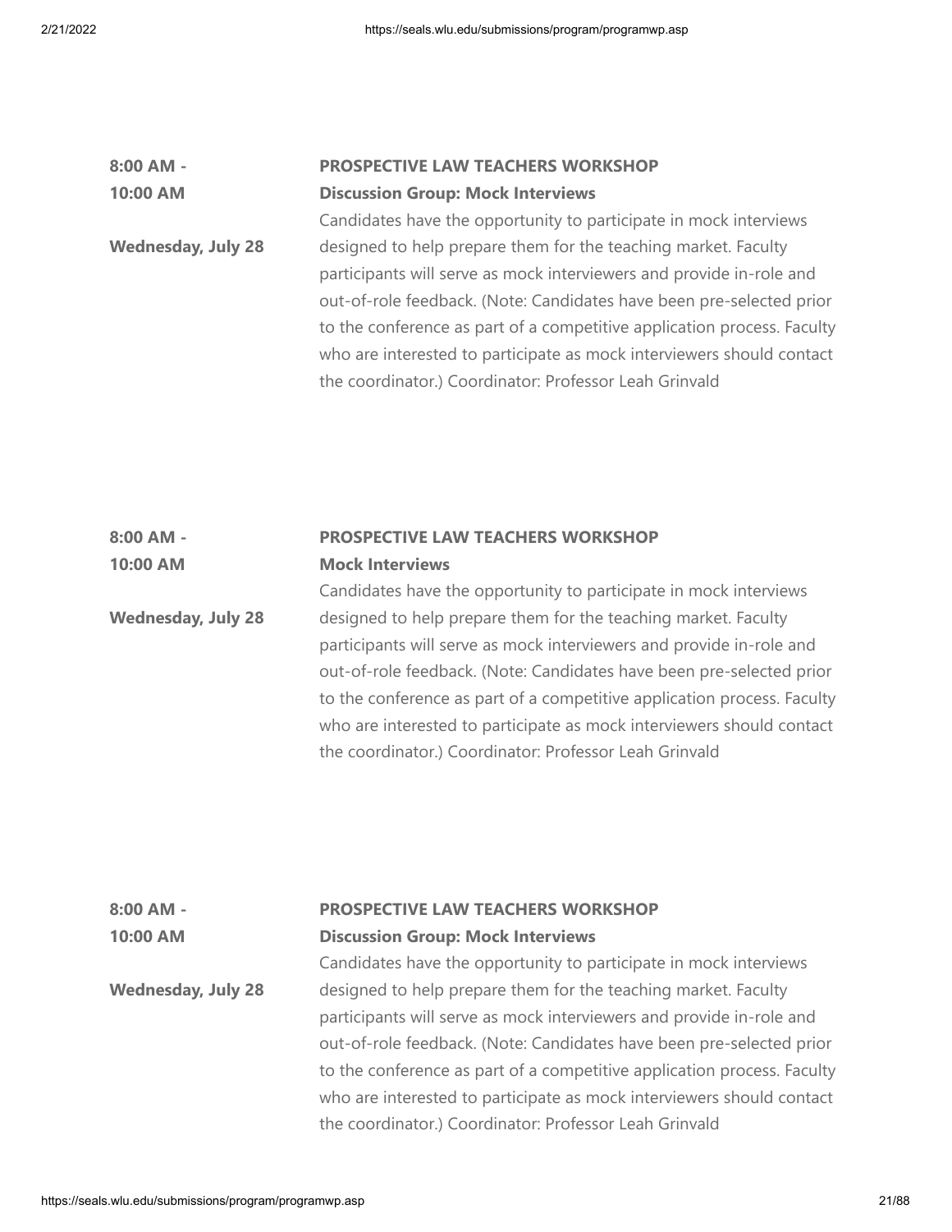**8:00 AM - 10:00 AM**

**Wednesday, July 28**

**PROSPECTIVE LAW TEACHERS WORKSHOP**

**Discussion Group: Mock Interviews**

Candidates have the opportunity to participate in mock interviews designed to help prepare them for the teaching market. Faculty participants will serve as mock interviewers and provide in-role and out-of-role feedback. (Note: Candidates have been pre-selected prior to the conference as part of a competitive application process. Faculty who are interested to participate as mock interviewers should contact the coordinator.) Coordinator: Professor Leah Grinvald

**8:00 AM - 10:00 AM**

**Wednesday, July 28**

**PROSPECTIVE LAW TEACHERS WORKSHOP**

**Mock Interviews**

Candidates have the opportunity to participate in mock interviews designed to help prepare them for the teaching market. Faculty participants will serve as mock interviewers and provide in-role and out-of-role feedback. (Note: Candidates have been pre-selected prior to the conference as part of a competitive application process. Faculty who are interested to participate as mock interviewers should contact the coordinator.) Coordinator: Professor Leah Grinvald

**8:00 AM - 10:00 AM**

**Wednesday, July 28**

**PROSPECTIVE LAW TEACHERS WORKSHOP**

**Discussion Group: Mock Interviews**

Candidates have the opportunity to participate in mock interviews designed to help prepare them for the teaching market. Faculty participants will serve as mock interviewers and provide in-role and out-of-role feedback. (Note: Candidates have been pre-selected prior to the conference as part of a competitive application process. Faculty who are interested to participate as mock interviewers should contact the coordinator.) Coordinator: Professor Leah Grinvald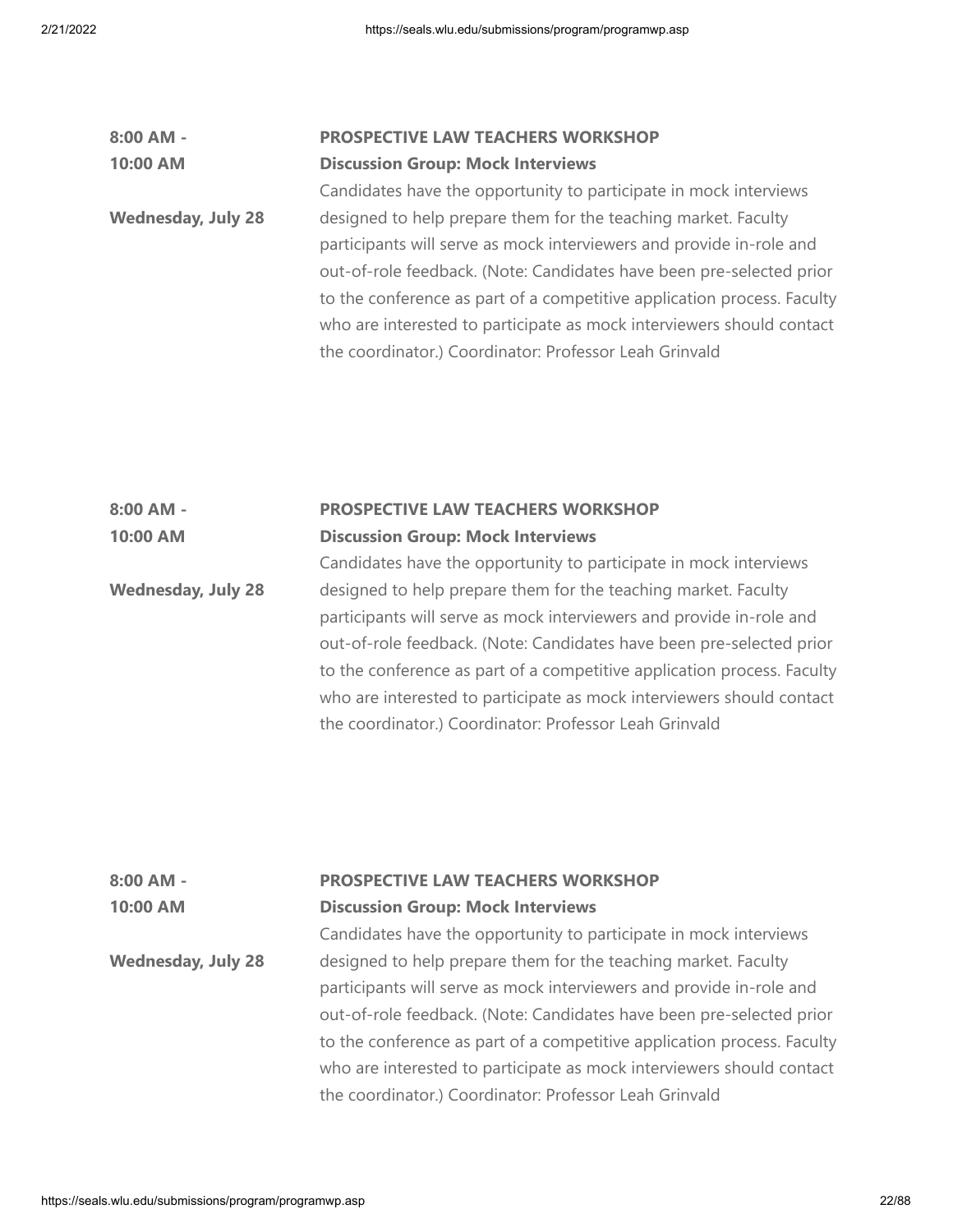**8:00 AM - 10:00 AM**

**Wednesday, July 28**

**PROSPECTIVE LAW TEACHERS WORKSHOP**
**Discussion Group: Mock Interviews**

Candidates have the opportunity to participate in mock interviews designed to help prepare them for the teaching market. Faculty participants will serve as mock interviewers and provide in-role and out-of-role feedback. (Note: Candidates have been pre-selected prior to the conference as part of a competitive application process. Faculty who are interested to participate as mock interviewers should contact the coordinator.) Coordinator: Professor Leah Grinvald

**8:00 AM - 10:00 AM**

**Wednesday, July 28**

**PROSPECTIVE LAW TEACHERS WORKSHOP**
**Discussion Group: Mock Interviews**

Candidates have the opportunity to participate in mock interviews designed to help prepare them for the teaching market. Faculty participants will serve as mock interviewers and provide in-role and out-of-role feedback. (Note: Candidates have been pre-selected prior to the conference as part of a competitive application process. Faculty who are interested to participate as mock interviewers should contact the coordinator.) Coordinator: Professor Leah Grinvald

**8:00 AM - 10:00 AM**

**Wednesday, July 28**

**PROSPECTIVE LAW TEACHERS WORKSHOP**
**Discussion Group: Mock Interviews**

Candidates have the opportunity to participate in mock interviews designed to help prepare them for the teaching market. Faculty participants will serve as mock interviewers and provide in-role and out-of-role feedback. (Note: Candidates have been pre-selected prior to the conference as part of a competitive application process. Faculty who are interested to participate as mock interviewers should contact the coordinator.) Coordinator: Professor Leah Grinvald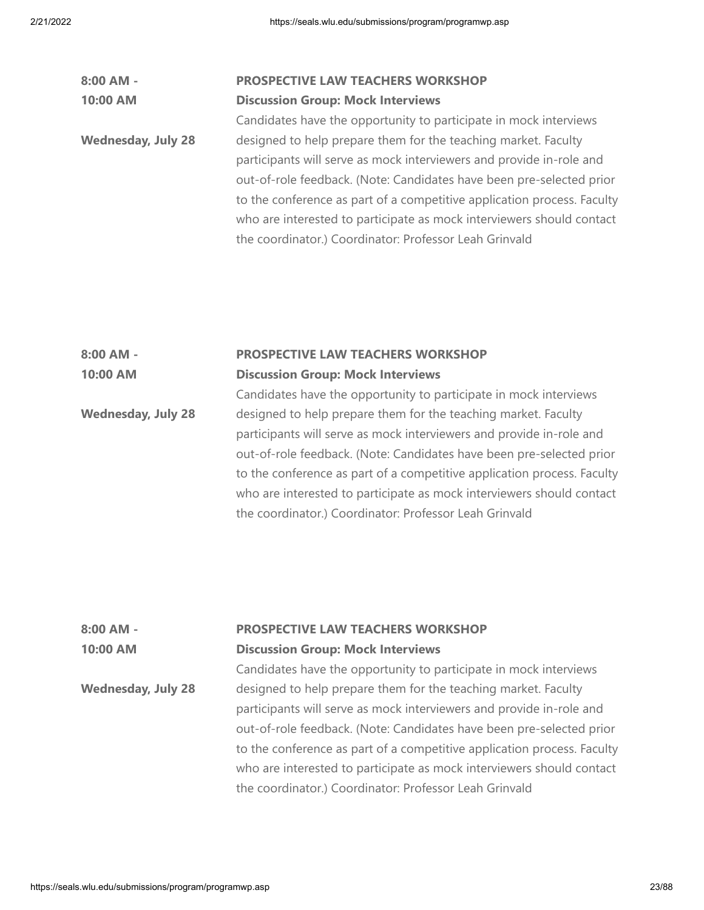**8:00 AM - 10:00 AM**

**Wednesday, July 28**

**PROSPECTIVE LAW TEACHERS WORKSHOP**

**Discussion Group: Mock Interviews**

Candidates have the opportunity to participate in mock interviews designed to help prepare them for the teaching market. Faculty participants will serve as mock interviewers and provide in-role and out-of-role feedback. (Note: Candidates have been pre-selected prior to the conference as part of a competitive application process. Faculty who are interested to participate as mock interviewers should contact the coordinator.) Coordinator: Professor Leah Grinvald

**8:00 AM - 10:00 AM**

**Wednesday, July 28**

**PROSPECTIVE LAW TEACHERS WORKSHOP**

**Discussion Group: Mock Interviews**

Candidates have the opportunity to participate in mock interviews designed to help prepare them for the teaching market. Faculty participants will serve as mock interviewers and provide in-role and out-of-role feedback. (Note: Candidates have been pre-selected prior to the conference as part of a competitive application process. Faculty who are interested to participate as mock interviewers should contact the coordinator.) Coordinator: Professor Leah Grinvald

**8:00 AM - 10:00 AM**

**Wednesday, July 28**

**PROSPECTIVE LAW TEACHERS WORKSHOP**

**Discussion Group: Mock Interviews**

Candidates have the opportunity to participate in mock interviews designed to help prepare them for the teaching market. Faculty participants will serve as mock interviewers and provide in-role and out-of-role feedback. (Note: Candidates have been pre-selected prior to the conference as part of a competitive application process. Faculty who are interested to participate as mock interviewers should contact the coordinator.) Coordinator: Professor Leah Grinvald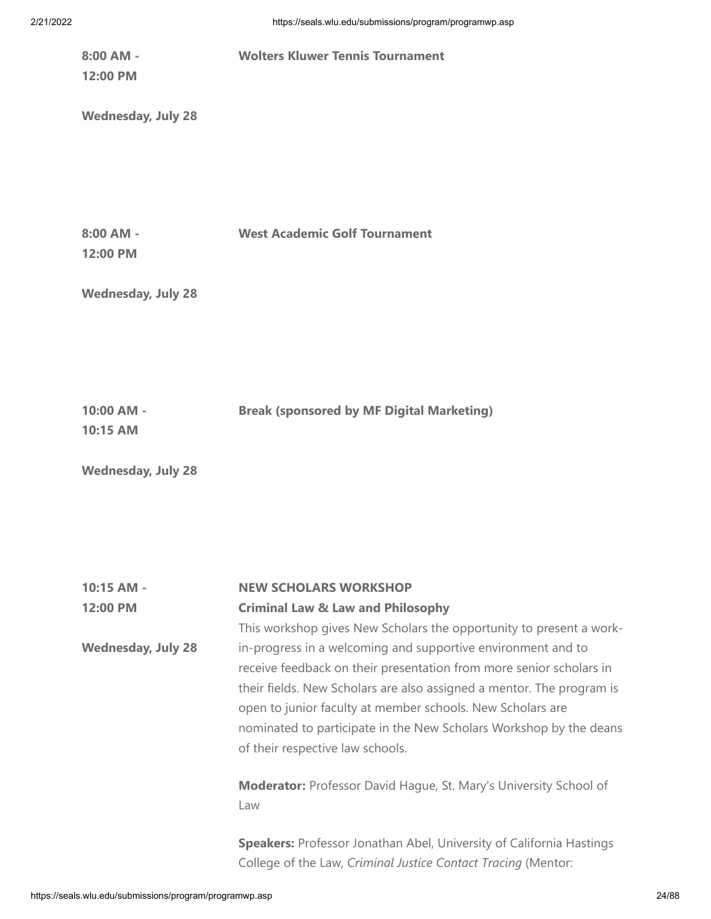**8:00 AM - 12:00 PM**

**Wednesday, July 28**

**Wolters Kluwer Tennis Tournament**

**8:00 AM - 12:00 PM**

**Wednesday, July 28**

**West Academic Golf Tournament**

**10:00 AM - 10:15 AM**

**Wednesday, July 28**

**Break (sponsored by MF Digital Marketing)**

**10:15 AM - 12:00 PM**

**Wednesday, July 28**

**NEW SCHOLARS WORKSHOP**
**Criminal Law & Law and Philosophy**

This workshop gives New Scholars the opportunity to present a work-in-progress in a welcoming and supportive environment and to receive feedback on their presentation from more senior scholars in their fields. New Scholars are also assigned a mentor. The program is open to junior faculty at member schools. New Scholars are nominated to participate in the New Scholars Workshop by the deans of their respective law schools.

**Moderator:** Professor David Hague, St. Mary's University School of Law

**Speakers:** Professor Jonathan Abel, University of California Hastings College of the Law, *Criminal Justice Contact Tracing* (Mentor: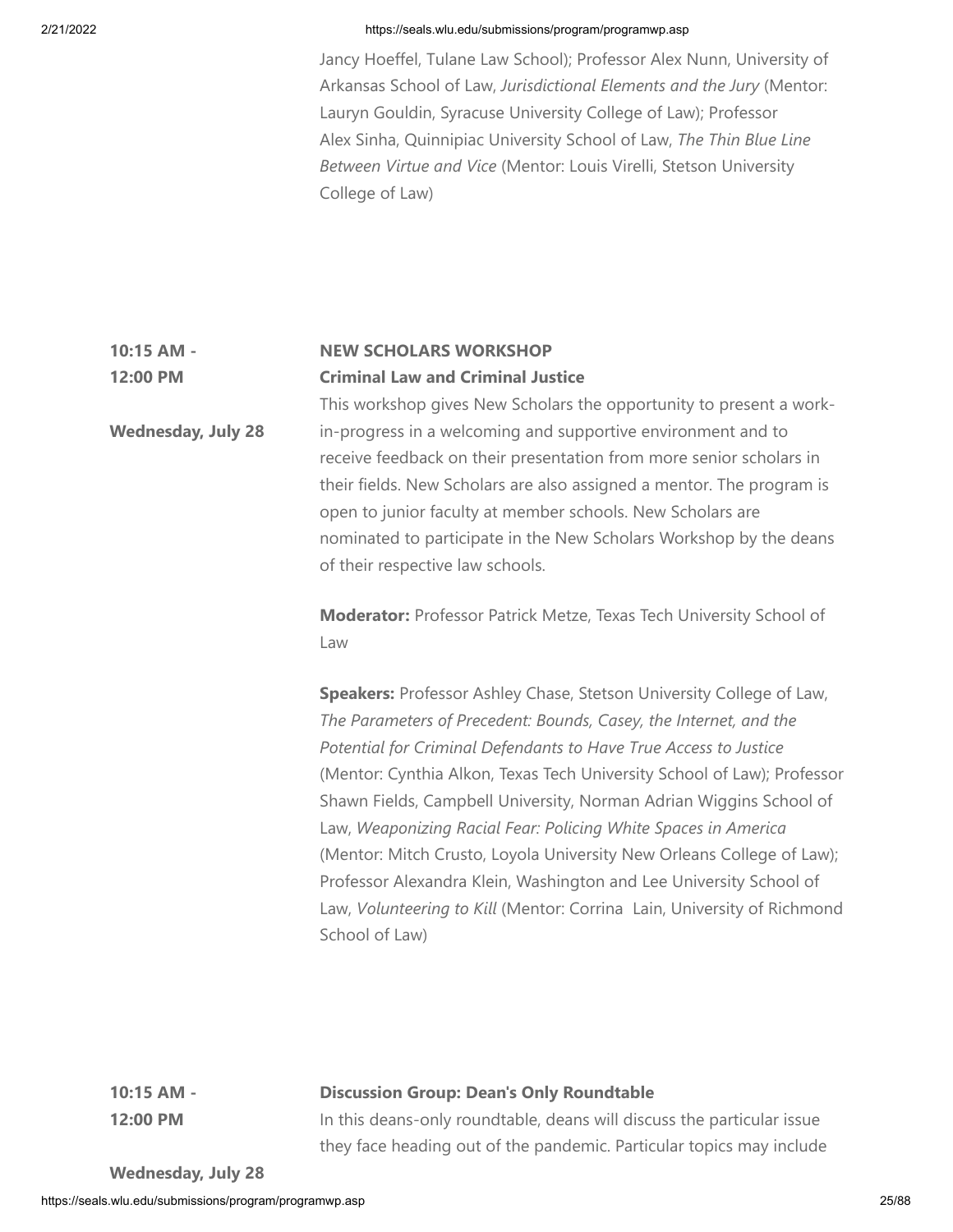Jancy Hoeffel, Tulane Law School); Professor Alex Nunn, University of Arkansas School of Law, *Jurisdictional Elements and the Jury* (Mentor: Lauryn Gouldin, Syracuse University College of Law); Professor Alex Sinha, Quinnipiac University School of Law, *The Thin Blue Line Between Virtue and Vice* (Mentor: Louis Virelli, Stetson University College of Law)

**10:15 AM - 12:00 PM**

**Wednesday, July 28**

**NEW SCHOLARS WORKSHOP**
**Criminal Law and Criminal Justice**

This workshop gives New Scholars the opportunity to present a work-in-progress in a welcoming and supportive environment and to receive feedback on their presentation from more senior scholars in their fields. New Scholars are also assigned a mentor. The program is open to junior faculty at member schools. New Scholars are nominated to participate in the New Scholars Workshop by the deans of their respective law schools.

**Moderator:** Professor Patrick Metze, Texas Tech University School of Law

**Speakers:** Professor Ashley Chase, Stetson University College of Law, *The Parameters of Precedent: Bounds, Casey, the Internet, and the Potential for Criminal Defendants to Have True Access to Justice* (Mentor: Cynthia Alkon, Texas Tech University School of Law); Professor Shawn Fields, Campbell University, Norman Adrian Wiggins School of Law, *Weaponizing Racial Fear: Policing White Spaces in America* (Mentor: Mitch Crusto, Loyola University New Orleans College of Law); Professor Alexandra Klein, Washington and Lee University School of Law, *Volunteering to Kill* (Mentor: Corrina Lain, University of Richmond School of Law)

**10:15 AM - 12:00 PM**

**Wednesday, July 28**

**Discussion Group: Dean's Only Roundtable**

In this deans-only roundtable, deans will discuss the particular issue they face heading out of the pandemic. Particular topics may include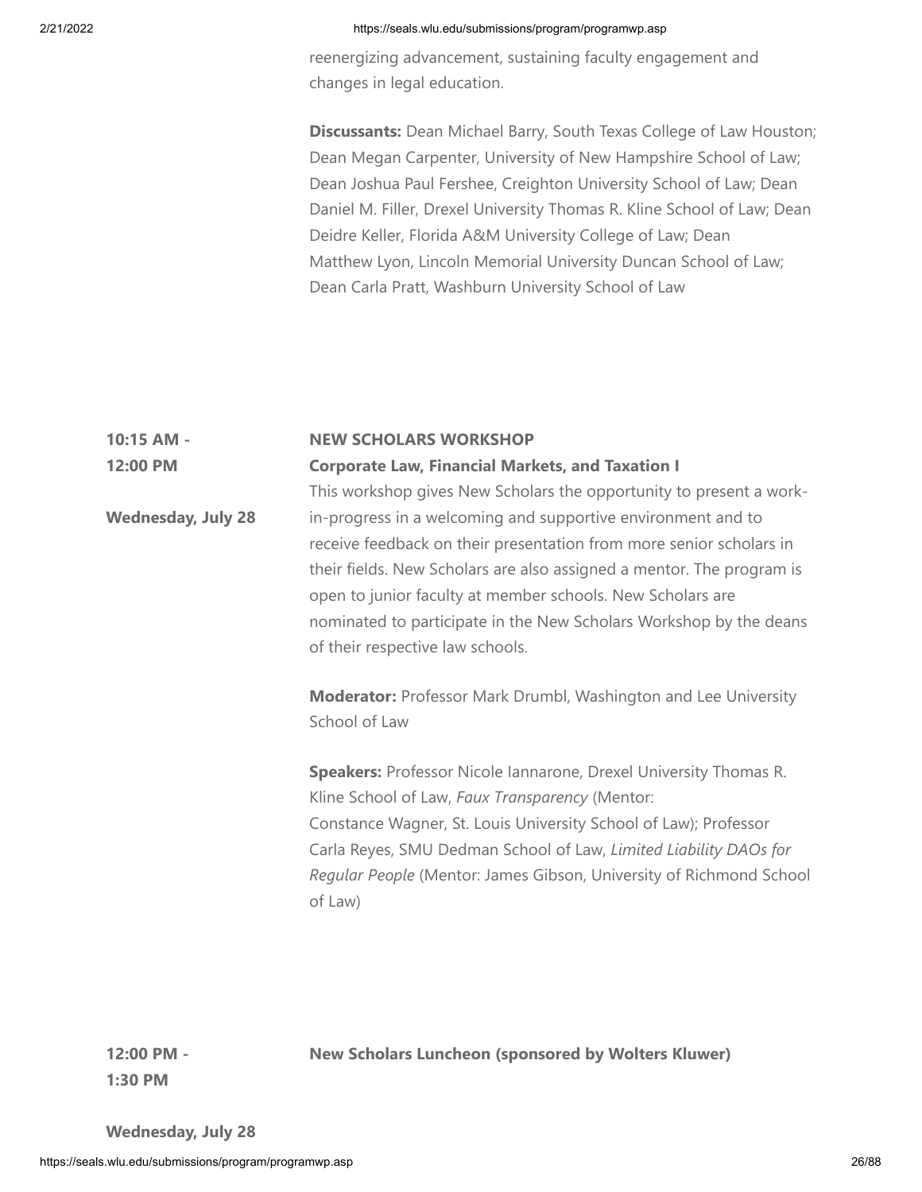reenergizing advancement, sustaining faculty engagement and changes in legal education.

**Discussants:** Dean Michael Barry, South Texas College of Law Houston; Dean Megan Carpenter, University of New Hampshire School of Law; Dean Joshua Paul Fershee, Creighton University School of Law; Dean Daniel M. Filler, Drexel University Thomas R. Kline School of Law; Dean Deidre Keller, Florida A&M University College of Law; Dean Matthew Lyon, Lincoln Memorial University Duncan School of Law; Dean Carla Pratt, Washburn University School of Law

**10:15 AM - 12:00 PM**

**Wednesday, July 28**

**NEW SCHOLARS WORKSHOP**

**Corporate Law, Financial Markets, and Taxation I**

This workshop gives New Scholars the opportunity to present a work-in-progress in a welcoming and supportive environment and to receive feedback on their presentation from more senior scholars in their fields. New Scholars are also assigned a mentor. The program is open to junior faculty at member schools. New Scholars are nominated to participate in the New Scholars Workshop by the deans of their respective law schools.

**Moderator:** Professor Mark Drumbl, Washington and Lee University School of Law

**Speakers:** Professor Nicole Iannarone, Drexel University Thomas R. Kline School of Law, *Faux Transparency* (Mentor: Constance Wagner, St. Louis University School of Law); Professor Carla Reyes, SMU Dedman School of Law, *Limited Liability DAOs for Regular People* (Mentor: James Gibson, University of Richmond School of Law)

**12:00 PM - 1:30 PM**

**Wednesday, July 28**

**New Scholars Luncheon (sponsored by Wolters Kluwer)**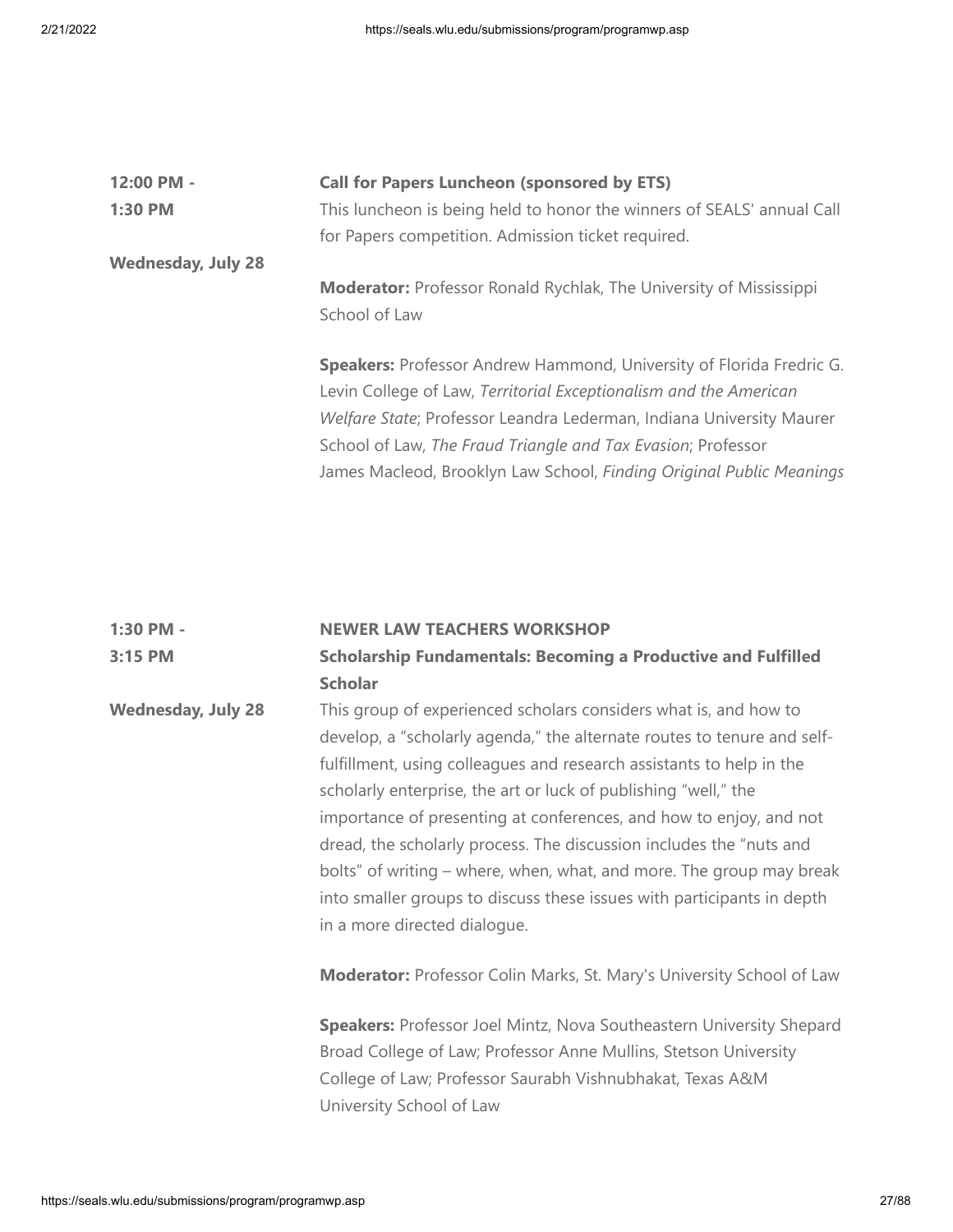**12:00 PM - 1:30 PM**

**Wednesday, July 28**

**Call for Papers Luncheon (sponsored by ETS)**

This luncheon is being held to honor the winners of SEALS' annual Call for Papers competition. Admission ticket required.

**Moderator:** Professor Ronald Rychlak, The University of Mississippi School of Law

**Speakers:** Professor Andrew Hammond, University of Florida Fredric G. Levin College of Law, *Territorial Exceptionalism and the American Welfare State*; Professor Leandra Lederman, Indiana University Maurer School of Law, *The Fraud Triangle and Tax Evasion*; Professor James Macleod, Brooklyn Law School, *Finding Original Public Meanings*

**1:30 PM - 3:15 PM**

**Wednesday, July 28**

**NEWER LAW TEACHERS WORKSHOP**

**Scholarship Fundamentals: Becoming a Productive and Fulfilled Scholar**

This group of experienced scholars considers what is, and how to develop, a "scholarly agenda," the alternate routes to tenure and self-fulfillment, using colleagues and research assistants to help in the scholarly enterprise, the art or luck of publishing "well," the importance of presenting at conferences, and how to enjoy, and not dread, the scholarly process. The discussion includes the "nuts and bolts" of writing – where, when, what, and more. The group may break into smaller groups to discuss these issues with participants in depth in a more directed dialogue.

**Moderator:** Professor Colin Marks, St. Mary's University School of Law

**Speakers:** Professor Joel Mintz, Nova Southeastern University Shepard Broad College of Law; Professor Anne Mullins, Stetson University College of Law; Professor Saurabh Vishnubhakat, Texas A&M University School of Law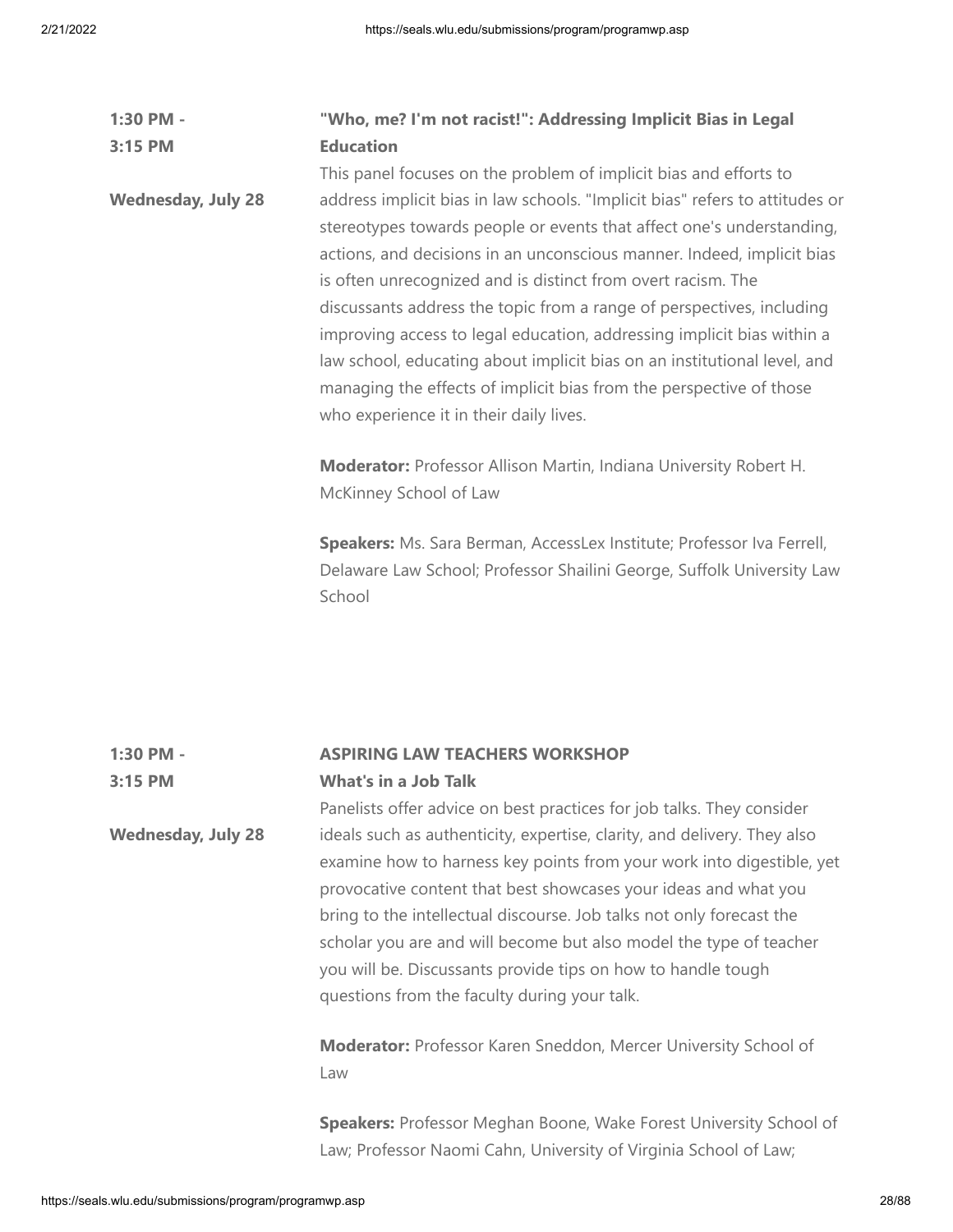**1:30 PM - 3:15 PM**

**Wednesday, July 28**

**"Who, me? I'm not racist!": Addressing Implicit Bias in Legal Education**

This panel focuses on the problem of implicit bias and efforts to address implicit bias in law schools. "Implicit bias" refers to attitudes or stereotypes towards people or events that affect one's understanding, actions, and decisions in an unconscious manner. Indeed, implicit bias is often unrecognized and is distinct from overt racism. The discussants address the topic from a range of perspectives, including improving access to legal education, addressing implicit bias within a law school, educating about implicit bias on an institutional level, and managing the effects of implicit bias from the perspective of those who experience it in their daily lives.

**Moderator:** Professor Allison Martin, Indiana University Robert H. McKinney School of Law

**Speakers:** Ms. Sara Berman, AccessLex Institute; Professor Iva Ferrell, Delaware Law School; Professor Shailini George, Suffolk University Law School

**1:30 PM - 3:15 PM**

**Wednesday, July 28**

**ASPIRING LAW TEACHERS WORKSHOP**

**What's in a Job Talk**

Panelists offer advice on best practices for job talks. They consider ideals such as authenticity, expertise, clarity, and delivery. They also examine how to harness key points from your work into digestible, yet provocative content that best showcases your ideas and what you bring to the intellectual discourse. Job talks not only forecast the scholar you are and will become but also model the type of teacher you will be. Discussants provide tips on how to handle tough questions from the faculty during your talk.

**Moderator:** Professor Karen Sneddon, Mercer University School of Law

**Speakers:** Professor Meghan Boone, Wake Forest University School of Law; Professor Naomi Cahn, University of Virginia School of Law;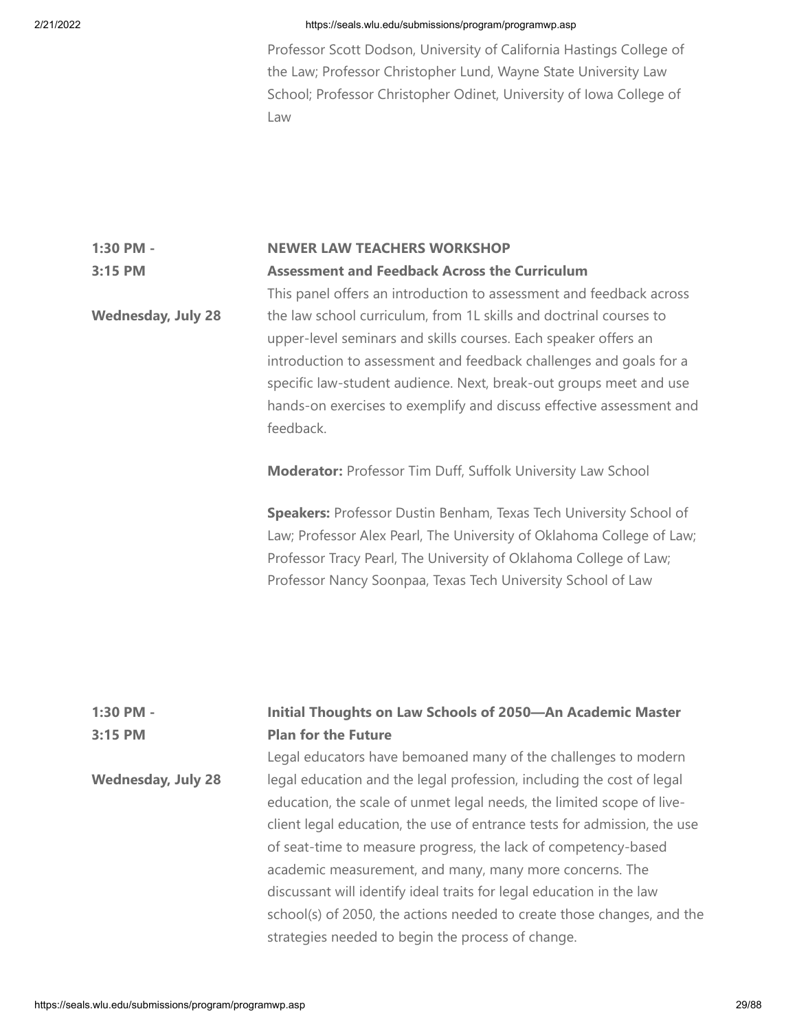Professor Scott Dodson, University of California Hastings College of the Law; Professor Christopher Lund, Wayne State University Law School; Professor Christopher Odinet, University of Iowa College of Law

**1:30 PM - 3:15 PM**

**Wednesday, July 28**

**NEWER LAW TEACHERS WORKSHOP**
**Assessment and Feedback Across the Curriculum**

This panel offers an introduction to assessment and feedback across the law school curriculum, from 1L skills and doctrinal courses to upper-level seminars and skills courses. Each speaker offers an introduction to assessment and feedback challenges and goals for a specific law-student audience. Next, break-out groups meet and use hands-on exercises to exemplify and discuss effective assessment and feedback.

**Moderator:** Professor Tim Duff, Suffolk University Law School

**Speakers:** Professor Dustin Benham, Texas Tech University School of Law; Professor Alex Pearl, The University of Oklahoma College of Law; Professor Tracy Pearl, The University of Oklahoma College of Law; Professor Nancy Soonpaa, Texas Tech University School of Law

**1:30 PM - 3:15 PM**

**Wednesday, July 28**

**Initial Thoughts on Law Schools of 2050—An Academic Master Plan for the Future**

Legal educators have bemoaned many of the challenges to modern legal education and the legal profession, including the cost of legal education, the scale of unmet legal needs, the limited scope of live-client legal education, the use of entrance tests for admission, the use of seat-time to measure progress, the lack of competency-based academic measurement, and many, many more concerns. The discussant will identify ideal traits for legal education in the law school(s) of 2050, the actions needed to create those changes, and the strategies needed to begin the process of change.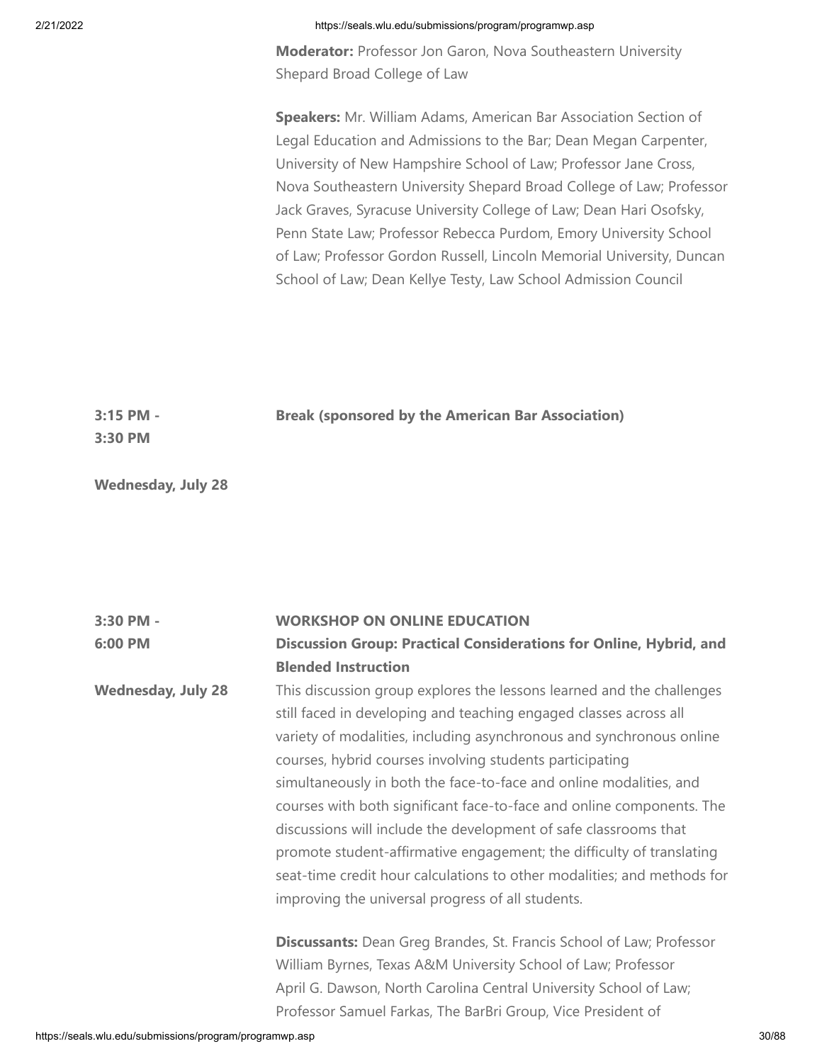**Moderator:** Professor Jon Garon, Nova Southeastern University Shepard Broad College of Law

**Speakers:** Mr. William Adams, American Bar Association Section of Legal Education and Admissions to the Bar; Dean Megan Carpenter, University of New Hampshire School of Law; Professor Jane Cross, Nova Southeastern University Shepard Broad College of Law; Professor Jack Graves, Syracuse University College of Law; Dean Hari Osofsky, Penn State Law; Professor Rebecca Purdom, Emory University School of Law; Professor Gordon Russell, Lincoln Memorial University, Duncan School of Law; Dean Kellye Testy, Law School Admission Council

**3:15 PM - 3:30 PM**

**Break (sponsored by the American Bar Association)**

**Wednesday, July 28**

**3:30 PM - 6:00 PM**

**Wednesday, July 28**

**WORKSHOP ON ONLINE EDUCATION**

**Discussion Group: Practical Considerations for Online, Hybrid, and Blended Instruction**

This discussion group explores the lessons learned and the challenges still faced in developing and teaching engaged classes across all variety of modalities, including asynchronous and synchronous online courses, hybrid courses involving students participating simultaneously in both the face-to-face and online modalities, and courses with both significant face-to-face and online components. The discussions will include the development of safe classrooms that promote student-affirmative engagement; the difficulty of translating seat-time credit hour calculations to other modalities; and methods for improving the universal progress of all students.

**Discussants:** Dean Greg Brandes, St. Francis School of Law; Professor William Byrnes, Texas A&M University School of Law; Professor April G. Dawson, North Carolina Central University School of Law; Professor Samuel Farkas, The BarBri Group, Vice President of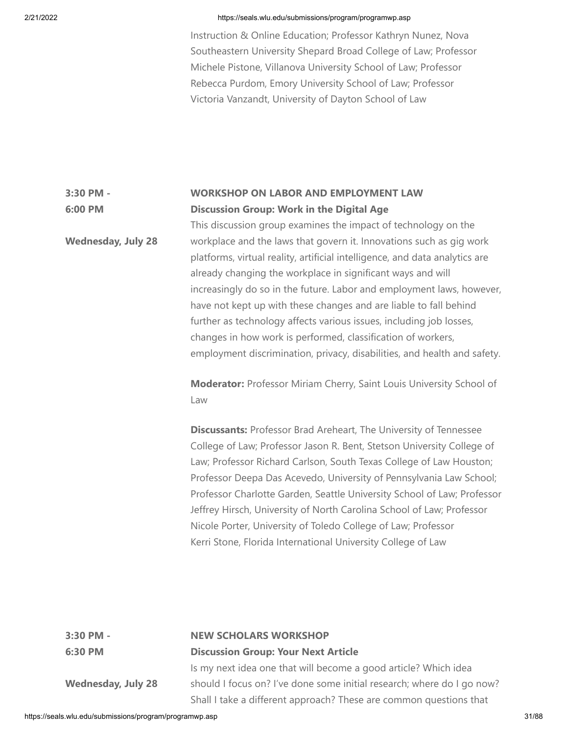Instruction & Online Education; Professor Kathryn Nunez, Nova Southeastern University Shepard Broad College of Law; Professor Michele Pistone, Villanova University School of Law; Professor Rebecca Purdom, Emory University School of Law; Professor Victoria Vanzandt, University of Dayton School of Law

**3:30 PM - 6:00 PM**

**Wednesday, July 28**

**WORKSHOP ON LABOR AND EMPLOYMENT LAW**

**Discussion Group: Work in the Digital Age**

This discussion group examines the impact of technology on the workplace and the laws that govern it. Innovations such as gig work platforms, virtual reality, artificial intelligence, and data analytics are already changing the workplace in significant ways and will increasingly do so in the future. Labor and employment laws, however, have not kept up with these changes and are liable to fall behind further as technology affects various issues, including job losses, changes in how work is performed, classification of workers, employment discrimination, privacy, disabilities, and health and safety.

**Moderator:** Professor Miriam Cherry, Saint Louis University School of Law

**Discussants:** Professor Brad Areheart, The University of Tennessee College of Law; Professor Jason R. Bent, Stetson University College of Law; Professor Richard Carlson, South Texas College of Law Houston; Professor Deepa Das Acevedo, University of Pennsylvania Law School; Professor Charlotte Garden, Seattle University School of Law; Professor Jeffrey Hirsch, University of North Carolina School of Law; Professor Nicole Porter, University of Toledo College of Law; Professor Kerri Stone, Florida International University College of Law

**3:30 PM - 6:30 PM**

**Wednesday, July 28**

**NEW SCHOLARS WORKSHOP**

**Discussion Group: Your Next Article**

Is my next idea one that will become a good article? Which idea should I focus on? I've done some initial research; where do I go now? Shall I take a different approach? These are common questions that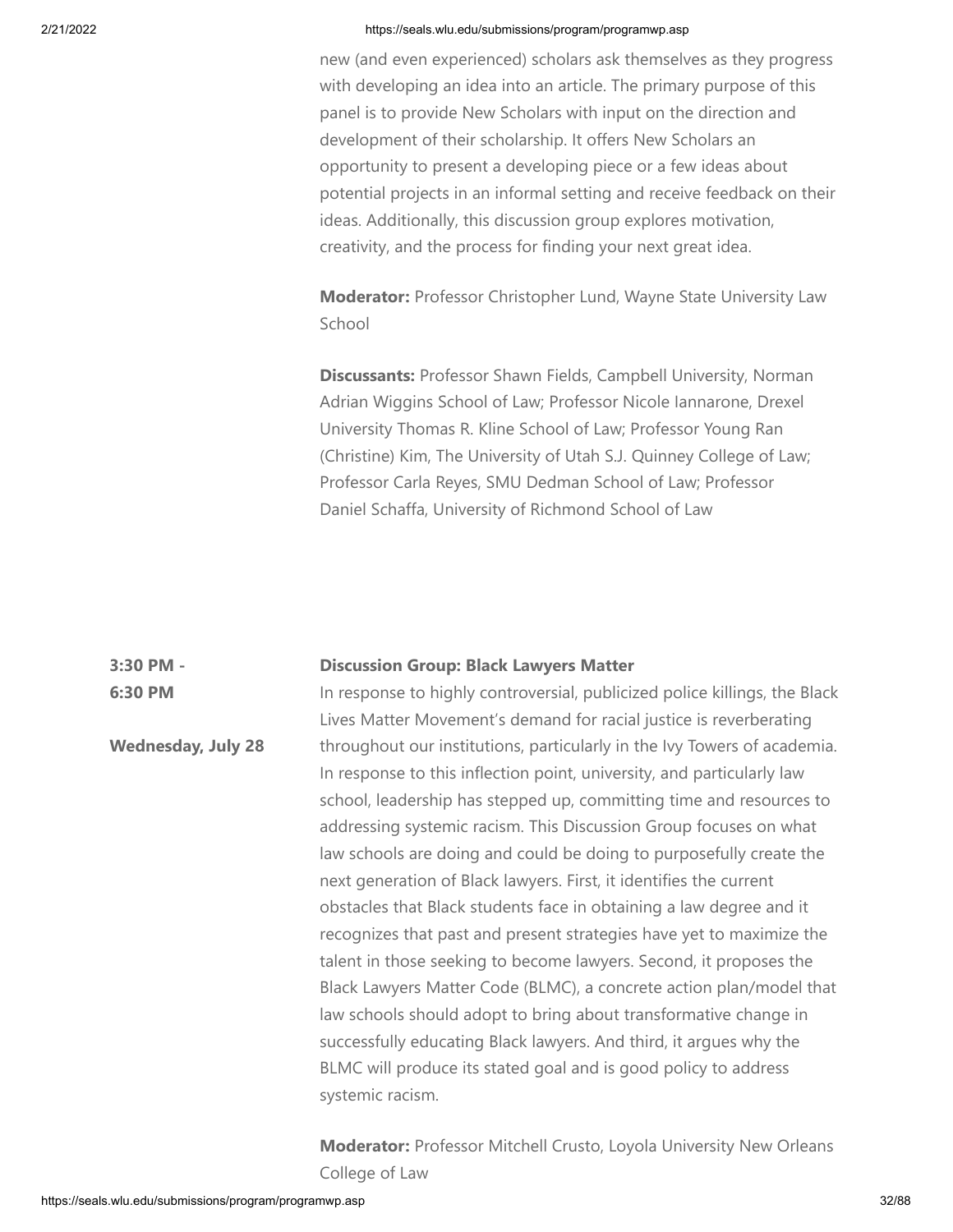new (and even experienced) scholars ask themselves as they progress with developing an idea into an article. The primary purpose of this panel is to provide New Scholars with input on the direction and development of their scholarship. It offers New Scholars an opportunity to present a developing piece or a few ideas about potential projects in an informal setting and receive feedback on their ideas. Additionally, this discussion group explores motivation, creativity, and the process for finding your next great idea.

**Moderator:** Professor Christopher Lund, Wayne State University Law School

**Discussants:** Professor Shawn Fields, Campbell University, Norman Adrian Wiggins School of Law; Professor Nicole Iannarone, Drexel University Thomas R. Kline School of Law; Professor Young Ran (Christine) Kim, The University of Utah S.J. Quinney College of Law; Professor Carla Reyes, SMU Dedman School of Law; Professor Daniel Schaffa, University of Richmond School of Law

**3:30 PM - 6:30 PM**

**Wednesday, July 28**

**Discussion Group: Black Lawyers Matter**

In response to highly controversial, publicized police killings, the Black Lives Matter Movement's demand for racial justice is reverberating throughout our institutions, particularly in the Ivy Towers of academia. In response to this inflection point, university, and particularly law school, leadership has stepped up, committing time and resources to addressing systemic racism. This Discussion Group focuses on what law schools are doing and could be doing to purposefully create the next generation of Black lawyers. First, it identifies the current obstacles that Black students face in obtaining a law degree and it recognizes that past and present strategies have yet to maximize the talent in those seeking to become lawyers. Second, it proposes the Black Lawyers Matter Code (BLMC), a concrete action plan/model that law schools should adopt to bring about transformative change in successfully educating Black lawyers. And third, it argues why the BLMC will produce its stated goal and is good policy to address systemic racism.

**Moderator:** Professor Mitchell Crusto, Loyola University New Orleans College of Law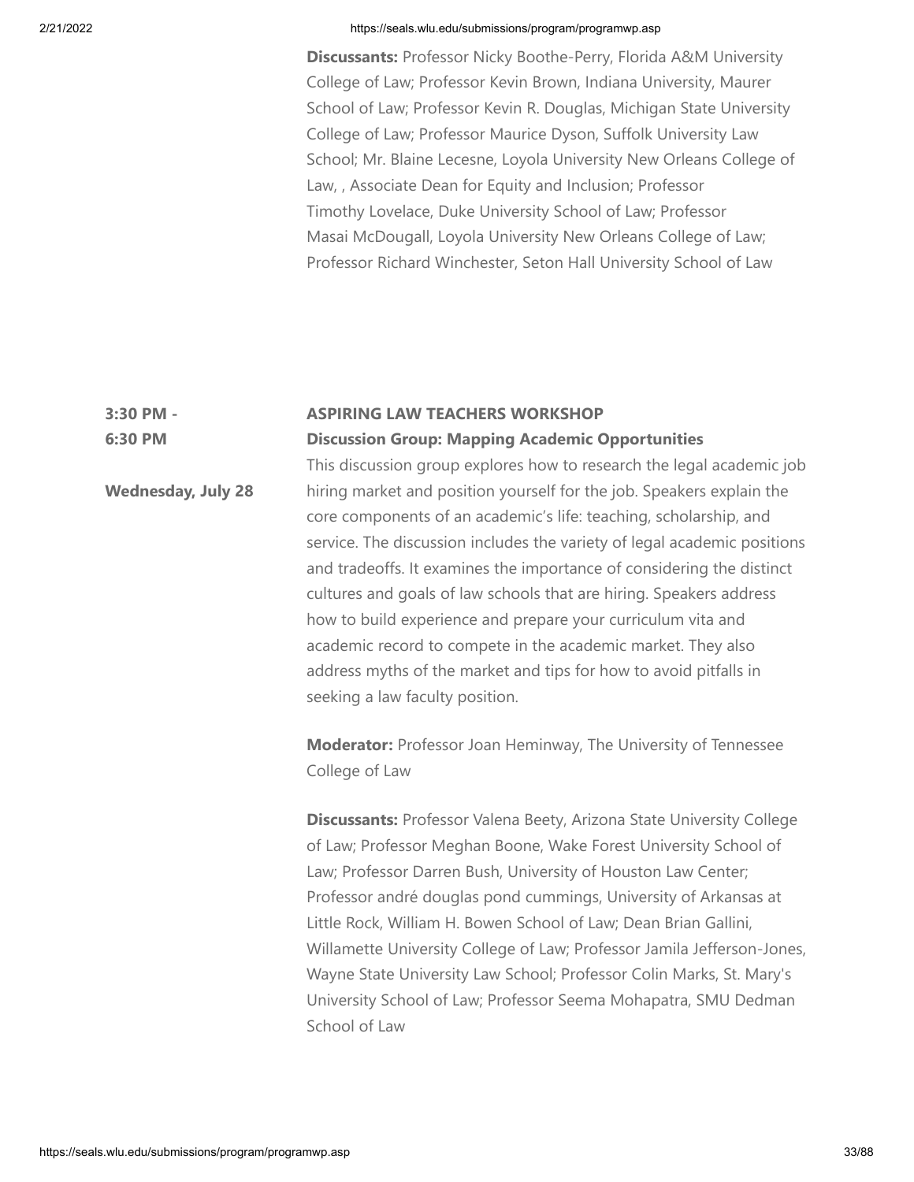**Discussants:** Professor Nicky Boothe-Perry, Florida A&M University College of Law; Professor Kevin Brown, Indiana University, Maurer School of Law; Professor Kevin R. Douglas, Michigan State University College of Law; Professor Maurice Dyson, Suffolk University Law School; Mr. Blaine Lecesne, Loyola University New Orleans College of Law, , Associate Dean for Equity and Inclusion; Professor Timothy Lovelace, Duke University School of Law; Professor Masai McDougall, Loyola University New Orleans College of Law; Professor Richard Winchester, Seton Hall University School of Law

**3:30 PM - 6:30 PM**

**Wednesday, July 28**

**ASPIRING LAW TEACHERS WORKSHOP**

**Discussion Group: Mapping Academic Opportunities**

This discussion group explores how to research the legal academic job hiring market and position yourself for the job. Speakers explain the core components of an academic's life: teaching, scholarship, and service. The discussion includes the variety of legal academic positions and tradeoffs. It examines the importance of considering the distinct cultures and goals of law schools that are hiring. Speakers address how to build experience and prepare your curriculum vita and academic record to compete in the academic market. They also address myths of the market and tips for how to avoid pitfalls in seeking a law faculty position.

**Moderator:** Professor Joan Heminway, The University of Tennessee College of Law

**Discussants:** Professor Valena Beety, Arizona State University College of Law; Professor Meghan Boone, Wake Forest University School of Law; Professor Darren Bush, University of Houston Law Center; Professor andré douglas pond cummings, University of Arkansas at Little Rock, William H. Bowen School of Law; Dean Brian Gallini, Willamette University College of Law; Professor Jamila Jefferson-Jones, Wayne State University Law School; Professor Colin Marks, St. Mary's University School of Law; Professor Seema Mohapatra, SMU Dedman School of Law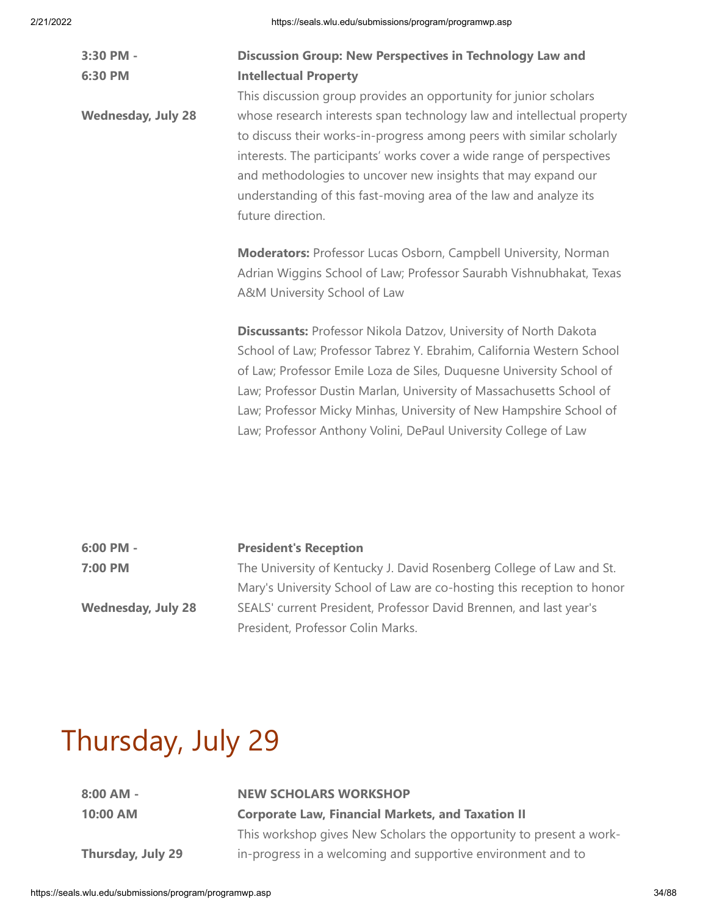**3:30 PM - 6:30 PM**

**Wednesday, July 28**

**Discussion Group: New Perspectives in Technology Law and Intellectual Property**

This discussion group provides an opportunity for junior scholars whose research interests span technology law and intellectual property to discuss their works-in-progress among peers with similar scholarly interests. The participants' works cover a wide range of perspectives and methodologies to uncover new insights that may expand our understanding of this fast-moving area of the law and analyze its future direction.

**Moderators:** Professor Lucas Osborn, Campbell University, Norman Adrian Wiggins School of Law; Professor Saurabh Vishnubhakat, Texas A&M University School of Law

**Discussants:** Professor Nikola Datzov, University of North Dakota School of Law; Professor Tabrez Y. Ebrahim, California Western School of Law; Professor Emile Loza de Siles, Duquesne University School of Law; Professor Dustin Marlan, University of Massachusetts School of Law; Professor Micky Minhas, University of New Hampshire School of Law; Professor Anthony Volini, DePaul University College of Law

**6:00 PM - 7:00 PM**

**Wednesday, July 28**

**President's Reception**

The University of Kentucky J. David Rosenberg College of Law and St. Mary's University School of Law are co-hosting this reception to honor SEALS' current President, Professor David Brennen, and last year's President, Professor Colin Marks.

# Thursday, July 29

**8:00 AM - 10:00 AM**

**Thursday, July 29**

**NEW SCHOLARS WORKSHOP**

**Corporate Law, Financial Markets, and Taxation II**

This workshop gives New Scholars the opportunity to present a work-in-progress in a welcoming and supportive environment and to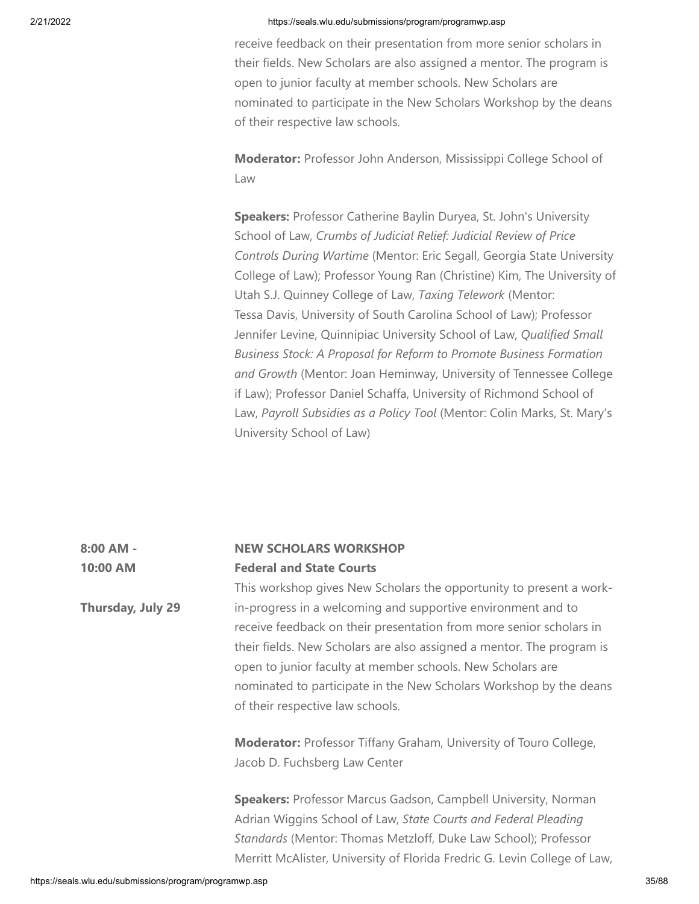receive feedback on their presentation from more senior scholars in their fields. New Scholars are also assigned a mentor. The program is open to junior faculty at member schools. New Scholars are nominated to participate in the New Scholars Workshop by the deans of their respective law schools.

**Moderator:** Professor John Anderson, Mississippi College School of Law

**Speakers:** Professor Catherine Baylin Duryea, St. John's University School of Law, *Crumbs of Judicial Relief: Judicial Review of Price Controls During Wartime* (Mentor: Eric Segall, Georgia State University College of Law); Professor Young Ran (Christine) Kim, The University of Utah S.J. Quinney College of Law, *Taxing Telework* (Mentor: Tessa Davis, University of South Carolina School of Law); Professor Jennifer Levine, Quinnipiac University School of Law, *Qualified Small Business Stock: A Proposal for Reform to Promote Business Formation and Growth* (Mentor: Joan Heminway, University of Tennessee College if Law); Professor Daniel Schaffa, University of Richmond School of Law, *Payroll Subsidies as a Policy Tool* (Mentor: Colin Marks, St. Mary's University School of Law)

**8:00 AM - 10:00 AM**

**Thursday, July 29**

**NEW SCHOLARS WORKSHOP**
**Federal and State Courts**

This workshop gives New Scholars the opportunity to present a work-in-progress in a welcoming and supportive environment and to receive feedback on their presentation from more senior scholars in their fields. New Scholars are also assigned a mentor. The program is open to junior faculty at member schools. New Scholars are nominated to participate in the New Scholars Workshop by the deans of their respective law schools.

**Moderator:** Professor Tiffany Graham, University of Touro College, Jacob D. Fuchsberg Law Center

**Speakers:** Professor Marcus Gadson, Campbell University, Norman Adrian Wiggins School of Law, *State Courts and Federal Pleading Standards* (Mentor: Thomas Metzloff, Duke Law School); Professor Merritt McAlister, University of Florida Fredric G. Levin College of Law,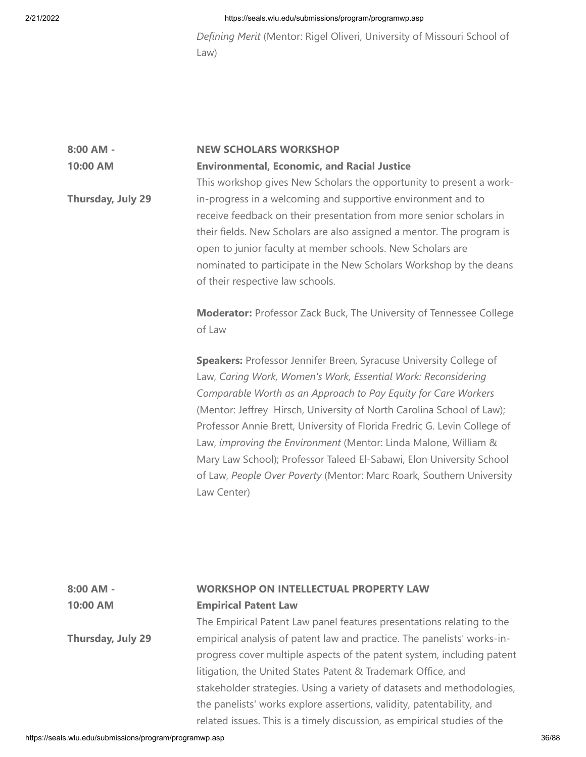*Defining Merit* (Mentor: Rigel Oliveri, University of Missouri School of Law)

**8:00 AM - 10:00 AM**

**Thursday, July 29**

**NEW SCHOLARS WORKSHOP**

**Environmental, Economic, and Racial Justice**

This workshop gives New Scholars the opportunity to present a work-in-progress in a welcoming and supportive environment and to receive feedback on their presentation from more senior scholars in their fields. New Scholars are also assigned a mentor. The program is open to junior faculty at member schools. New Scholars are nominated to participate in the New Scholars Workshop by the deans of their respective law schools.

**Moderator:** Professor Zack Buck, The University of Tennessee College of Law

**Speakers:** Professor Jennifer Breen, Syracuse University College of Law, *Caring Work, Women's Work, Essential Work: Reconsidering Comparable Worth as an Approach to Pay Equity for Care Workers* (Mentor: Jeffrey Hirsch, University of North Carolina School of Law); Professor Annie Brett, University of Florida Fredric G. Levin College of Law, *improving the Environment* (Mentor: Linda Malone, William & Mary Law School); Professor Taleed El-Sabawi, Elon University School of Law, *People Over Poverty* (Mentor: Marc Roark, Southern University Law Center)

**8:00 AM - 10:00 AM**

**Thursday, July 29**

**WORKSHOP ON INTELLECTUAL PROPERTY LAW**

**Empirical Patent Law**

The Empirical Patent Law panel features presentations relating to the empirical analysis of patent law and practice. The panelists' works-in-progress cover multiple aspects of the patent system, including patent litigation, the United States Patent & Trademark Office, and stakeholder strategies. Using a variety of datasets and methodologies, the panelists' works explore assertions, validity, patentability, and related issues. This is a timely discussion, as empirical studies of the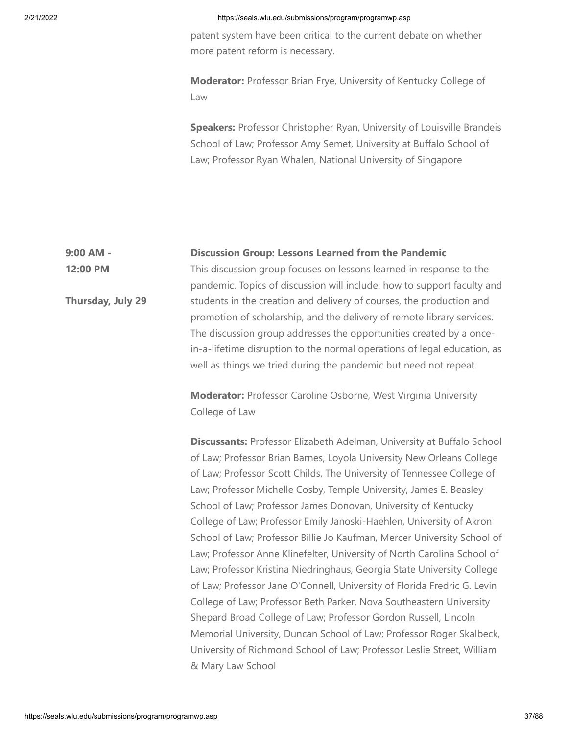patent system have been critical to the current debate on whether more patent reform is necessary.

**Moderator:** Professor Brian Frye, University of Kentucky College of Law

**Speakers:** Professor Christopher Ryan, University of Louisville Brandeis School of Law; Professor Amy Semet, University at Buffalo School of Law; Professor Ryan Whalen, National University of Singapore

**9:00 AM - 12:00 PM**

**Thursday, July 29**

**Discussion Group: Lessons Learned from the Pandemic**

This discussion group focuses on lessons learned in response to the pandemic. Topics of discussion will include: how to support faculty and students in the creation and delivery of courses, the production and promotion of scholarship, and the delivery of remote library services. The discussion group addresses the opportunities created by a once-in-a-lifetime disruption to the normal operations of legal education, as well as things we tried during the pandemic but need not repeat.

**Moderator:** Professor Caroline Osborne, West Virginia University College of Law

**Discussants:** Professor Elizabeth Adelman, University at Buffalo School of Law; Professor Brian Barnes, Loyola University New Orleans College of Law; Professor Scott Childs, The University of Tennessee College of Law; Professor Michelle Cosby, Temple University, James E. Beasley School of Law; Professor James Donovan, University of Kentucky College of Law; Professor Emily Janoski-Haehlen, University of Akron School of Law; Professor Billie Jo Kaufman, Mercer University School of Law; Professor Anne Klinefelter, University of North Carolina School of Law; Professor Kristina Niedringhaus, Georgia State University College of Law; Professor Jane O'Connell, University of Florida Fredric G. Levin College of Law; Professor Beth Parker, Nova Southeastern University Shepard Broad College of Law; Professor Gordon Russell, Lincoln Memorial University, Duncan School of Law; Professor Roger Skalbeck, University of Richmond School of Law; Professor Leslie Street, William & Mary Law School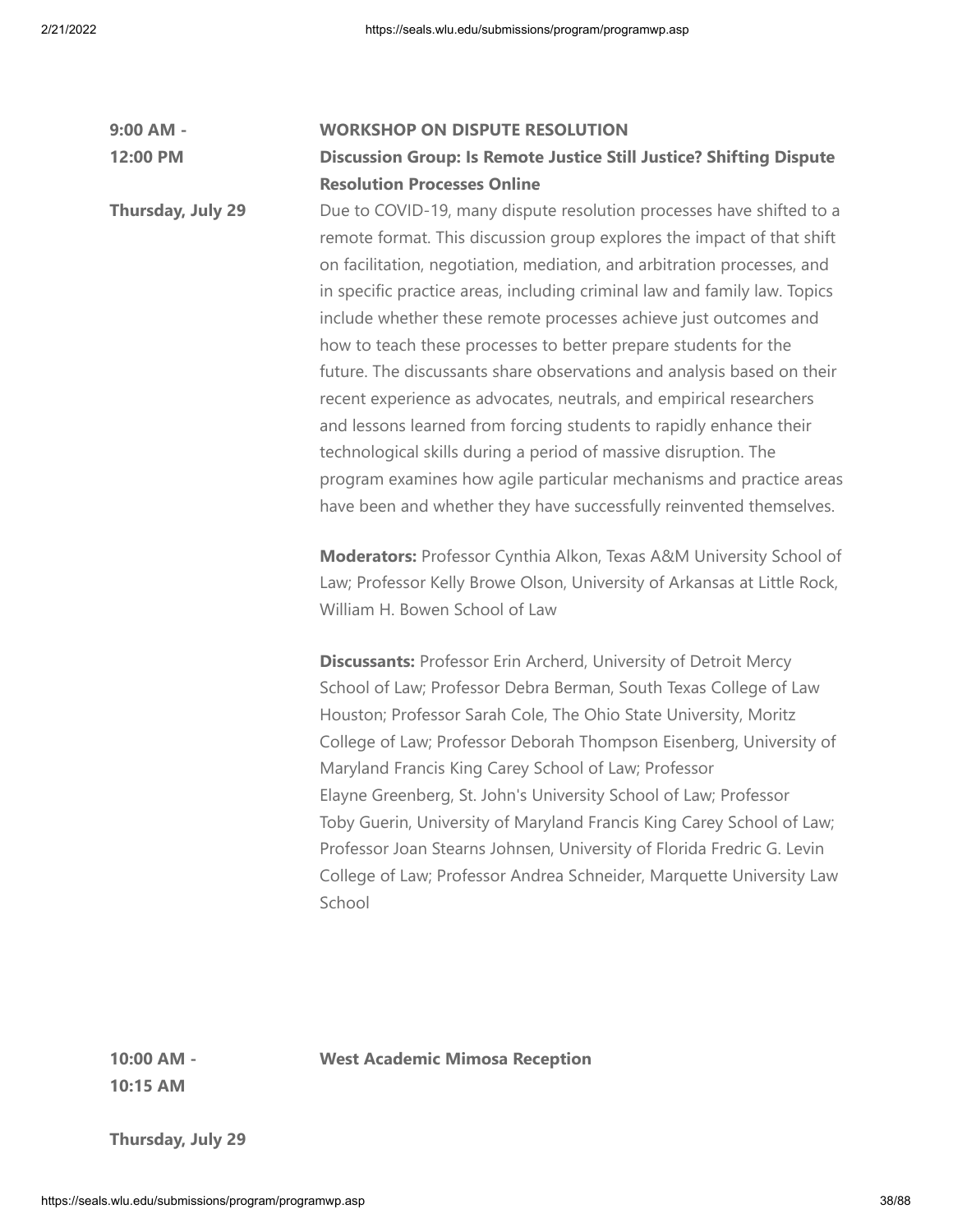**9:00 AM - 12:00 PM**

**Thursday, July 29**

**WORKSHOP ON DISPUTE RESOLUTION**

**Discussion Group: Is Remote Justice Still Justice? Shifting Dispute Resolution Processes Online**

Due to COVID-19, many dispute resolution processes have shifted to a remote format. This discussion group explores the impact of that shift on facilitation, negotiation, mediation, and arbitration processes, and in specific practice areas, including criminal law and family law. Topics include whether these remote processes achieve just outcomes and how to teach these processes to better prepare students for the future. The discussants share observations and analysis based on their recent experience as advocates, neutrals, and empirical researchers and lessons learned from forcing students to rapidly enhance their technological skills during a period of massive disruption. The program examines how agile particular mechanisms and practice areas have been and whether they have successfully reinvented themselves.

**Moderators:** Professor Cynthia Alkon, Texas A&M University School of Law; Professor Kelly Browe Olson, University of Arkansas at Little Rock, William H. Bowen School of Law

**Discussants:** Professor Erin Archerd, University of Detroit Mercy School of Law; Professor Debra Berman, South Texas College of Law Houston; Professor Sarah Cole, The Ohio State University, Moritz College of Law; Professor Deborah Thompson Eisenberg, University of Maryland Francis King Carey School of Law; Professor Elayne Greenberg, St. John's University School of Law; Professor Toby Guerin, University of Maryland Francis King Carey School of Law; Professor Joan Stearns Johnsen, University of Florida Fredric G. Levin College of Law; Professor Andrea Schneider, Marquette University Law School

**10:00 AM - 10:15 AM**

**Thursday, July 29**

**West Academic Mimosa Reception**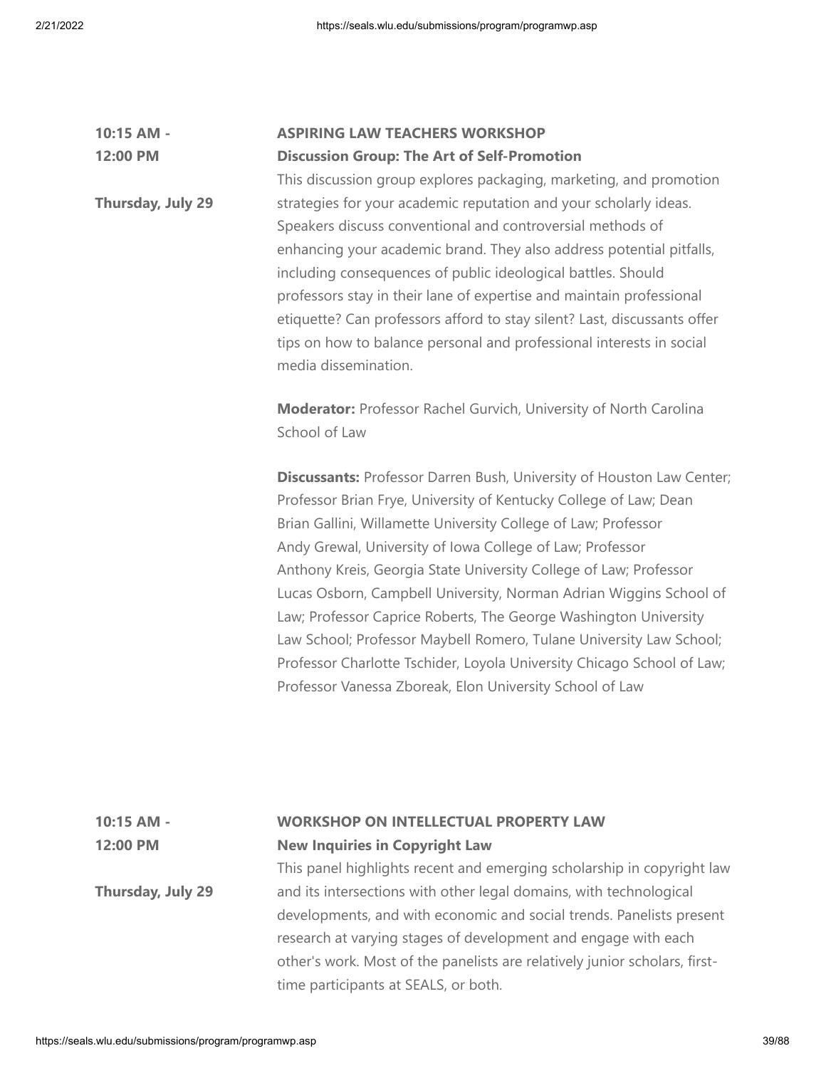**10:15 AM - 12:00 PM**

**Thursday, July 29**

**ASPIRING LAW TEACHERS WORKSHOP**

**Discussion Group: The Art of Self-Promotion**

This discussion group explores packaging, marketing, and promotion strategies for your academic reputation and your scholarly ideas. Speakers discuss conventional and controversial methods of enhancing your academic brand. They also address potential pitfalls, including consequences of public ideological battles. Should professors stay in their lane of expertise and maintain professional etiquette? Can professors afford to stay silent? Last, discussants offer tips on how to balance personal and professional interests in social media dissemination.

**Moderator:** Professor Rachel Gurvich, University of North Carolina School of Law

**Discussants:** Professor Darren Bush, University of Houston Law Center; Professor Brian Frye, University of Kentucky College of Law; Dean Brian Gallini, Willamette University College of Law; Professor Andy Grewal, University of Iowa College of Law; Professor Anthony Kreis, Georgia State University College of Law; Professor Lucas Osborn, Campbell University, Norman Adrian Wiggins School of Law; Professor Caprice Roberts, The George Washington University Law School; Professor Maybell Romero, Tulane University Law School; Professor Charlotte Tschider, Loyola University Chicago School of Law; Professor Vanessa Zboreak, Elon University School of Law

**10:15 AM - 12:00 PM**

**Thursday, July 29**

**WORKSHOP ON INTELLECTUAL PROPERTY LAW**

**New Inquiries in Copyright Law**

This panel highlights recent and emerging scholarship in copyright law and its intersections with other legal domains, with technological developments, and with economic and social trends. Panelists present research at varying stages of development and engage with each other's work. Most of the panelists are relatively junior scholars, first-time participants at SEALS, or both.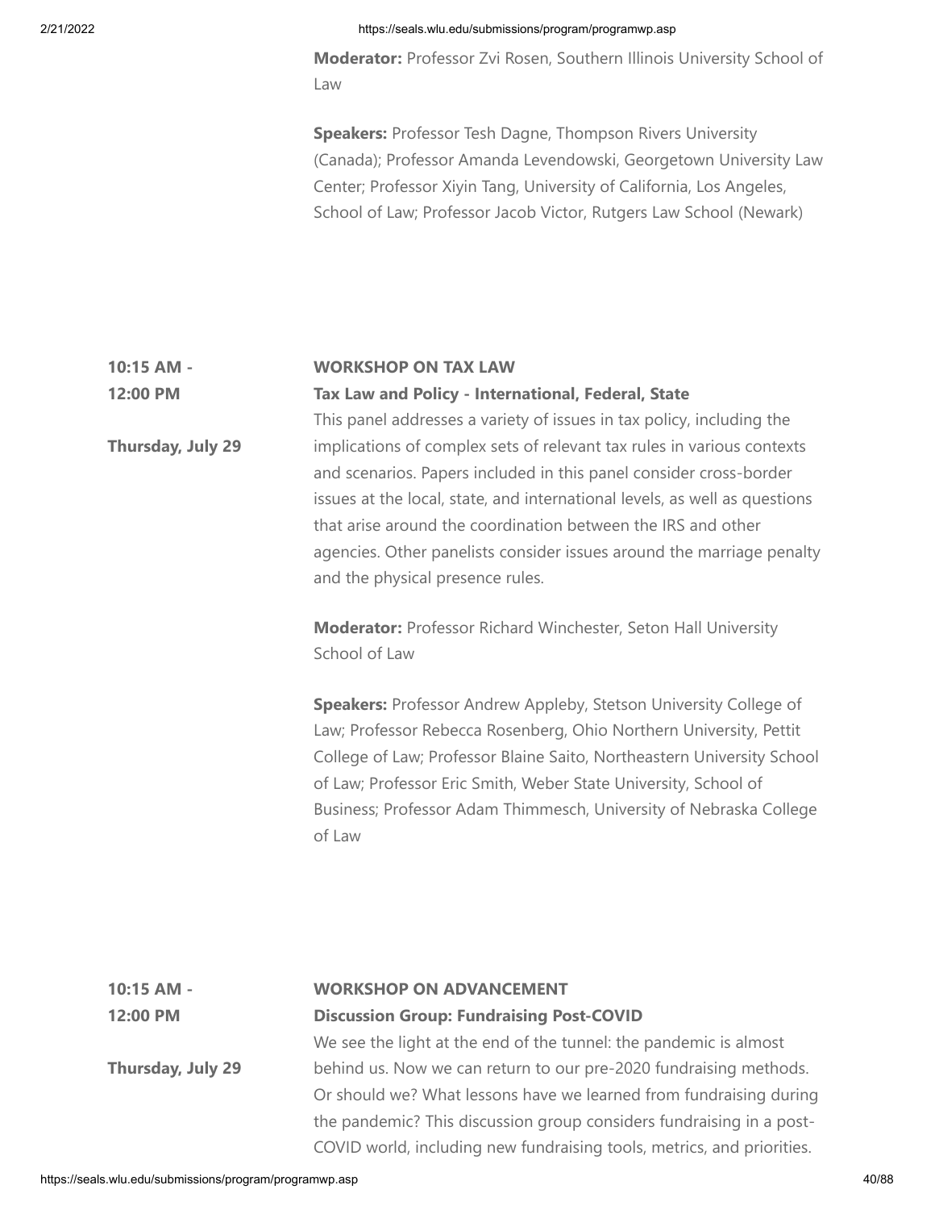**Moderator:** Professor Zvi Rosen, Southern Illinois University School of Law

**Speakers:** Professor Tesh Dagne, Thompson Rivers University (Canada); Professor Amanda Levendowski, Georgetown University Law Center; Professor Xiyin Tang, University of California, Los Angeles, School of Law; Professor Jacob Victor, Rutgers Law School (Newark)

**10:15 AM - 12:00 PM**

**Thursday, July 29**

**WORKSHOP ON TAX LAW**

**Tax Law and Policy - International, Federal, State**

This panel addresses a variety of issues in tax policy, including the implications of complex sets of relevant tax rules in various contexts and scenarios. Papers included in this panel consider cross-border issues at the local, state, and international levels, as well as questions that arise around the coordination between the IRS and other agencies. Other panelists consider issues around the marriage penalty and the physical presence rules.

**Moderator:** Professor Richard Winchester, Seton Hall University School of Law

**Speakers:** Professor Andrew Appleby, Stetson University College of Law; Professor Rebecca Rosenberg, Ohio Northern University, Pettit College of Law; Professor Blaine Saito, Northeastern University School of Law; Professor Eric Smith, Weber State University, School of Business; Professor Adam Thimmesch, University of Nebraska College of Law

**10:15 AM - 12:00 PM**

**Thursday, July 29**

**WORKSHOP ON ADVANCEMENT**

**Discussion Group: Fundraising Post-COVID**

We see the light at the end of the tunnel: the pandemic is almost behind us. Now we can return to our pre-2020 fundraising methods. Or should we? What lessons have we learned from fundraising during the pandemic? This discussion group considers fundraising in a post-COVID world, including new fundraising tools, metrics, and priorities.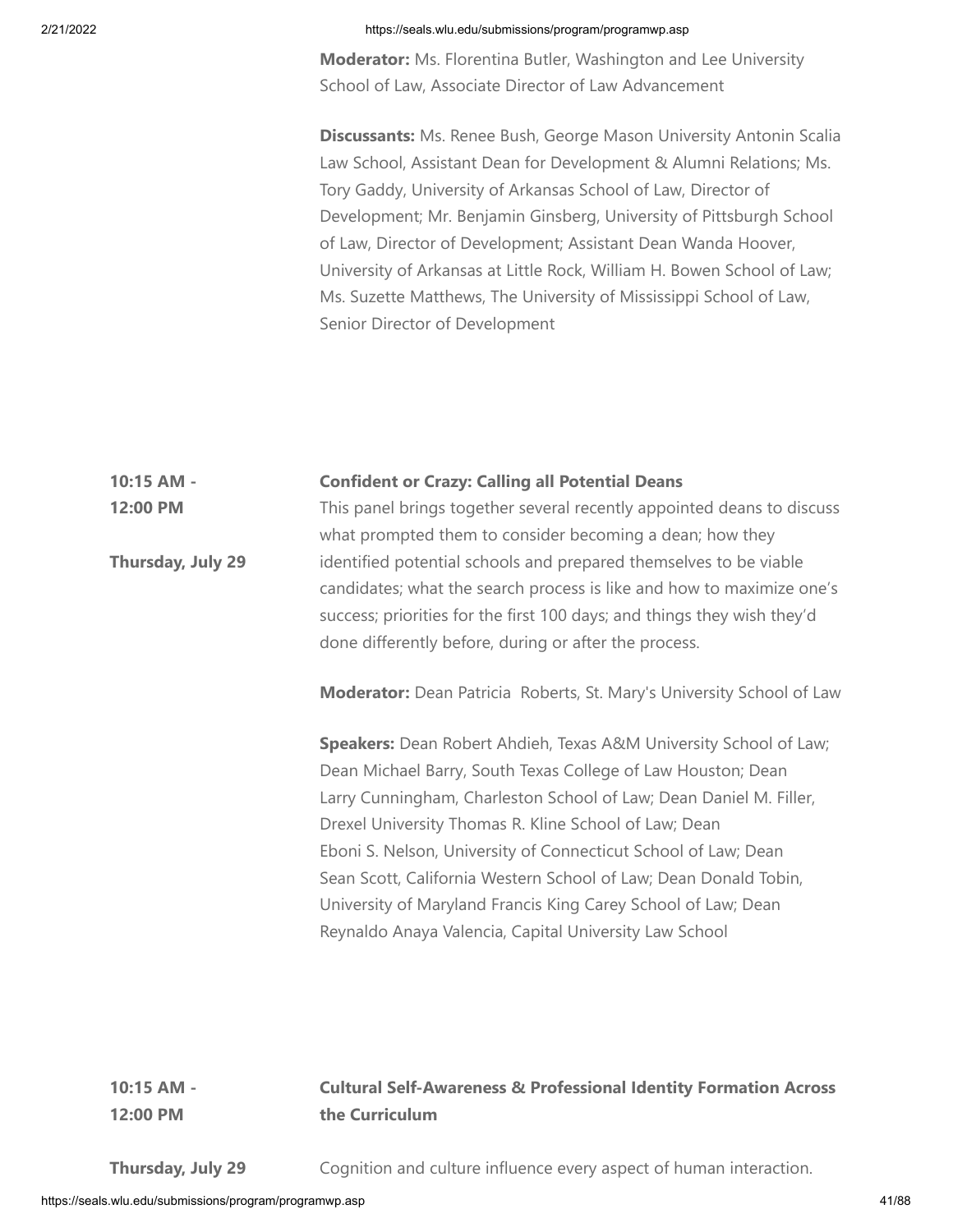**Moderator:** Ms. Florentina Butler, Washington and Lee University School of Law, Associate Director of Law Advancement

**Discussants:** Ms. Renee Bush, George Mason University Antonin Scalia Law School, Assistant Dean for Development & Alumni Relations; Ms. Tory Gaddy, University of Arkansas School of Law, Director of Development; Mr. Benjamin Ginsberg, University of Pittsburgh School of Law, Director of Development; Assistant Dean Wanda Hoover, University of Arkansas at Little Rock, William H. Bowen School of Law; Ms. Suzette Matthews, The University of Mississippi School of Law, Senior Director of Development

**10:15 AM - 12:00 PM**

**Thursday, July 29**

**Confident or Crazy: Calling all Potential Deans**

This panel brings together several recently appointed deans to discuss what prompted them to consider becoming a dean; how they identified potential schools and prepared themselves to be viable candidates; what the search process is like and how to maximize one's success; priorities for the first 100 days; and things they wish they'd done differently before, during or after the process.

**Moderator:** Dean Patricia Roberts, St. Mary's University School of Law

**Speakers:** Dean Robert Ahdieh, Texas A&M University School of Law; Dean Michael Barry, South Texas College of Law Houston; Dean Larry Cunningham, Charleston School of Law; Dean Daniel M. Filler, Drexel University Thomas R. Kline School of Law; Dean Eboni S. Nelson, University of Connecticut School of Law; Dean Sean Scott, California Western School of Law; Dean Donald Tobin, University of Maryland Francis King Carey School of Law; Dean Reynaldo Anaya Valencia, Capital University Law School

**10:15 AM - 12:00 PM**

**Thursday, July 29**

**Cultural Self-Awareness & Professional Identity Formation Across the Curriculum**

Cognition and culture influence every aspect of human interaction.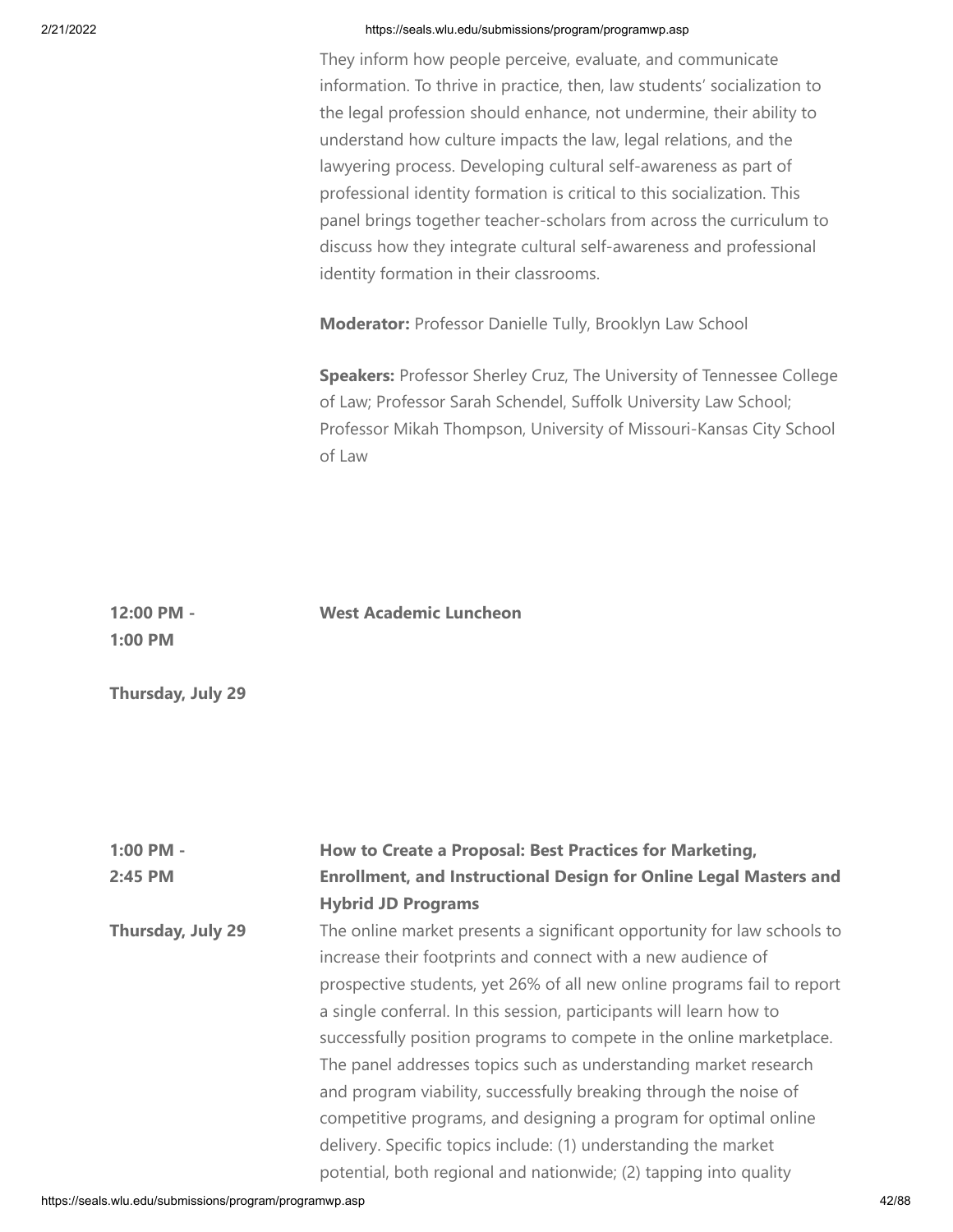They inform how people perceive, evaluate, and communicate information. To thrive in practice, then, law students' socialization to the legal profession should enhance, not undermine, their ability to understand how culture impacts the law, legal relations, and the lawyering process. Developing cultural self-awareness as part of professional identity formation is critical to this socialization. This panel brings together teacher-scholars from across the curriculum to discuss how they integrate cultural self-awareness and professional identity formation in their classrooms.

**Moderator:** Professor Danielle Tully, Brooklyn Law School

**Speakers:** Professor Sherley Cruz, The University of Tennessee College of Law; Professor Sarah Schendel, Suffolk University Law School; Professor Mikah Thompson, University of Missouri-Kansas City School of Law

**12:00 PM - 1:00 PM**

**Thursday, July 29**

**West Academic Luncheon**

**1:00 PM - 2:45 PM**

**Thursday, July 29**

**How to Create a Proposal: Best Practices for Marketing, Enrollment, and Instructional Design for Online Legal Masters and Hybrid JD Programs**

The online market presents a significant opportunity for law schools to increase their footprints and connect with a new audience of prospective students, yet 26% of all new online programs fail to report a single conferral. In this session, participants will learn how to successfully position programs to compete in the online marketplace. The panel addresses topics such as understanding market research and program viability, successfully breaking through the noise of competitive programs, and designing a program for optimal online delivery. Specific topics include: (1) understanding the market potential, both regional and nationwide; (2) tapping into quality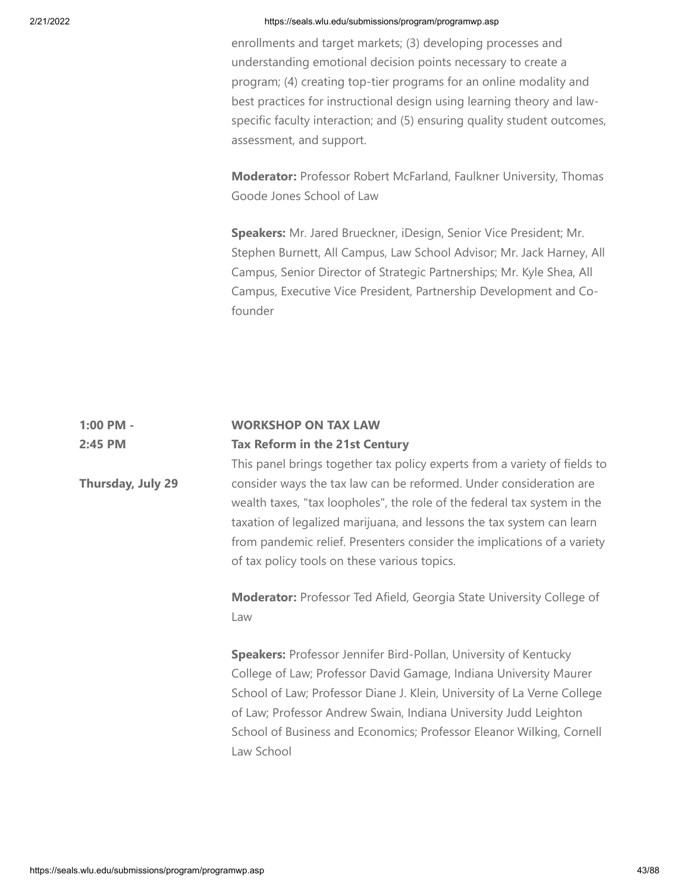enrollments and target markets; (3) developing processes and understanding emotional decision points necessary to create a program; (4) creating top-tier programs for an online modality and best practices for instructional design using learning theory and law-specific faculty interaction; and (5) ensuring quality student outcomes, assessment, and support.

**Moderator:** Professor Robert McFarland, Faulkner University, Thomas Goode Jones School of Law

**Speakers:** Mr. Jared Brueckner, iDesign, Senior Vice President; Mr. Stephen Burnett, All Campus, Law School Advisor; Mr. Jack Harney, All Campus, Senior Director of Strategic Partnerships; Mr. Kyle Shea, All Campus, Executive Vice President, Partnership Development and Co-founder

**1:00 PM - 2:45 PM**

**Thursday, July 29**

**WORKSHOP ON TAX LAW**
**Tax Reform in the 21st Century**

This panel brings together tax policy experts from a variety of fields to consider ways the tax law can be reformed. Under consideration are wealth taxes, "tax loopholes", the role of the federal tax system in the taxation of legalized marijuana, and lessons the tax system can learn from pandemic relief. Presenters consider the implications of a variety of tax policy tools on these various topics.

**Moderator:** Professor Ted Afield, Georgia State University College of Law

**Speakers:** Professor Jennifer Bird-Pollan, University of Kentucky College of Law; Professor David Gamage, Indiana University Maurer School of Law; Professor Diane J. Klein, University of La Verne College of Law; Professor Andrew Swain, Indiana University Judd Leighton School of Business and Economics; Professor Eleanor Wilking, Cornell Law School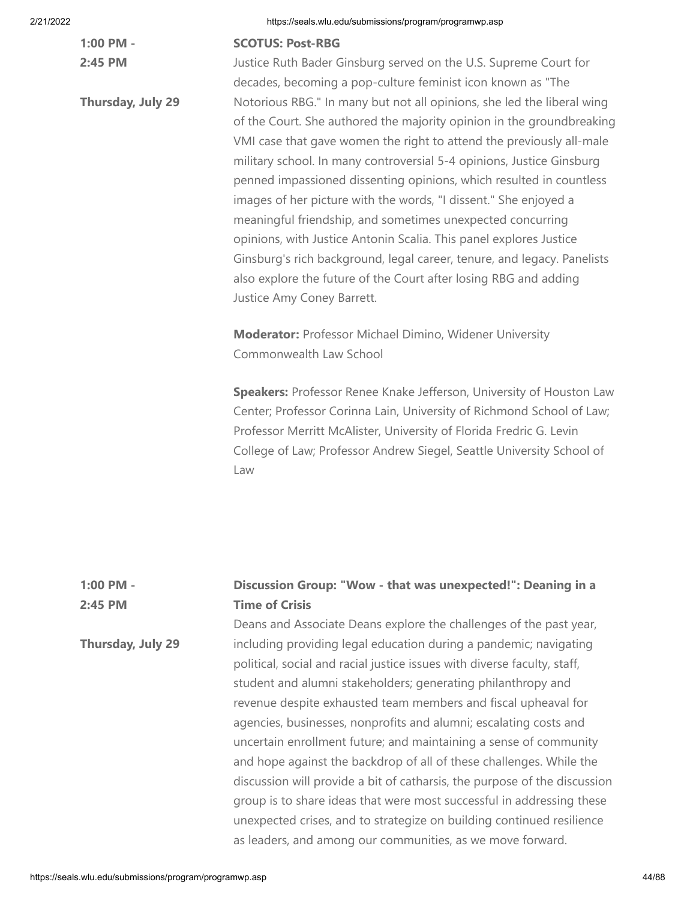**1:00 PM - 2:45 PM**

**Thursday, July 29**

**SCOTUS: Post-RBG**

Justice Ruth Bader Ginsburg served on the U.S. Supreme Court for decades, becoming a pop-culture feminist icon known as "The Notorious RBG." In many but not all opinions, she led the liberal wing of the Court. She authored the majority opinion in the groundbreaking VMI case that gave women the right to attend the previously all-male military school. In many controversial 5-4 opinions, Justice Ginsburg penned impassioned dissenting opinions, which resulted in countless images of her picture with the words, "I dissent." She enjoyed a meaningful friendship, and sometimes unexpected concurring opinions, with Justice Antonin Scalia. This panel explores Justice Ginsburg's rich background, legal career, tenure, and legacy. Panelists also explore the future of the Court after losing RBG and adding Justice Amy Coney Barrett.

**Moderator:** Professor Michael Dimino, Widener University Commonwealth Law School

**Speakers:** Professor Renee Knake Jefferson, University of Houston Law Center; Professor Corinna Lain, University of Richmond School of Law; Professor Merritt McAlister, University of Florida Fredric G. Levin College of Law; Professor Andrew Siegel, Seattle University School of Law

**1:00 PM - 2:45 PM**

**Thursday, July 29**

**Discussion Group: "Wow - that was unexpected!": Deaning in a Time of Crisis**

Deans and Associate Deans explore the challenges of the past year, including providing legal education during a pandemic; navigating political, social and racial justice issues with diverse faculty, staff, student and alumni stakeholders; generating philanthropy and revenue despite exhausted team members and fiscal upheaval for agencies, businesses, nonprofits and alumni; escalating costs and uncertain enrollment future; and maintaining a sense of community and hope against the backdrop of all of these challenges. While the discussion will provide a bit of catharsis, the purpose of the discussion group is to share ideas that were most successful in addressing these unexpected crises, and to strategize on building continued resilience as leaders, and among our communities, as we move forward.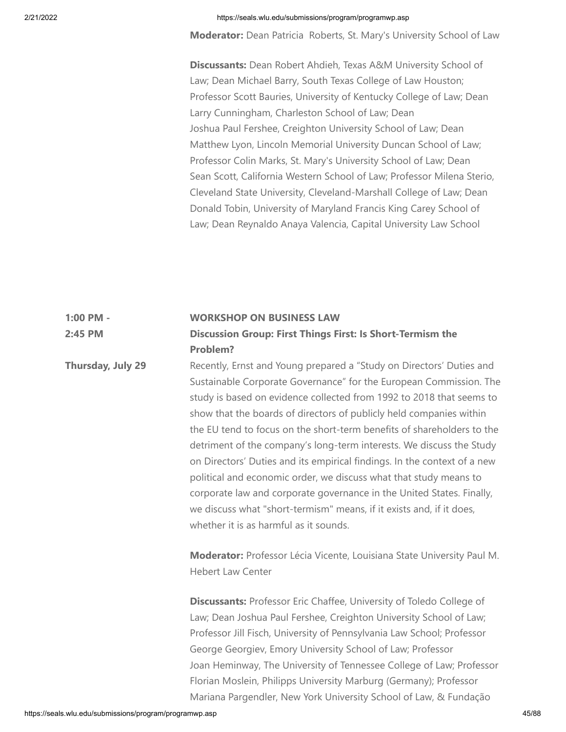**Moderator:** Dean Patricia Roberts, St. Mary's University School of Law

**Discussants:** Dean Robert Ahdieh, Texas A&M University School of Law; Dean Michael Barry, South Texas College of Law Houston; Professor Scott Bauries, University of Kentucky College of Law; Dean Larry Cunningham, Charleston School of Law; Dean Joshua Paul Fershee, Creighton University School of Law; Dean Matthew Lyon, Lincoln Memorial University Duncan School of Law; Professor Colin Marks, St. Mary's University School of Law; Dean Sean Scott, California Western School of Law; Professor Milena Sterio, Cleveland State University, Cleveland-Marshall College of Law; Dean Donald Tobin, University of Maryland Francis King Carey School of Law; Dean Reynaldo Anaya Valencia, Capital University Law School

**1:00 PM - 2:45 PM**

**Thursday, July 29**

**WORKSHOP ON BUSINESS LAW**

**Discussion Group: First Things First: Is Short-Termism the Problem?**

Recently, Ernst and Young prepared a "Study on Directors' Duties and Sustainable Corporate Governance" for the European Commission. The study is based on evidence collected from 1992 to 2018 that seems to show that the boards of directors of publicly held companies within the EU tend to focus on the short-term benefits of shareholders to the detriment of the company's long-term interests. We discuss the Study on Directors' Duties and its empirical findings. In the context of a new political and economic order, we discuss what that study means to corporate law and corporate governance in the United States. Finally, we discuss what "short-termism" means, if it exists and, if it does, whether it is as harmful as it sounds.

**Moderator:** Professor Lécia Vicente, Louisiana State University Paul M. Hebert Law Center

**Discussants:** Professor Eric Chaffee, University of Toledo College of Law; Dean Joshua Paul Fershee, Creighton University School of Law; Professor Jill Fisch, University of Pennsylvania Law School; Professor George Georgiev, Emory University School of Law; Professor Joan Heminway, The University of Tennessee College of Law; Professor Florian Moslein, Philipps University Marburg (Germany); Professor Mariana Pargendler, New York University School of Law, & Fundação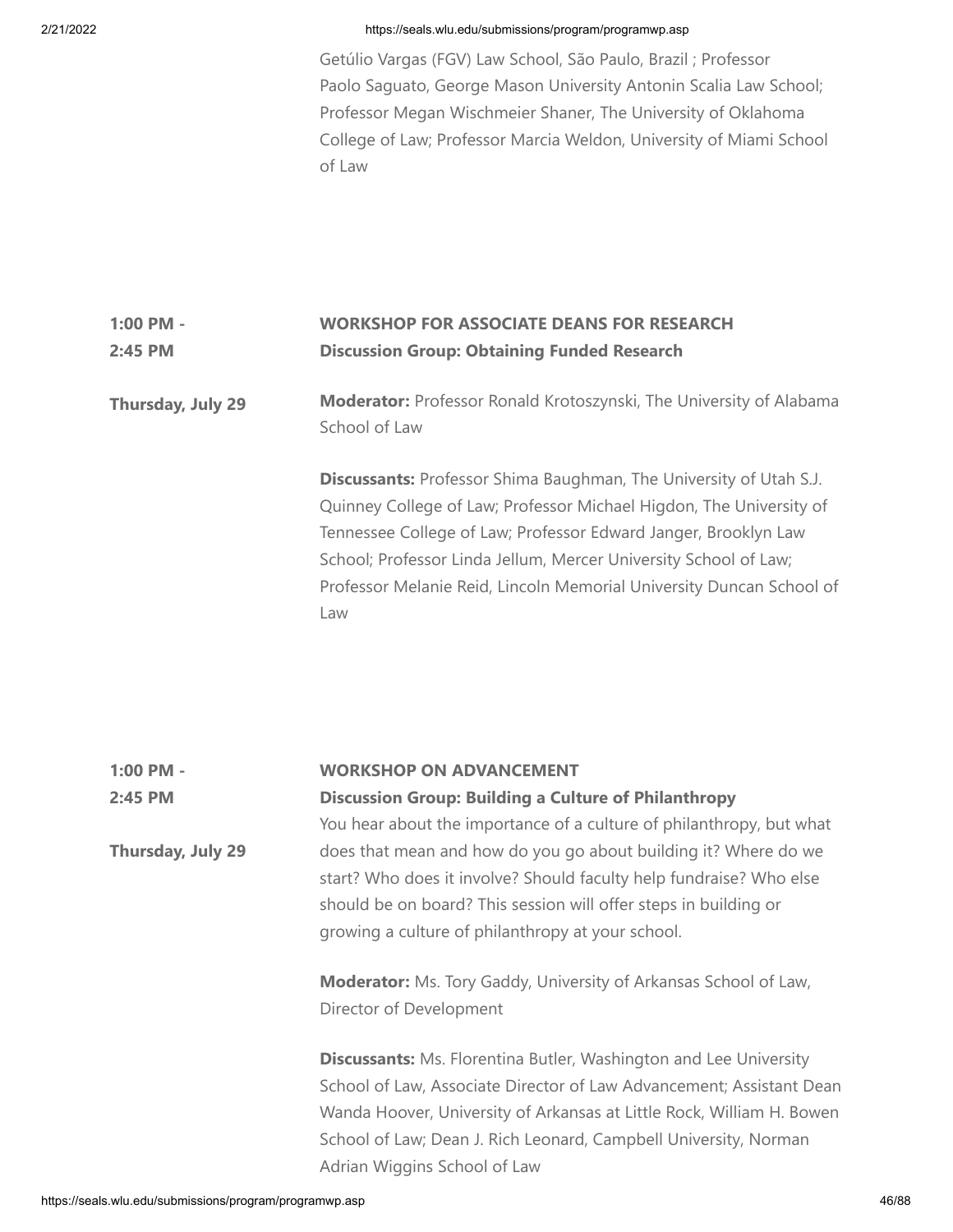Getúlio Vargas (FGV) Law School, São Paulo, Brazil ; Professor Paolo Saguato, George Mason University Antonin Scalia Law School; Professor Megan Wischmeier Shaner, The University of Oklahoma College of Law; Professor Marcia Weldon, University of Miami School of Law

**1:00 PM - 2:45 PM**

**Thursday, July 29**

**WORKSHOP FOR ASSOCIATE DEANS FOR RESEARCH**
**Discussion Group: Obtaining Funded Research**

**Moderator:** Professor Ronald Krotoszynski, The University of Alabama School of Law

**Discussants:** Professor Shima Baughman, The University of Utah S.J. Quinney College of Law; Professor Michael Higdon, The University of Tennessee College of Law; Professor Edward Janger, Brooklyn Law School; Professor Linda Jellum, Mercer University School of Law; Professor Melanie Reid, Lincoln Memorial University Duncan School of Law

**1:00 PM - 2:45 PM**

**Thursday, July 29**

**WORKSHOP ON ADVANCEMENT**
**Discussion Group: Building a Culture of Philanthropy**

You hear about the importance of a culture of philanthropy, but what does that mean and how do you go about building it? Where do we start? Who does it involve? Should faculty help fundraise? Who else should be on board? This session will offer steps in building or growing a culture of philanthropy at your school.

**Moderator:** Ms. Tory Gaddy, University of Arkansas School of Law, Director of Development

**Discussants:** Ms. Florentina Butler, Washington and Lee University School of Law, Associate Director of Law Advancement; Assistant Dean Wanda Hoover, University of Arkansas at Little Rock, William H. Bowen School of Law; Dean J. Rich Leonard, Campbell University, Norman Adrian Wiggins School of Law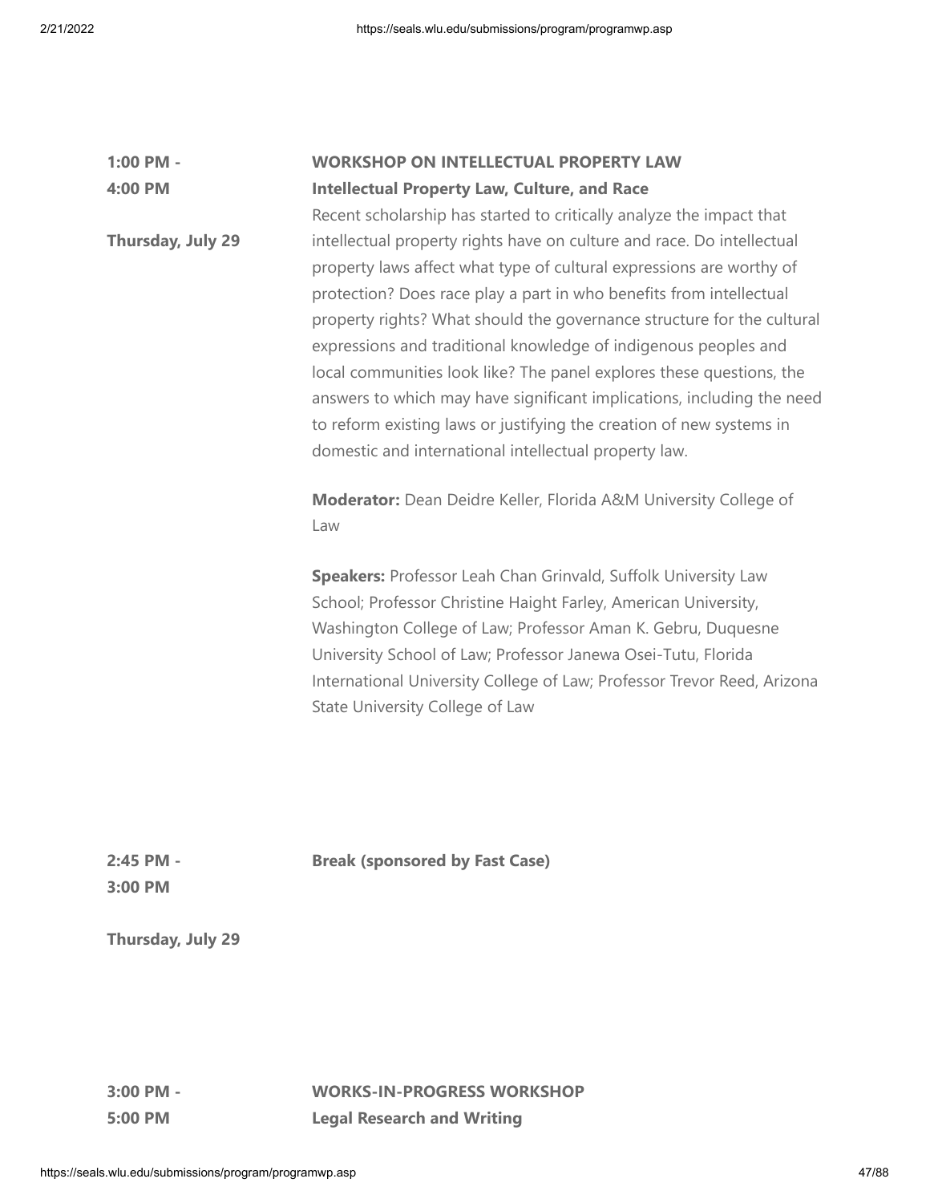**1:00 PM - 4:00 PM**

**Thursday, July 29**

**WORKSHOP ON INTELLECTUAL PROPERTY LAW**

**Intellectual Property Law, Culture, and Race**

Recent scholarship has started to critically analyze the impact that intellectual property rights have on culture and race. Do intellectual property laws affect what type of cultural expressions are worthy of protection? Does race play a part in who benefits from intellectual property rights? What should the governance structure for the cultural expressions and traditional knowledge of indigenous peoples and local communities look like? The panel explores these questions, the answers to which may have significant implications, including the need to reform existing laws or justifying the creation of new systems in domestic and international intellectual property law.

**Moderator:** Dean Deidre Keller, Florida A&M University College of Law

**Speakers:** Professor Leah Chan Grinvald, Suffolk University Law School; Professor Christine Haight Farley, American University, Washington College of Law; Professor Aman K. Gebru, Duquesne University School of Law; Professor Janewa Osei-Tutu, Florida International University College of Law; Professor Trevor Reed, Arizona State University College of Law

**2:45 PM - 3:00 PM**

**Thursday, July 29**

**Break (sponsored by Fast Case)**

**3:00 PM - 5:00 PM**

**WORKS-IN-PROGRESS WORKSHOP**

**Legal Research and Writing**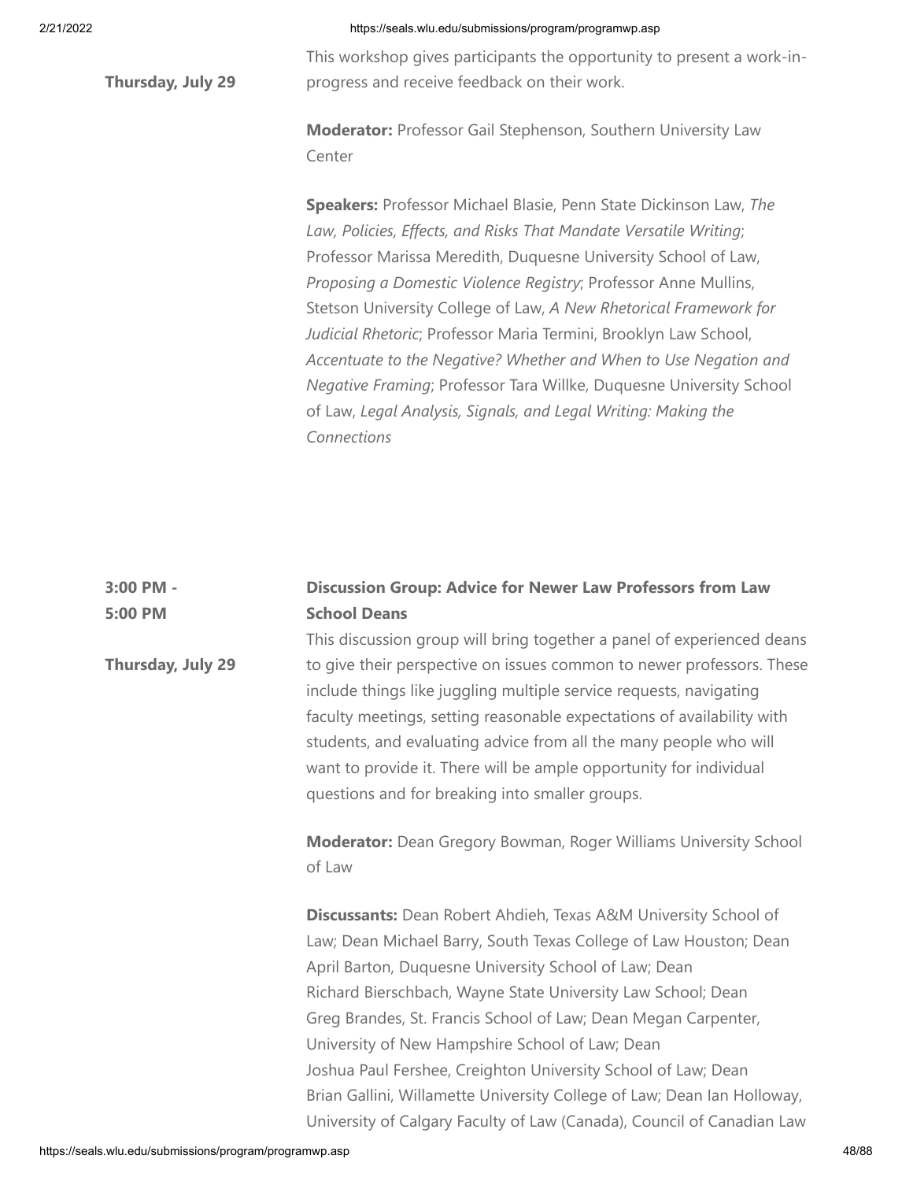**Thursday, July 29**

This workshop gives participants the opportunity to present a work-in-progress and receive feedback on their work.

**Moderator:** Professor Gail Stephenson, Southern University Law Center

**Speakers:** Professor Michael Blasie, Penn State Dickinson Law, *The Law, Policies, Effects, and Risks That Mandate Versatile Writing*; Professor Marissa Meredith, Duquesne University School of Law, *Proposing a Domestic Violence Registry*; Professor Anne Mullins, Stetson University College of Law, *A New Rhetorical Framework for Judicial Rhetoric*; Professor Maria Termini, Brooklyn Law School, *Accentuate to the Negative? Whether and When to Use Negation and Negative Framing*; Professor Tara Willke, Duquesne University School of Law, *Legal Analysis, Signals, and Legal Writing: Making the Connections*

**3:00 PM - 5:00 PM**

**Thursday, July 29**

**Discussion Group: Advice for Newer Law Professors from Law School Deans**

This discussion group will bring together a panel of experienced deans to give their perspective on issues common to newer professors. These include things like juggling multiple service requests, navigating faculty meetings, setting reasonable expectations of availability with students, and evaluating advice from all the many people who will want to provide it. There will be ample opportunity for individual questions and for breaking into smaller groups.

**Moderator:** Dean Gregory Bowman, Roger Williams University School of Law

**Discussants:** Dean Robert Ahdieh, Texas A&M University School of Law; Dean Michael Barry, South Texas College of Law Houston; Dean April Barton, Duquesne University School of Law; Dean Richard Bierschbach, Wayne State University Law School; Dean Greg Brandes, St. Francis School of Law; Dean Megan Carpenter, University of New Hampshire School of Law; Dean Joshua Paul Fershee, Creighton University School of Law; Dean Brian Gallini, Willamette University College of Law; Dean Ian Holloway, University of Calgary Faculty of Law (Canada), Council of Canadian Law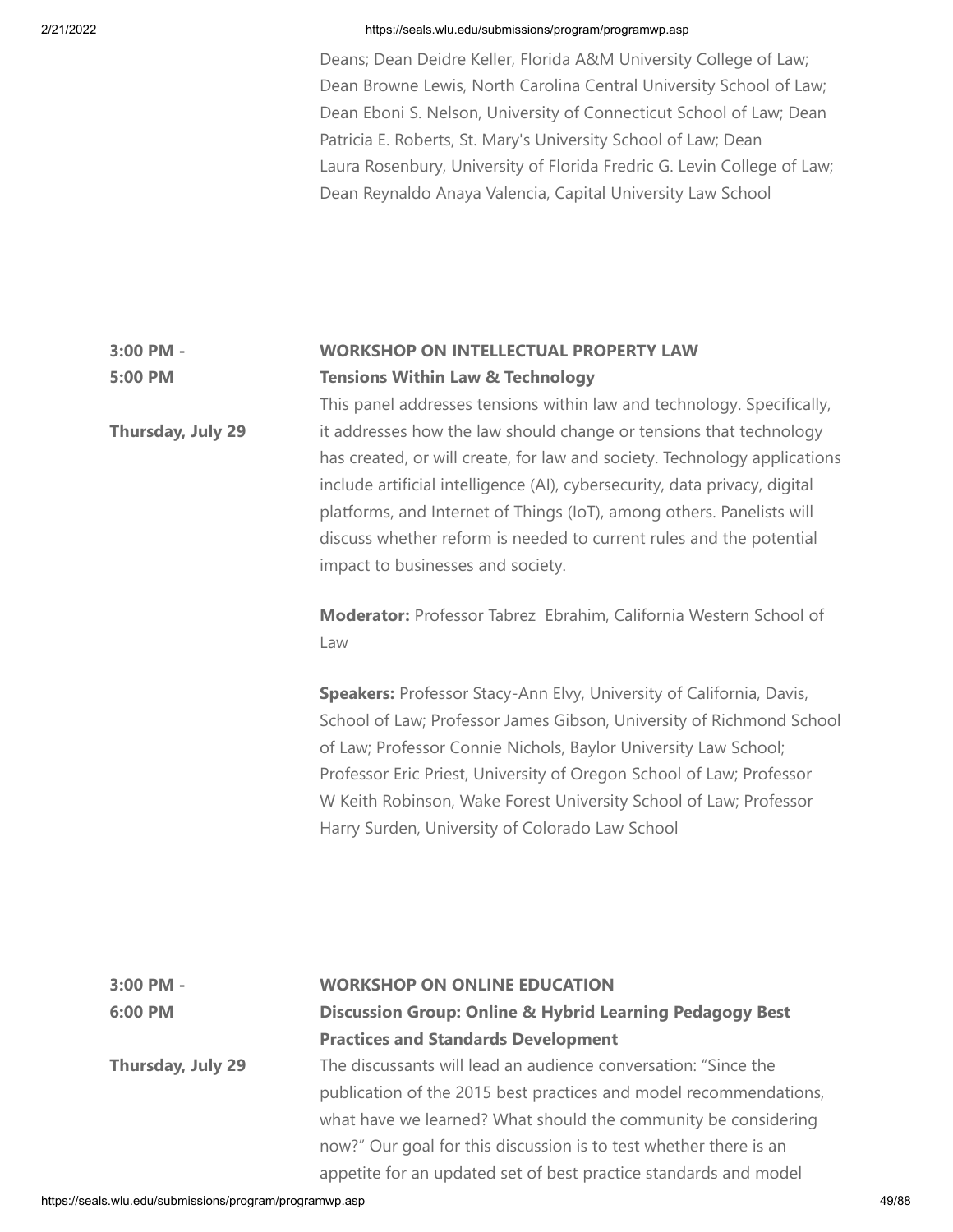Deans; Dean Deidre Keller, Florida A&M University College of Law; Dean Browne Lewis, North Carolina Central University School of Law; Dean Eboni S. Nelson, University of Connecticut School of Law; Dean Patricia E. Roberts, St. Mary's University School of Law; Dean Laura Rosenbury, University of Florida Fredric G. Levin College of Law; Dean Reynaldo Anaya Valencia, Capital University Law School

**3:00 PM - 5:00 PM**

**Thursday, July 29**

**WORKSHOP ON INTELLECTUAL PROPERTY LAW**
**Tensions Within Law & Technology**

This panel addresses tensions within law and technology. Specifically, it addresses how the law should change or tensions that technology has created, or will create, for law and society. Technology applications include artificial intelligence (AI), cybersecurity, data privacy, digital platforms, and Internet of Things (IoT), among others. Panelists will discuss whether reform is needed to current rules and the potential impact to businesses and society.

**Moderator:** Professor Tabrez Ebrahim, California Western School of Law

**Speakers:** Professor Stacy-Ann Elvy, University of California, Davis, School of Law; Professor James Gibson, University of Richmond School of Law; Professor Connie Nichols, Baylor University Law School; Professor Eric Priest, University of Oregon School of Law; Professor W Keith Robinson, Wake Forest University School of Law; Professor Harry Surden, University of Colorado Law School

**3:00 PM - 6:00 PM**

**Thursday, July 29**

**WORKSHOP ON ONLINE EDUCATION**
**Discussion Group: Online & Hybrid Learning Pedagogy Best Practices and Standards Development**

The discussants will lead an audience conversation: "Since the publication of the 2015 best practices and model recommendations, what have we learned? What should the community be considering now?" Our goal for this discussion is to test whether there is an appetite for an updated set of best practice standards and model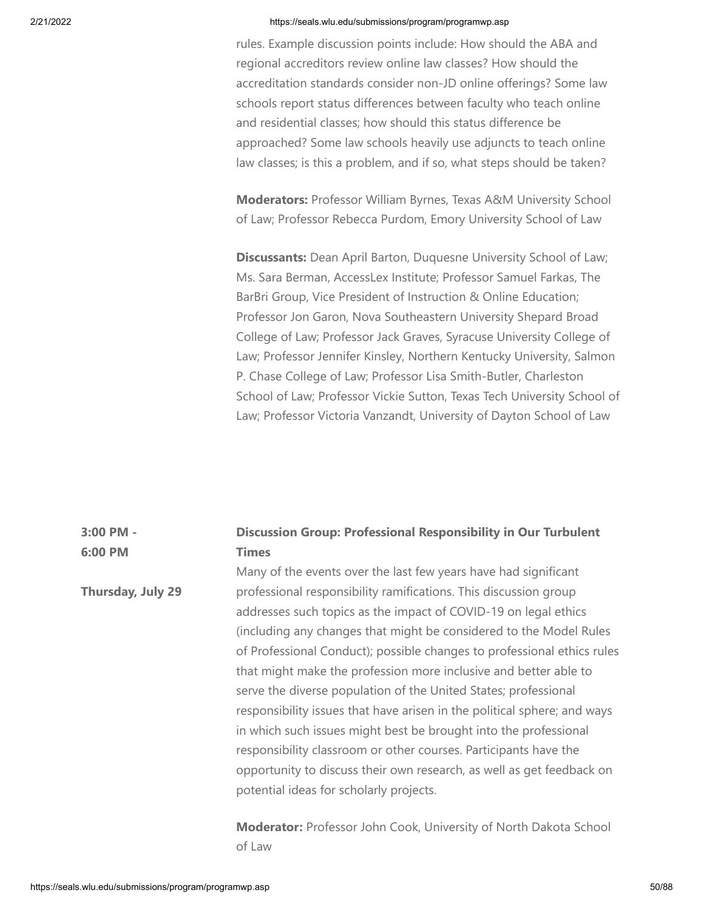rules. Example discussion points include: How should the ABA and regional accreditors review online law classes? How should the accreditation standards consider non-JD online offerings? Some law schools report status differences between faculty who teach online and residential classes; how should this status difference be approached? Some law schools heavily use adjuncts to teach online law classes; is this a problem, and if so, what steps should be taken?

**Moderators:** Professor William Byrnes, Texas A&M University School of Law; Professor Rebecca Purdom, Emory University School of Law

**Discussants:** Dean April Barton, Duquesne University School of Law; Ms. Sara Berman, AccessLex Institute; Professor Samuel Farkas, The BarBri Group, Vice President of Instruction & Online Education; Professor Jon Garon, Nova Southeastern University Shepard Broad College of Law; Professor Jack Graves, Syracuse University College of Law; Professor Jennifer Kinsley, Northern Kentucky University, Salmon P. Chase College of Law; Professor Lisa Smith-Butler, Charleston School of Law; Professor Vickie Sutton, Texas Tech University School of Law; Professor Victoria Vanzandt, University of Dayton School of Law

**3:00 PM - 6:00 PM**

**Thursday, July 29**

**Discussion Group: Professional Responsibility in Our Turbulent Times**

Many of the events over the last few years have had significant professional responsibility ramifications. This discussion group addresses such topics as the impact of COVID-19 on legal ethics (including any changes that might be considered to the Model Rules of Professional Conduct); possible changes to professional ethics rules that might make the profession more inclusive and better able to serve the diverse population of the United States; professional responsibility issues that have arisen in the political sphere; and ways in which such issues might best be brought into the professional responsibility classroom or other courses. Participants have the opportunity to discuss their own research, as well as get feedback on potential ideas for scholarly projects.

**Moderator:** Professor John Cook, University of North Dakota School of Law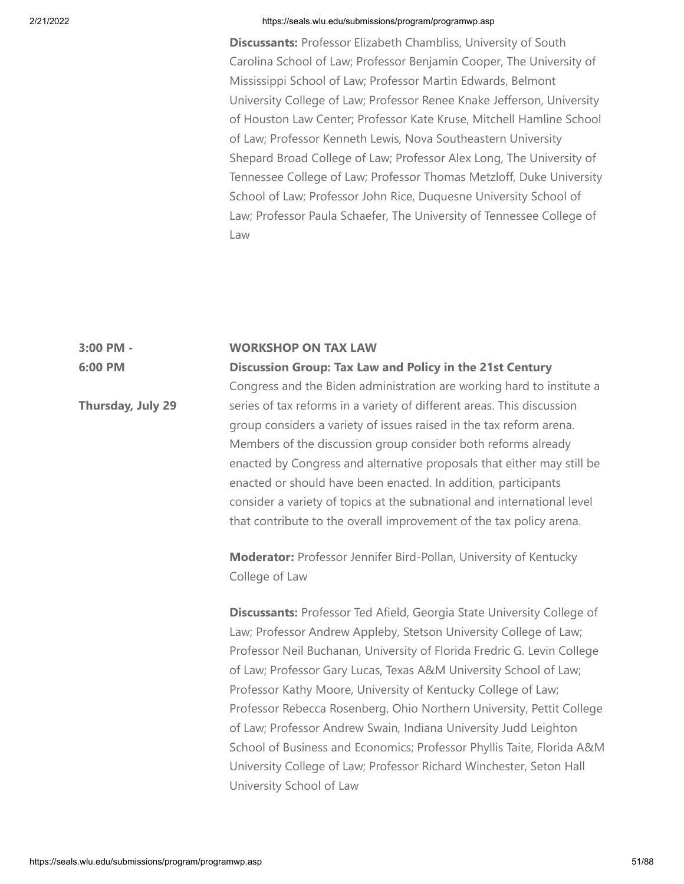**Discussants:** Professor Elizabeth Chambliss, University of South Carolina School of Law; Professor Benjamin Cooper, The University of Mississippi School of Law; Professor Martin Edwards, Belmont University College of Law; Professor Renee Knake Jefferson, University of Houston Law Center; Professor Kate Kruse, Mitchell Hamline School of Law; Professor Kenneth Lewis, Nova Southeastern University Shepard Broad College of Law; Professor Alex Long, The University of Tennessee College of Law; Professor Thomas Metzloff, Duke University School of Law; Professor John Rice, Duquesne University School of Law; Professor Paula Schaefer, The University of Tennessee College of Law

**3:00 PM - 6:00 PM**

**Thursday, July 29**

**WORKSHOP ON TAX LAW**

**Discussion Group: Tax Law and Policy in the 21st Century**

Congress and the Biden administration are working hard to institute a series of tax reforms in a variety of different areas. This discussion group considers a variety of issues raised in the tax reform arena. Members of the discussion group consider both reforms already enacted by Congress and alternative proposals that either may still be enacted or should have been enacted. In addition, participants consider a variety of topics at the subnational and international level that contribute to the overall improvement of the tax policy arena.

**Moderator:** Professor Jennifer Bird-Pollan, University of Kentucky College of Law

**Discussants:** Professor Ted Afield, Georgia State University College of Law; Professor Andrew Appleby, Stetson University College of Law; Professor Neil Buchanan, University of Florida Fredric G. Levin College of Law; Professor Gary Lucas, Texas A&M University School of Law; Professor Kathy Moore, University of Kentucky College of Law; Professor Rebecca Rosenberg, Ohio Northern University, Pettit College of Law; Professor Andrew Swain, Indiana University Judd Leighton School of Business and Economics; Professor Phyllis Taite, Florida A&M University College of Law; Professor Richard Winchester, Seton Hall University School of Law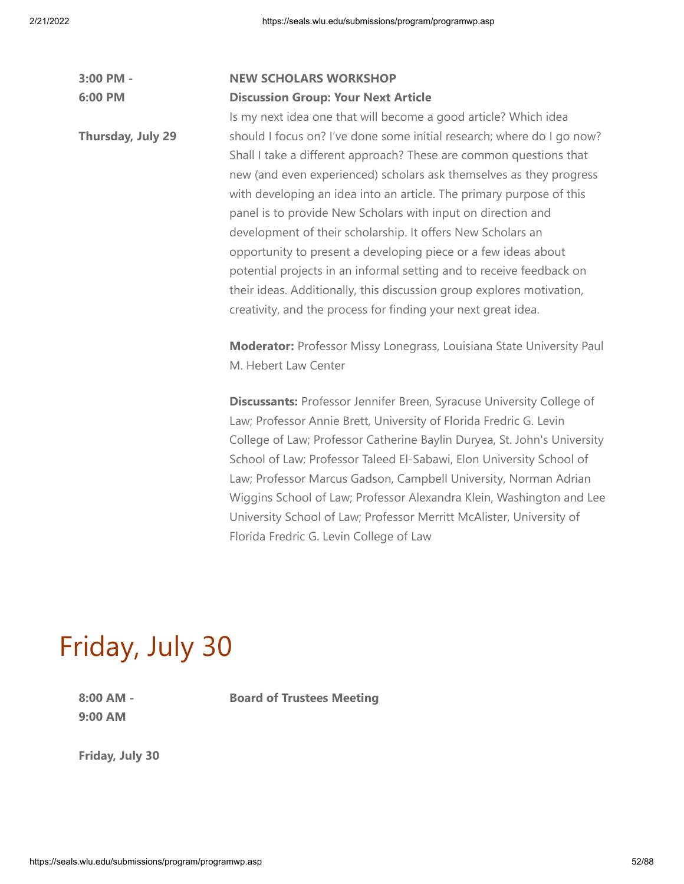**3:00 PM - 6:00 PM**

**Thursday, July 29**

**NEW SCHOLARS WORKSHOP**
**Discussion Group: Your Next Article**

Is my next idea one that will become a good article? Which idea should I focus on? I've done some initial research; where do I go now? Shall I take a different approach? These are common questions that new (and even experienced) scholars ask themselves as they progress with developing an idea into an article. The primary purpose of this panel is to provide New Scholars with input on direction and development of their scholarship. It offers New Scholars an opportunity to present a developing piece or a few ideas about potential projects in an informal setting and to receive feedback on their ideas. Additionally, this discussion group explores motivation, creativity, and the process for finding your next great idea.

**Moderator:** Professor Missy Lonegrass, Louisiana State University Paul M. Hebert Law Center

**Discussants:** Professor Jennifer Breen, Syracuse University College of Law; Professor Annie Brett, University of Florida Fredric G. Levin College of Law; Professor Catherine Baylin Duryea, St. John's University School of Law; Professor Taleed El-Sabawi, Elon University School of Law; Professor Marcus Gadson, Campbell University, Norman Adrian Wiggins School of Law; Professor Alexandra Klein, Washington and Lee University School of Law; Professor Merritt McAlister, University of Florida Fredric G. Levin College of Law

# Friday, July 30

**8:00 AM - 9:00 AM**

**Friday, July 30**

**Board of Trustees Meeting**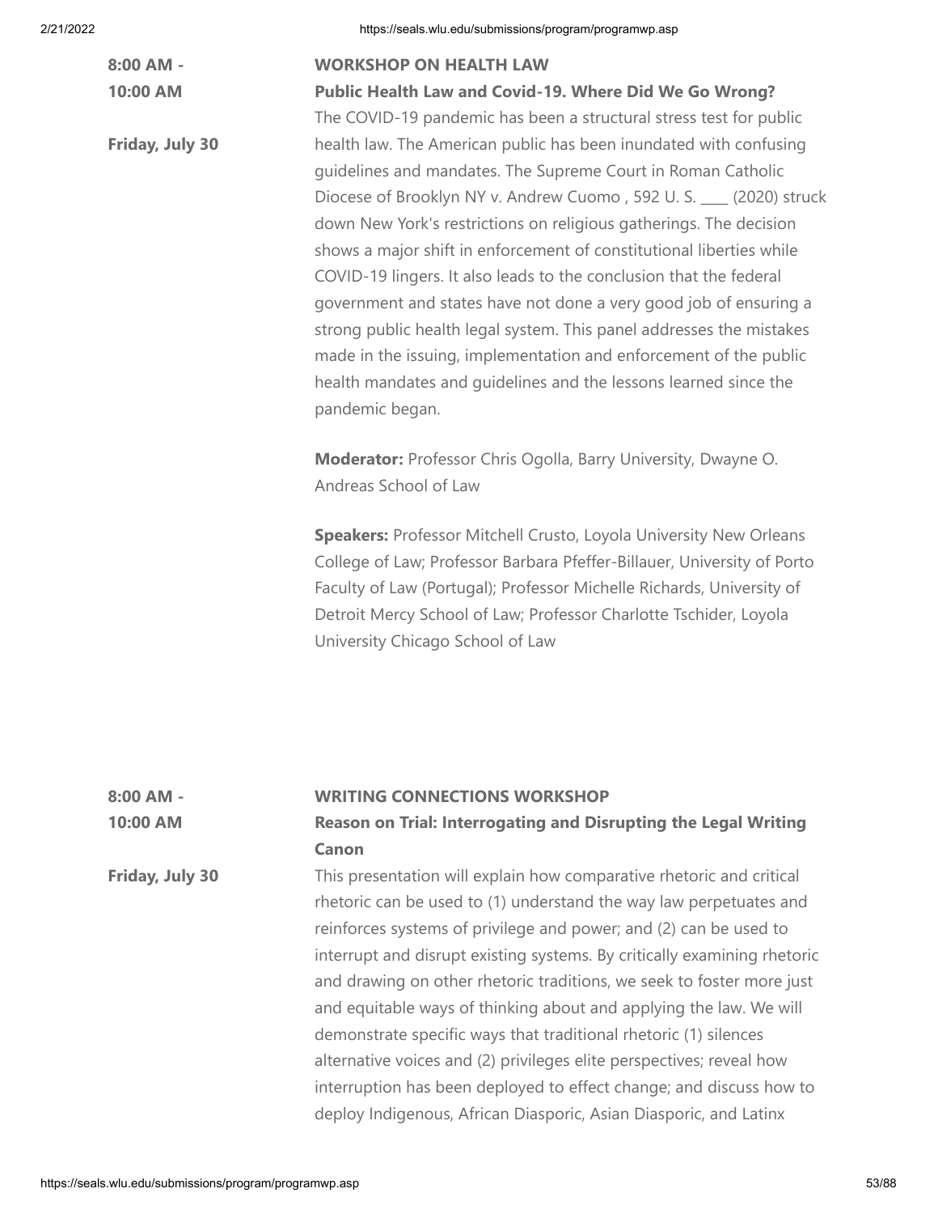**8:00 AM - 10:00 AM**

**Friday, July 30**

**WORKSHOP ON HEALTH LAW**

**Public Health Law and Covid-19. Where Did We Go Wrong?**

The COVID-19 pandemic has been a structural stress test for public health law. The American public has been inundated with confusing guidelines and mandates. The Supreme Court in Roman Catholic Diocese of Brooklyn NY v. Andrew Cuomo , 592 U. S. ____ (2020) struck down New York's restrictions on religious gatherings. The decision shows a major shift in enforcement of constitutional liberties while COVID-19 lingers. It also leads to the conclusion that the federal government and states have not done a very good job of ensuring a strong public health legal system. This panel addresses the mistakes made in the issuing, implementation and enforcement of the public health mandates and guidelines and the lessons learned since the pandemic began.

**Moderator:** Professor Chris Ogolla, Barry University, Dwayne O. Andreas School of Law

**Speakers:** Professor Mitchell Crusto, Loyola University New Orleans College of Law; Professor Barbara Pfeffer-Billauer, University of Porto Faculty of Law (Portugal); Professor Michelle Richards, University of Detroit Mercy School of Law; Professor Charlotte Tschider, Loyola University Chicago School of Law

**8:00 AM - 10:00 AM**

**Friday, July 30**

**WRITING CONNECTIONS WORKSHOP**

**Reason on Trial: Interrogating and Disrupting the Legal Writing Canon**

This presentation will explain how comparative rhetoric and critical rhetoric can be used to (1) understand the way law perpetuates and reinforces systems of privilege and power; and (2) can be used to interrupt and disrupt existing systems. By critically examining rhetoric and drawing on other rhetoric traditions, we seek to foster more just and equitable ways of thinking about and applying the law. We will demonstrate specific ways that traditional rhetoric (1) silences alternative voices and (2) privileges elite perspectives; reveal how interruption has been deployed to effect change; and discuss how to deploy Indigenous, African Diasporic, Asian Diasporic, and Latinx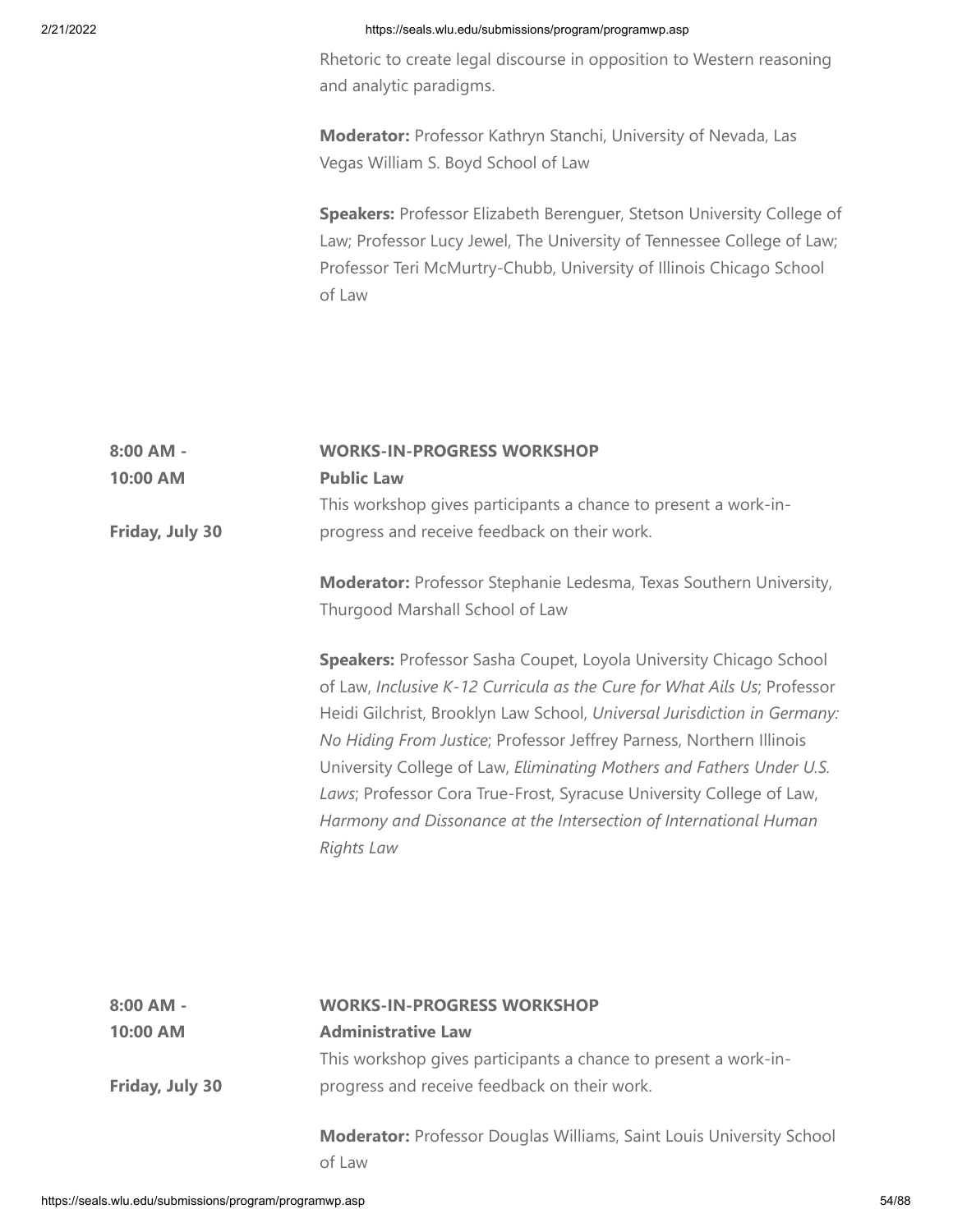Rhetoric to create legal discourse in opposition to Western reasoning and analytic paradigms.

**Moderator:** Professor Kathryn Stanchi, University of Nevada, Las Vegas William S. Boyd School of Law

**Speakers:** Professor Elizabeth Berenguer, Stetson University College of Law; Professor Lucy Jewel, The University of Tennessee College of Law; Professor Teri McMurtry-Chubb, University of Illinois Chicago School of Law

**8:00 AM - 10:00 AM**

**Friday, July 30**

**WORKS-IN-PROGRESS WORKSHOP**
**Public Law**
This workshop gives participants a chance to present a work-in-progress and receive feedback on their work.

**Moderator:** Professor Stephanie Ledesma, Texas Southern University, Thurgood Marshall School of Law

**Speakers:** Professor Sasha Coupet, Loyola University Chicago School of Law, *Inclusive K-12 Curricula as the Cure for What Ails Us*; Professor Heidi Gilchrist, Brooklyn Law School, *Universal Jurisdiction in Germany: No Hiding From Justice*; Professor Jeffrey Parness, Northern Illinois University College of Law, *Eliminating Mothers and Fathers Under U.S. Laws*; Professor Cora True-Frost, Syracuse University College of Law, *Harmony and Dissonance at the Intersection of International Human Rights Law*

**8:00 AM - 10:00 AM**

**Friday, July 30**

**WORKS-IN-PROGRESS WORKSHOP**
**Administrative Law**
This workshop gives participants a chance to present a work-in-progress and receive feedback on their work.

**Moderator:** Professor Douglas Williams, Saint Louis University School of Law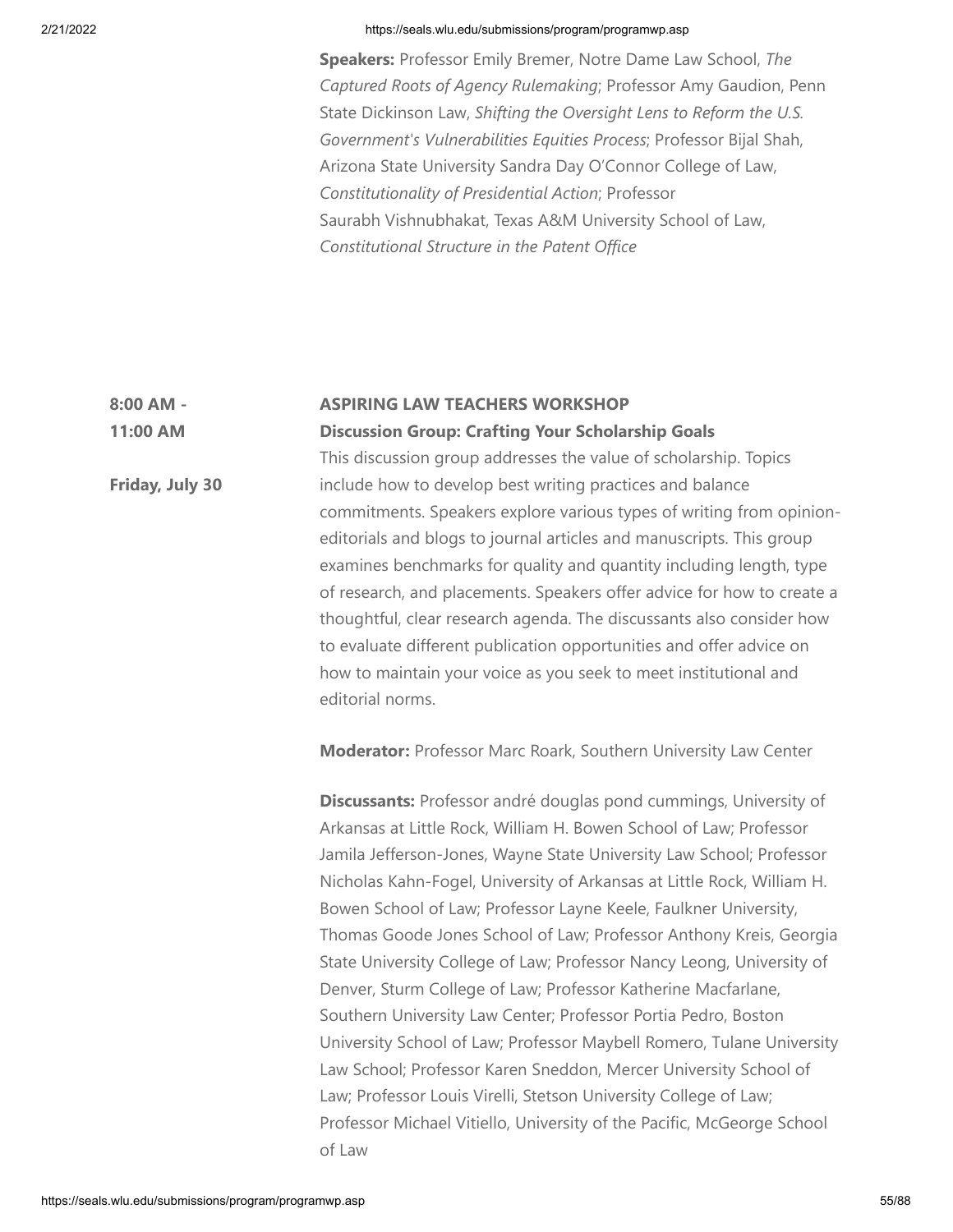**Speakers:** Professor Emily Bremer, Notre Dame Law School, *The Captured Roots of Agency Rulemaking*; Professor Amy Gaudion, Penn State Dickinson Law, *Shifting the Oversight Lens to Reform the U.S. Government's Vulnerabilities Equities Process*; Professor Bijal Shah, Arizona State University Sandra Day O'Connor College of Law, *Constitutionality of Presidential Action*; Professor Saurabh Vishnubhakat, Texas A&M University School of Law, *Constitutional Structure in the Patent Office*

**8:00 AM - 11:00 AM**

**Friday, July 30**

**ASPIRING LAW TEACHERS WORKSHOP**

**Discussion Group: Crafting Your Scholarship Goals**

This discussion group addresses the value of scholarship. Topics include how to develop best writing practices and balance commitments. Speakers explore various types of writing from opinion-editorials and blogs to journal articles and manuscripts. This group examines benchmarks for quality and quantity including length, type of research, and placements. Speakers offer advice for how to create a thoughtful, clear research agenda. The discussants also consider how to evaluate different publication opportunities and offer advice on how to maintain your voice as you seek to meet institutional and editorial norms.

**Moderator:** Professor Marc Roark, Southern University Law Center

**Discussants:** Professor andré douglas pond cummings, University of Arkansas at Little Rock, William H. Bowen School of Law; Professor Jamila Jefferson-Jones, Wayne State University Law School; Professor Nicholas Kahn-Fogel, University of Arkansas at Little Rock, William H. Bowen School of Law; Professor Layne Keele, Faulkner University, Thomas Goode Jones School of Law; Professor Anthony Kreis, Georgia State University College of Law; Professor Nancy Leong, University of Denver, Sturm College of Law; Professor Katherine Macfarlane, Southern University Law Center; Professor Portia Pedro, Boston University School of Law; Professor Maybell Romero, Tulane University Law School; Professor Karen Sneddon, Mercer University School of Law; Professor Louis Virelli, Stetson University College of Law; Professor Michael Vitiello, University of the Pacific, McGeorge School of Law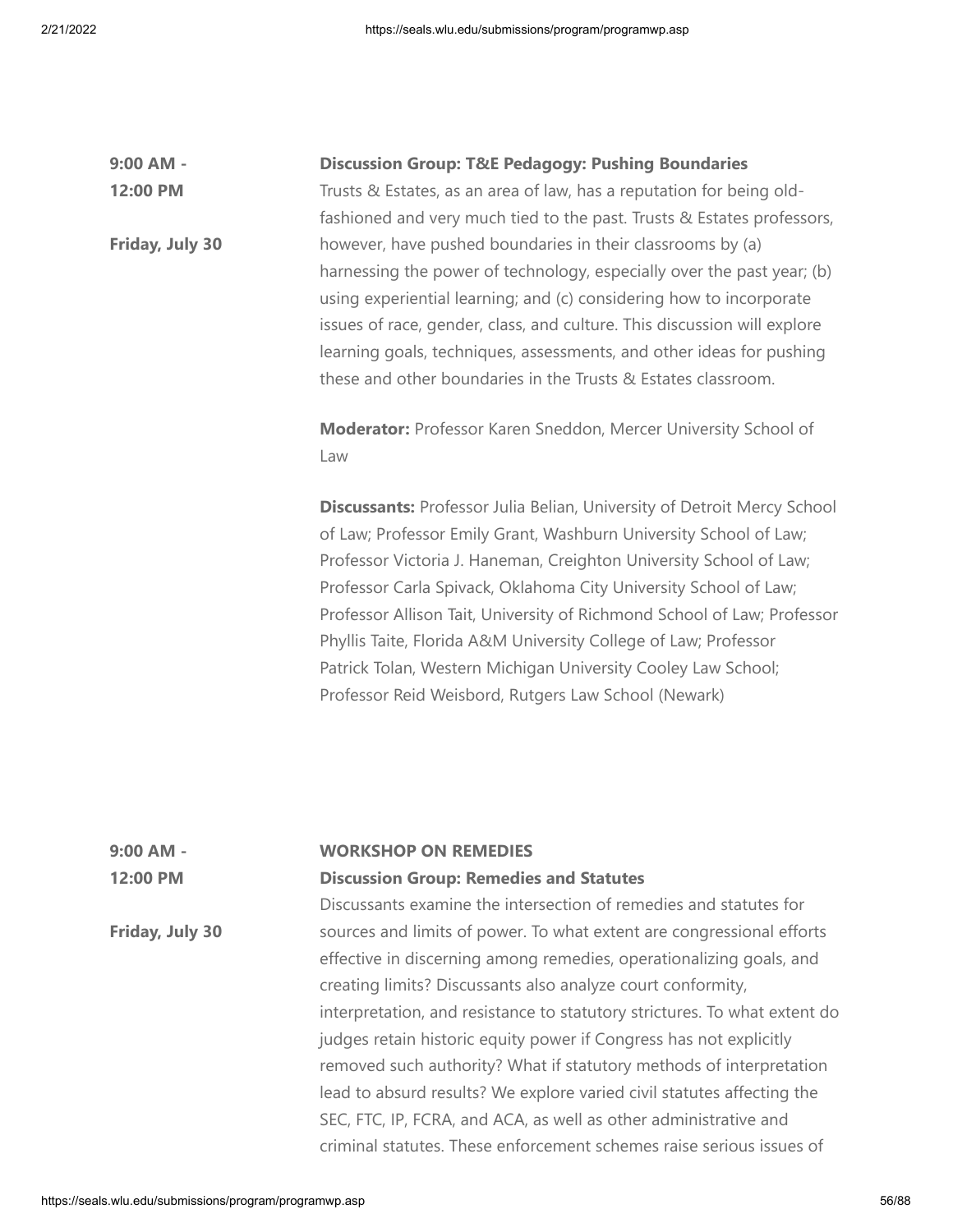**9:00 AM - 12:00 PM**

**Friday, July 30**

**Discussion Group: T&E Pedagogy: Pushing Boundaries**

Trusts & Estates, as an area of law, has a reputation for being old-fashioned and very much tied to the past. Trusts & Estates professors, however, have pushed boundaries in their classrooms by (a) harnessing the power of technology, especially over the past year; (b) using experiential learning; and (c) considering how to incorporate issues of race, gender, class, and culture. This discussion will explore learning goals, techniques, assessments, and other ideas for pushing these and other boundaries in the Trusts & Estates classroom.

**Moderator:** Professor Karen Sneddon, Mercer University School of Law

**Discussants:** Professor Julia Belian, University of Detroit Mercy School of Law; Professor Emily Grant, Washburn University School of Law; Professor Victoria J. Haneman, Creighton University School of Law; Professor Carla Spivack, Oklahoma City University School of Law; Professor Allison Tait, University of Richmond School of Law; Professor Phyllis Taite, Florida A&M University College of Law; Professor Patrick Tolan, Western Michigan University Cooley Law School; Professor Reid Weisbord, Rutgers Law School (Newark)

**9:00 AM - 12:00 PM**

**Friday, July 30**

**WORKSHOP ON REMEDIES**

**Discussion Group: Remedies and Statutes**

Discussants examine the intersection of remedies and statutes for sources and limits of power. To what extent are congressional efforts effective in discerning among remedies, operationalizing goals, and creating limits? Discussants also analyze court conformity, interpretation, and resistance to statutory strictures. To what extent do judges retain historic equity power if Congress has not explicitly removed such authority? What if statutory methods of interpretation lead to absurd results? We explore varied civil statutes affecting the SEC, FTC, IP, FCRA, and ACA, as well as other administrative and criminal statutes. These enforcement schemes raise serious issues of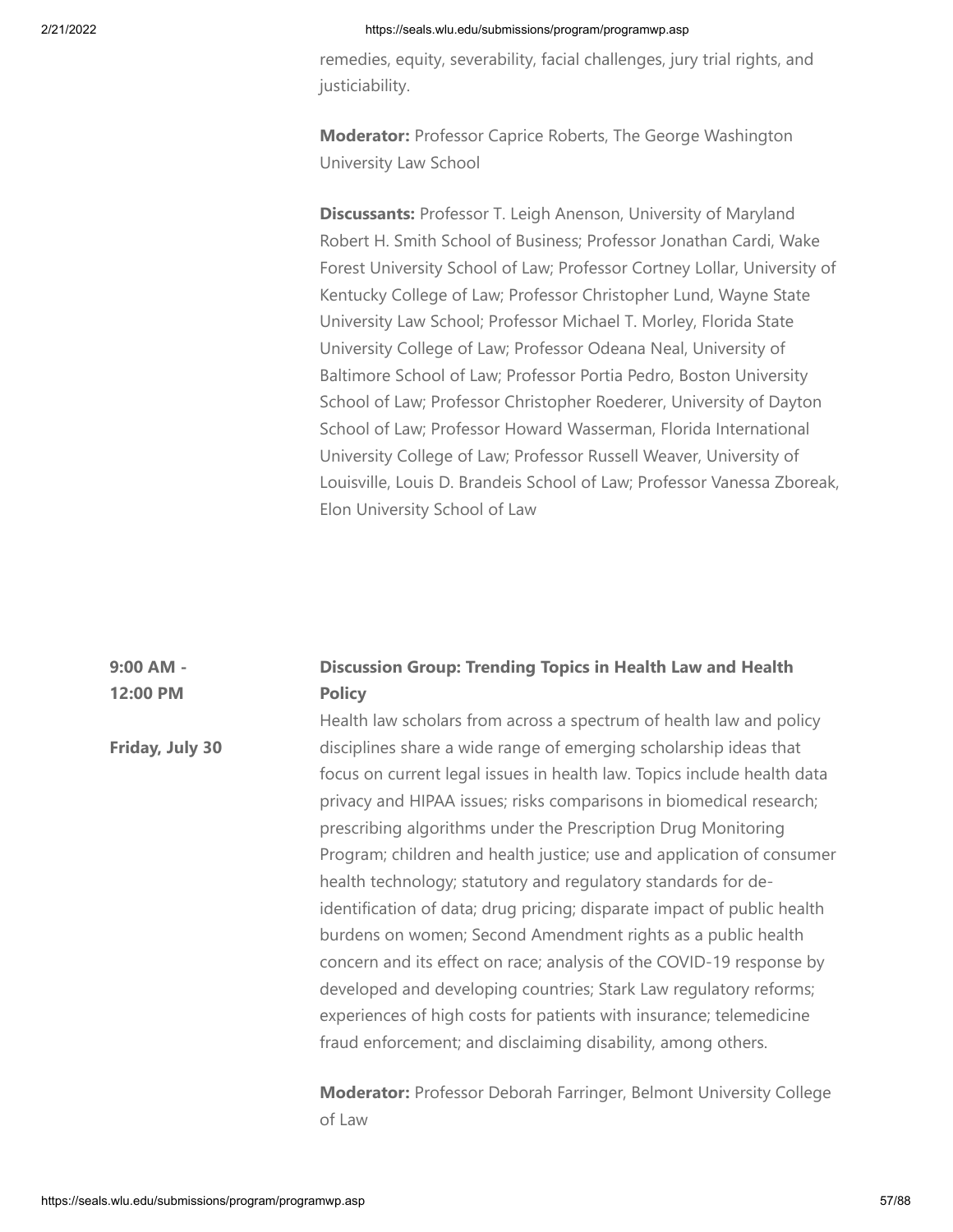remedies, equity, severability, facial challenges, jury trial rights, and justiciability.

**Moderator:** Professor Caprice Roberts, The George Washington University Law School

**Discussants:** Professor T. Leigh Anenson, University of Maryland Robert H. Smith School of Business; Professor Jonathan Cardi, Wake Forest University School of Law; Professor Cortney Lollar, University of Kentucky College of Law; Professor Christopher Lund, Wayne State University Law School; Professor Michael T. Morley, Florida State University College of Law; Professor Odeana Neal, University of Baltimore School of Law; Professor Portia Pedro, Boston University School of Law; Professor Christopher Roederer, University of Dayton School of Law; Professor Howard Wasserman, Florida International University College of Law; Professor Russell Weaver, University of Louisville, Louis D. Brandeis School of Law; Professor Vanessa Zboreak, Elon University School of Law

**9:00 AM - 12:00 PM**

**Friday, July 30**

**Discussion Group: Trending Topics in Health Law and Health Policy**

Health law scholars from across a spectrum of health law and policy disciplines share a wide range of emerging scholarship ideas that focus on current legal issues in health law. Topics include health data privacy and HIPAA issues; risks comparisons in biomedical research; prescribing algorithms under the Prescription Drug Monitoring Program; children and health justice; use and application of consumer health technology; statutory and regulatory standards for de-identification of data; drug pricing; disparate impact of public health burdens on women; Second Amendment rights as a public health concern and its effect on race; analysis of the COVID-19 response by developed and developing countries; Stark Law regulatory reforms; experiences of high costs for patients with insurance; telemedicine fraud enforcement; and disclaiming disability, among others.

**Moderator:** Professor Deborah Farringer, Belmont University College of Law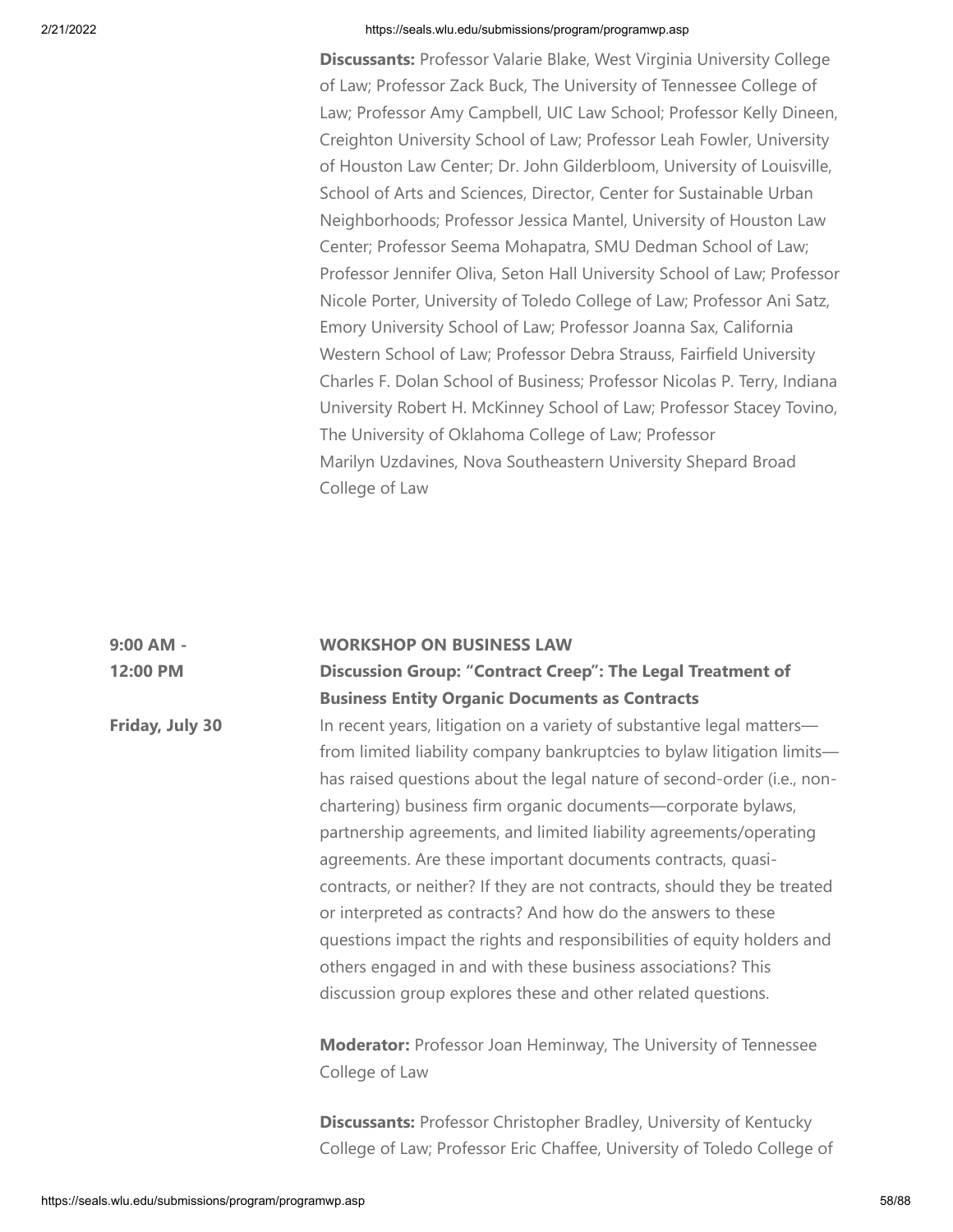**Discussants:** Professor Valarie Blake, West Virginia University College of Law; Professor Zack Buck, The University of Tennessee College of Law; Professor Amy Campbell, UIC Law School; Professor Kelly Dineen, Creighton University School of Law; Professor Leah Fowler, University of Houston Law Center; Dr. John Gilderbloom, University of Louisville, School of Arts and Sciences, Director, Center for Sustainable Urban Neighborhoods; Professor Jessica Mantel, University of Houston Law Center; Professor Seema Mohapatra, SMU Dedman School of Law; Professor Jennifer Oliva, Seton Hall University School of Law; Professor Nicole Porter, University of Toledo College of Law; Professor Ani Satz, Emory University School of Law; Professor Joanna Sax, California Western School of Law; Professor Debra Strauss, Fairfield University Charles F. Dolan School of Business; Professor Nicolas P. Terry, Indiana University Robert H. McKinney School of Law; Professor Stacey Tovino, The University of Oklahoma College of Law; Professor Marilyn Uzdavines, Nova Southeastern University Shepard Broad College of Law

**9:00 AM - 12:00 PM**

**Friday, July 30**

**WORKSHOP ON BUSINESS LAW**

**Discussion Group: "Contract Creep": The Legal Treatment of Business Entity Organic Documents as Contracts**

In recent years, litigation on a variety of substantive legal matters—from limited liability company bankruptcies to bylaw litigation limits—has raised questions about the legal nature of second-order (i.e., non-chartering) business firm organic documents—corporate bylaws, partnership agreements, and limited liability agreements/operating agreements. Are these important documents contracts, quasi-contracts, or neither? If they are not contracts, should they be treated or interpreted as contracts? And how do the answers to these questions impact the rights and responsibilities of equity holders and others engaged in and with these business associations? This discussion group explores these and other related questions.

**Moderator:** Professor Joan Heminway, The University of Tennessee College of Law

**Discussants:** Professor Christopher Bradley, University of Kentucky College of Law; Professor Eric Chaffee, University of Toledo College of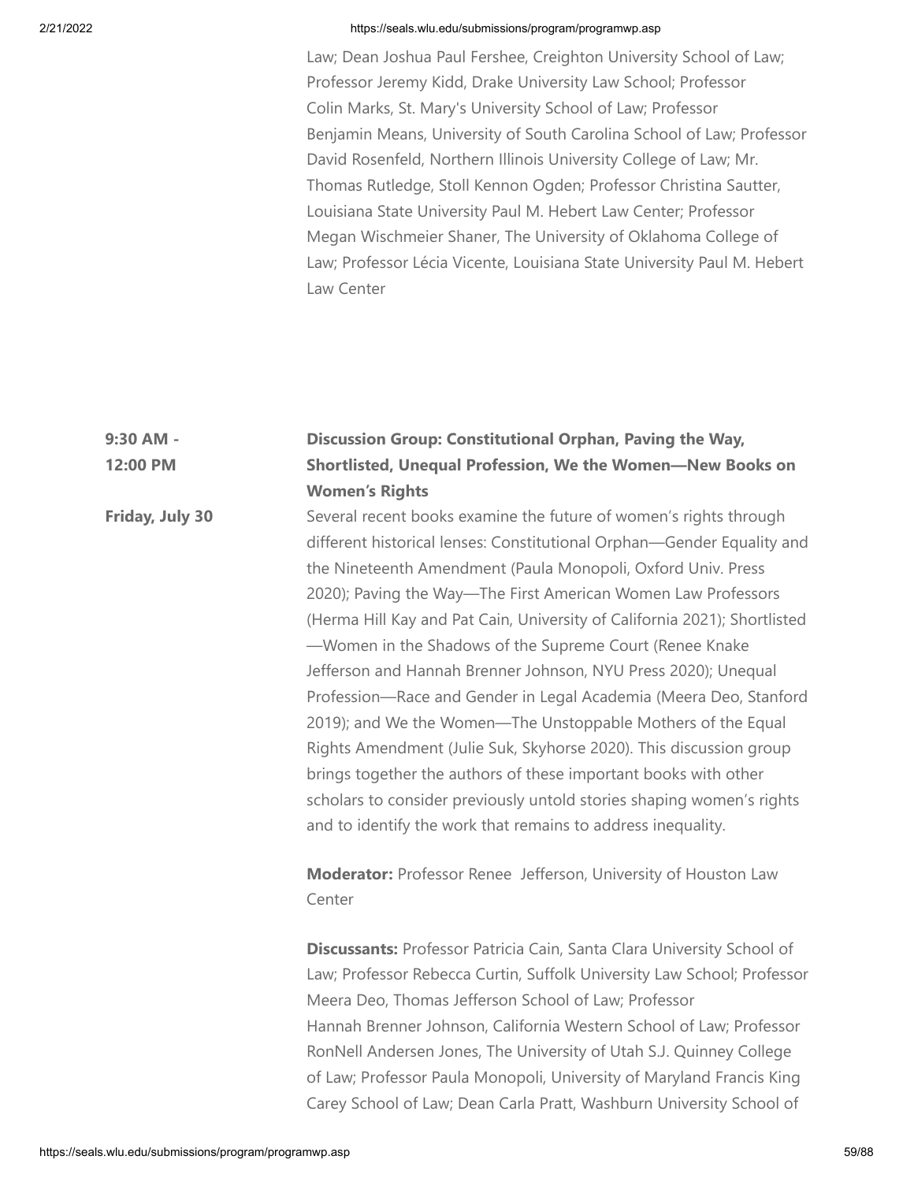Law; Dean Joshua Paul Fershee, Creighton University School of Law; Professor Jeremy Kidd, Drake University Law School; Professor Colin Marks, St. Mary's University School of Law; Professor Benjamin Means, University of South Carolina School of Law; Professor David Rosenfeld, Northern Illinois University College of Law; Mr. Thomas Rutledge, Stoll Kennon Ogden; Professor Christina Sautter, Louisiana State University Paul M. Hebert Law Center; Professor Megan Wischmeier Shaner, The University of Oklahoma College of Law; Professor Lécia Vicente, Louisiana State University Paul M. Hebert Law Center

**9:30 AM - 12:00 PM**

**Friday, July 30**

**Discussion Group: Constitutional Orphan, Paving the Way, Shortlisted, Unequal Profession, We the Women—New Books on Women's Rights**

Several recent books examine the future of women's rights through different historical lenses: Constitutional Orphan—Gender Equality and the Nineteenth Amendment (Paula Monopoli, Oxford Univ. Press 2020); Paving the Way—The First American Women Law Professors (Herma Hill Kay and Pat Cain, University of California 2021); Shortlisted—Women in the Shadows of the Supreme Court (Renee Knake Jefferson and Hannah Brenner Johnson, NYU Press 2020); Unequal Profession—Race and Gender in Legal Academia (Meera Deo, Stanford 2019); and We the Women—The Unstoppable Mothers of the Equal Rights Amendment (Julie Suk, Skyhorse 2020). This discussion group brings together the authors of these important books with other scholars to consider previously untold stories shaping women's rights and to identify the work that remains to address inequality.

**Moderator:** Professor Renee Jefferson, University of Houston Law Center

**Discussants:** Professor Patricia Cain, Santa Clara University School of Law; Professor Rebecca Curtin, Suffolk University Law School; Professor Meera Deo, Thomas Jefferson School of Law; Professor Hannah Brenner Johnson, California Western School of Law; Professor RonNell Andersen Jones, The University of Utah S.J. Quinney College of Law; Professor Paula Monopoli, University of Maryland Francis King Carey School of Law; Dean Carla Pratt, Washburn University School of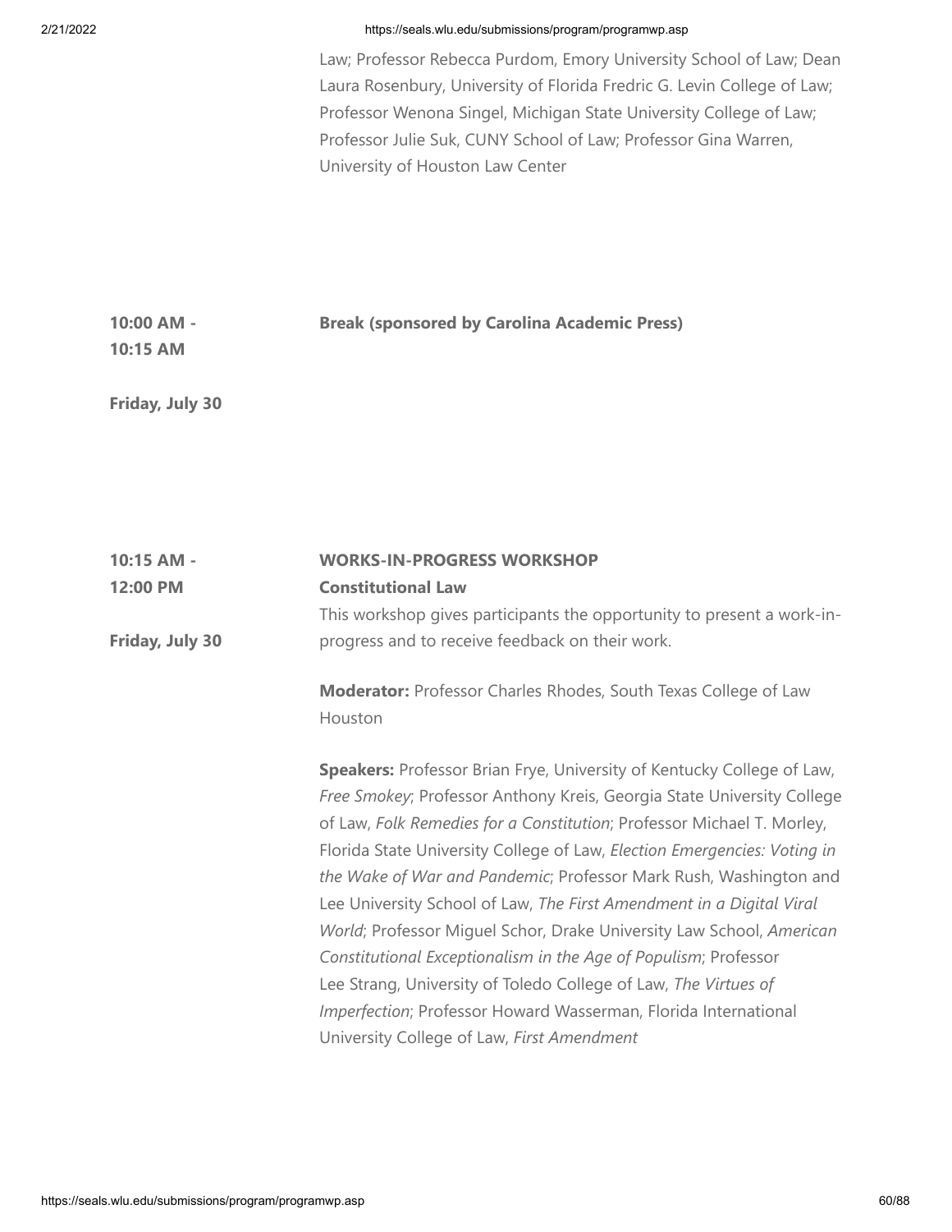Law; Professor Rebecca Purdom, Emory University School of Law; Dean Laura Rosenbury, University of Florida Fredric G. Levin College of Law; Professor Wenona Singel, Michigan State University College of Law; Professor Julie Suk, CUNY School of Law; Professor Gina Warren, University of Houston Law Center

**10:00 AM - 10:15 AM**

**Friday, July 30**

**Break (sponsored by Carolina Academic Press)**

**10:15 AM - 12:00 PM**

**Friday, July 30**

**WORKS-IN-PROGRESS WORKSHOP**
**Constitutional Law**

This workshop gives participants the opportunity to present a work-in-progress and to receive feedback on their work.

**Moderator:** Professor Charles Rhodes, South Texas College of Law Houston

**Speakers:** Professor Brian Frye, University of Kentucky College of Law, *Free Smokey*; Professor Anthony Kreis, Georgia State University College of Law, *Folk Remedies for a Constitution*; Professor Michael T. Morley, Florida State University College of Law, *Election Emergencies: Voting in the Wake of War and Pandemic*; Professor Mark Rush, Washington and Lee University School of Law, *The First Amendment in a Digital Viral World*; Professor Miguel Schor, Drake University Law School, *American Constitutional Exceptionalism in the Age of Populism*; Professor Lee Strang, University of Toledo College of Law, *The Virtues of Imperfection*; Professor Howard Wasserman, Florida International University College of Law, *First Amendment*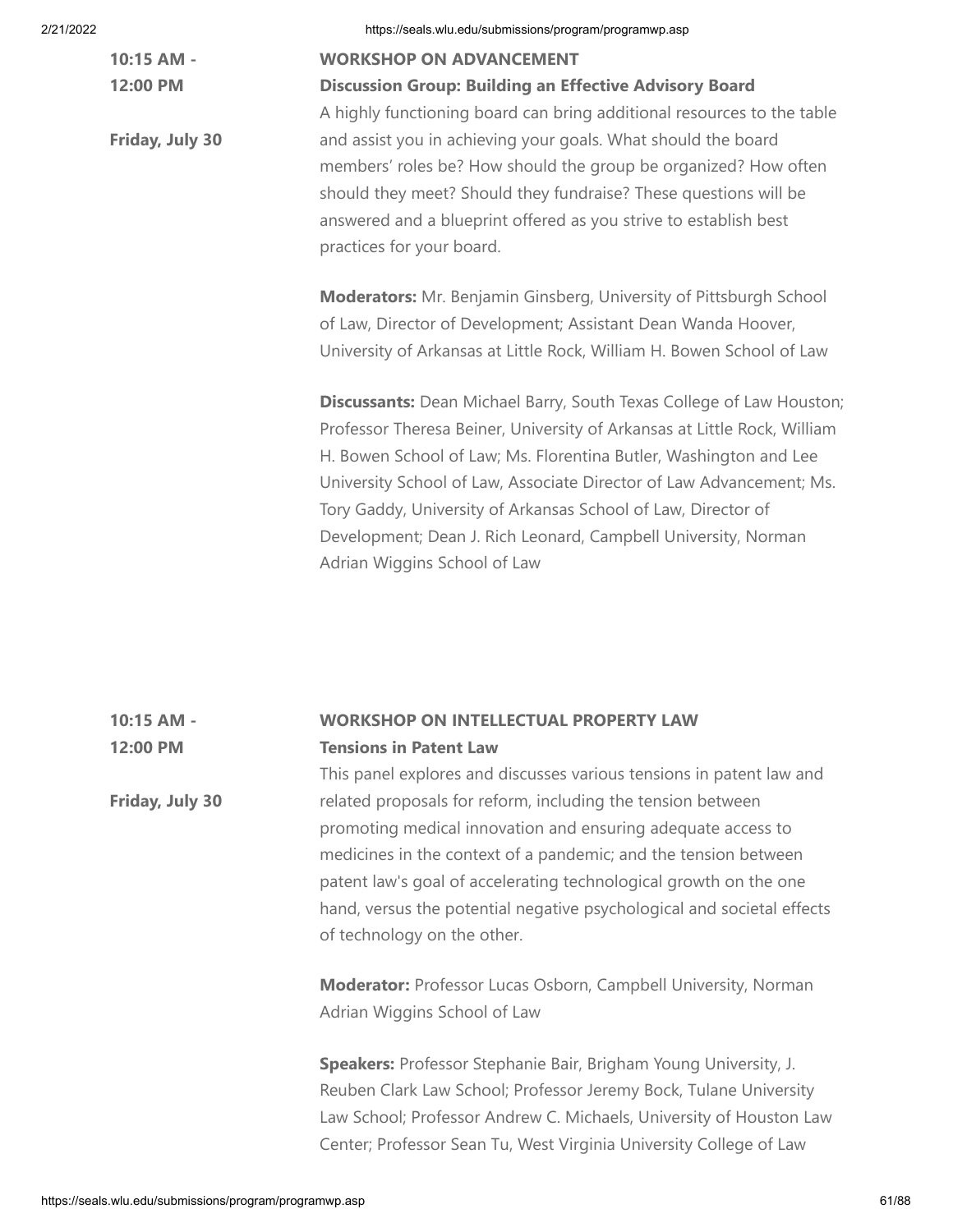**10:15 AM - 12:00 PM**

**Friday, July 30**

**WORKSHOP ON ADVANCEMENT**

**Discussion Group: Building an Effective Advisory Board**

A highly functioning board can bring additional resources to the table and assist you in achieving your goals. What should the board members' roles be? How should the group be organized? How often should they meet? Should they fundraise? These questions will be answered and a blueprint offered as you strive to establish best practices for your board.

**Moderators:** Mr. Benjamin Ginsberg, University of Pittsburgh School of Law, Director of Development; Assistant Dean Wanda Hoover, University of Arkansas at Little Rock, William H. Bowen School of Law

**Discussants:** Dean Michael Barry, South Texas College of Law Houston; Professor Theresa Beiner, University of Arkansas at Little Rock, William H. Bowen School of Law; Ms. Florentina Butler, Washington and Lee University School of Law, Associate Director of Law Advancement; Ms. Tory Gaddy, University of Arkansas School of Law, Director of Development; Dean J. Rich Leonard, Campbell University, Norman Adrian Wiggins School of Law

**10:15 AM - 12:00 PM**

**Friday, July 30**

**WORKSHOP ON INTELLECTUAL PROPERTY LAW**

**Tensions in Patent Law**

This panel explores and discusses various tensions in patent law and related proposals for reform, including the tension between promoting medical innovation and ensuring adequate access to medicines in the context of a pandemic; and the tension between patent law's goal of accelerating technological growth on the one hand, versus the potential negative psychological and societal effects of technology on the other.

**Moderator:** Professor Lucas Osborn, Campbell University, Norman Adrian Wiggins School of Law

**Speakers:** Professor Stephanie Bair, Brigham Young University, J. Reuben Clark Law School; Professor Jeremy Bock, Tulane University Law School; Professor Andrew C. Michaels, University of Houston Law Center; Professor Sean Tu, West Virginia University College of Law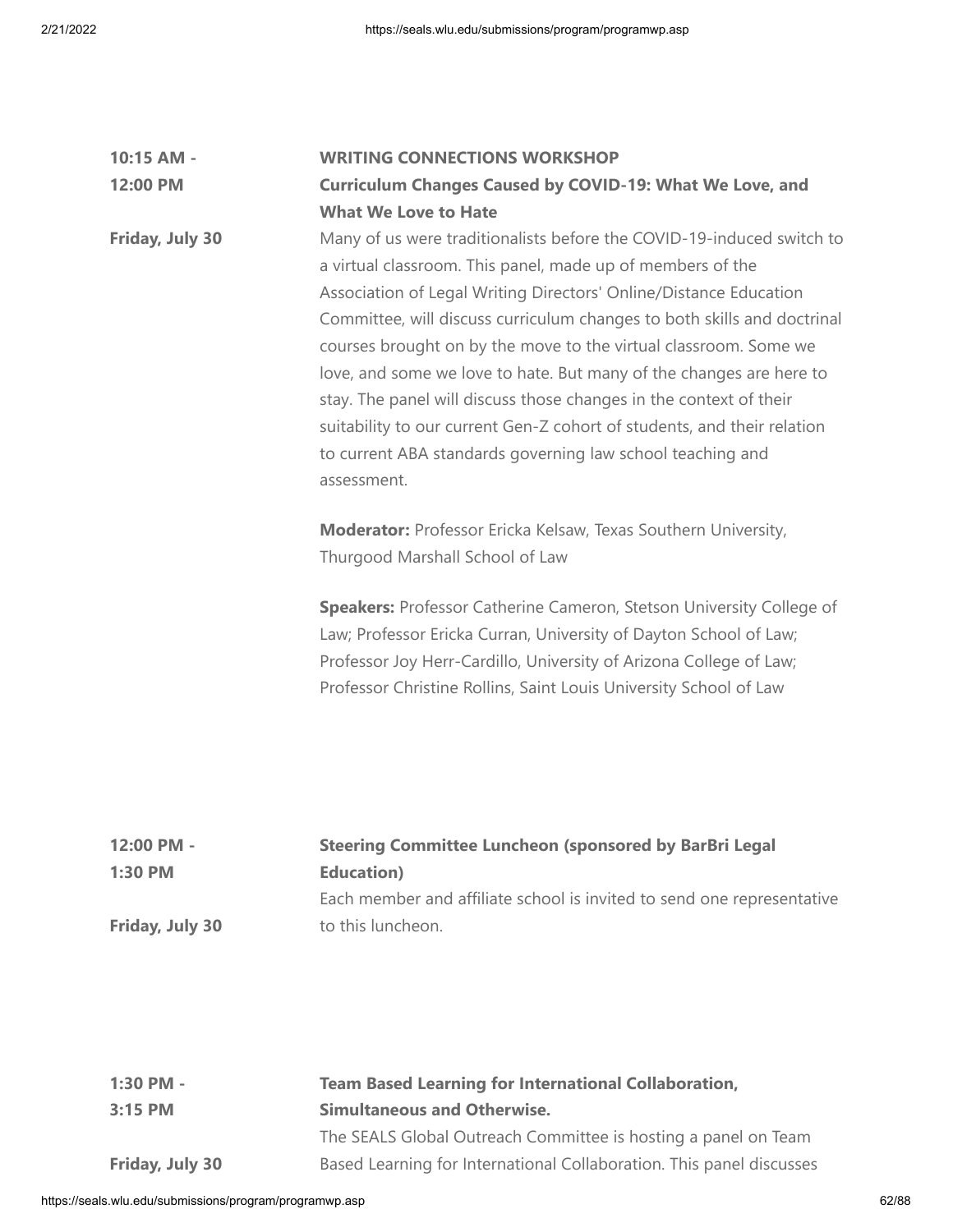**10:15 AM - 12:00 PM**

**Friday, July 30**

**WRITING CONNECTIONS WORKSHOP**

**Curriculum Changes Caused by COVID-19: What We Love, and What We Love to Hate**

Many of us were traditionalists before the COVID-19-induced switch to a virtual classroom. This panel, made up of members of the Association of Legal Writing Directors' Online/Distance Education Committee, will discuss curriculum changes to both skills and doctrinal courses brought on by the move to the virtual classroom. Some we love, and some we love to hate. But many of the changes are here to stay. The panel will discuss those changes in the context of their suitability to our current Gen-Z cohort of students, and their relation to current ABA standards governing law school teaching and assessment.

**Moderator:** Professor Ericka Kelsaw, Texas Southern University, Thurgood Marshall School of Law

**Speakers:** Professor Catherine Cameron, Stetson University College of Law; Professor Ericka Curran, University of Dayton School of Law; Professor Joy Herr-Cardillo, University of Arizona College of Law; Professor Christine Rollins, Saint Louis University School of Law

**12:00 PM - 1:30 PM**

**Friday, July 30**

**Steering Committee Luncheon (sponsored by BarBri Legal Education)**

Each member and affiliate school is invited to send one representative to this luncheon.

**1:30 PM - 3:15 PM**

**Friday, July 30**

**Team Based Learning for International Collaboration, Simultaneous and Otherwise.**

The SEALS Global Outreach Committee is hosting a panel on Team Based Learning for International Collaboration. This panel discusses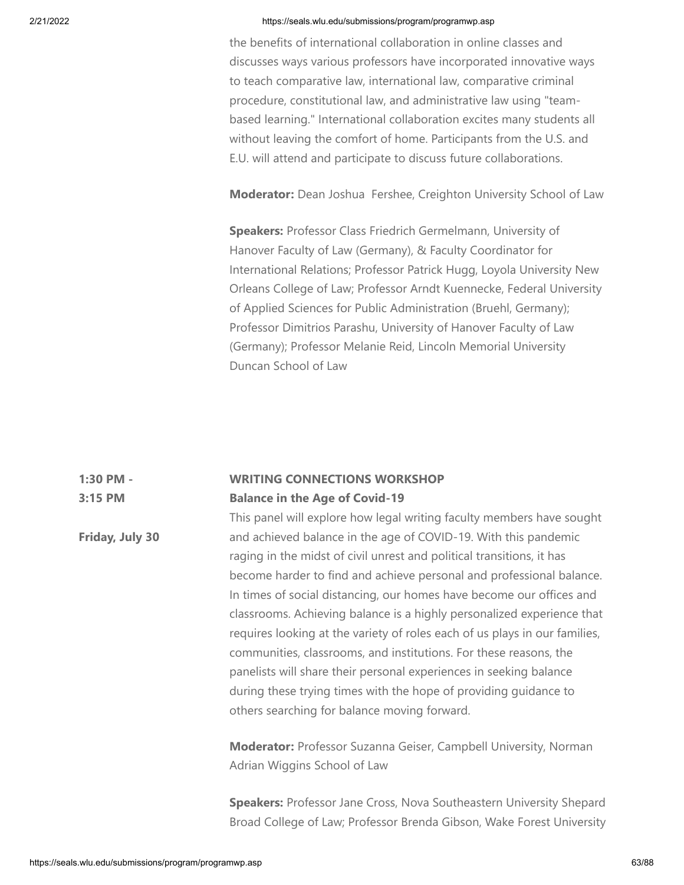the benefits of international collaboration in online classes and discusses ways various professors have incorporated innovative ways to teach comparative law, international law, comparative criminal procedure, constitutional law, and administrative law using "team-based learning." International collaboration excites many students all without leaving the comfort of home. Participants from the U.S. and E.U. will attend and participate to discuss future collaborations.

**Moderator:** Dean Joshua Fershee, Creighton University School of Law

**Speakers:** Professor Class Friedrich Germelmann, University of Hanover Faculty of Law (Germany), & Faculty Coordinator for International Relations; Professor Patrick Hugg, Loyola University New Orleans College of Law; Professor Arndt Kuennecke, Federal University of Applied Sciences for Public Administration (Bruehl, Germany); Professor Dimitrios Parashu, University of Hanover Faculty of Law (Germany); Professor Melanie Reid, Lincoln Memorial University Duncan School of Law

**1:30 PM - 3:15 PM**

**Friday, July 30**

**WRITING CONNECTIONS WORKSHOP**
**Balance in the Age of Covid-19**

This panel will explore how legal writing faculty members have sought and achieved balance in the age of COVID-19. With this pandemic raging in the midst of civil unrest and political transitions, it has become harder to find and achieve personal and professional balance. In times of social distancing, our homes have become our offices and classrooms. Achieving balance is a highly personalized experience that requires looking at the variety of roles each of us plays in our families, communities, classrooms, and institutions. For these reasons, the panelists will share their personal experiences in seeking balance during these trying times with the hope of providing guidance to others searching for balance moving forward.

**Moderator:** Professor Suzanna Geiser, Campbell University, Norman Adrian Wiggins School of Law

**Speakers:** Professor Jane Cross, Nova Southeastern University Shepard Broad College of Law; Professor Brenda Gibson, Wake Forest University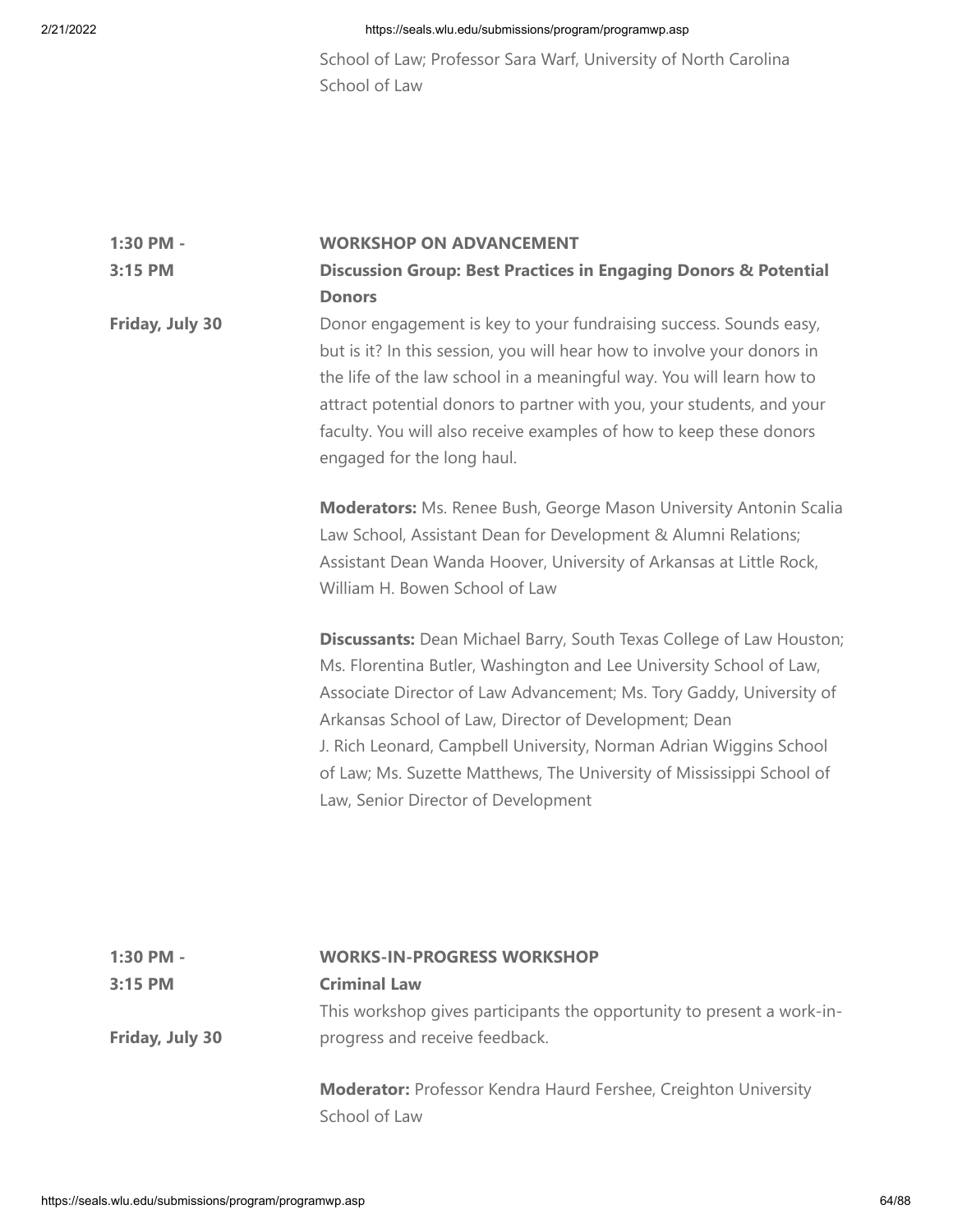School of Law; Professor Sara Warf, University of North Carolina School of Law

**1:30 PM - 3:15 PM**

**Friday, July 30**

**WORKSHOP ON ADVANCEMENT**

**Discussion Group: Best Practices in Engaging Donors & Potential Donors**

Donor engagement is key to your fundraising success. Sounds easy, but is it? In this session, you will hear how to involve your donors in the life of the law school in a meaningful way. You will learn how to attract potential donors to partner with you, your students, and your faculty. You will also receive examples of how to keep these donors engaged for the long haul.

**Moderators:** Ms. Renee Bush, George Mason University Antonin Scalia Law School, Assistant Dean for Development & Alumni Relations; Assistant Dean Wanda Hoover, University of Arkansas at Little Rock, William H. Bowen School of Law

**Discussants:** Dean Michael Barry, South Texas College of Law Houston; Ms. Florentina Butler, Washington and Lee University School of Law, Associate Director of Law Advancement; Ms. Tory Gaddy, University of Arkansas School of Law, Director of Development; Dean J. Rich Leonard, Campbell University, Norman Adrian Wiggins School of Law; Ms. Suzette Matthews, The University of Mississippi School of Law, Senior Director of Development

**1:30 PM - 3:15 PM**

**Friday, July 30**

**WORKS-IN-PROGRESS WORKSHOP**

**Criminal Law**

This workshop gives participants the opportunity to present a work-in-progress and receive feedback.

**Moderator:** Professor Kendra Haurd Fershee, Creighton University School of Law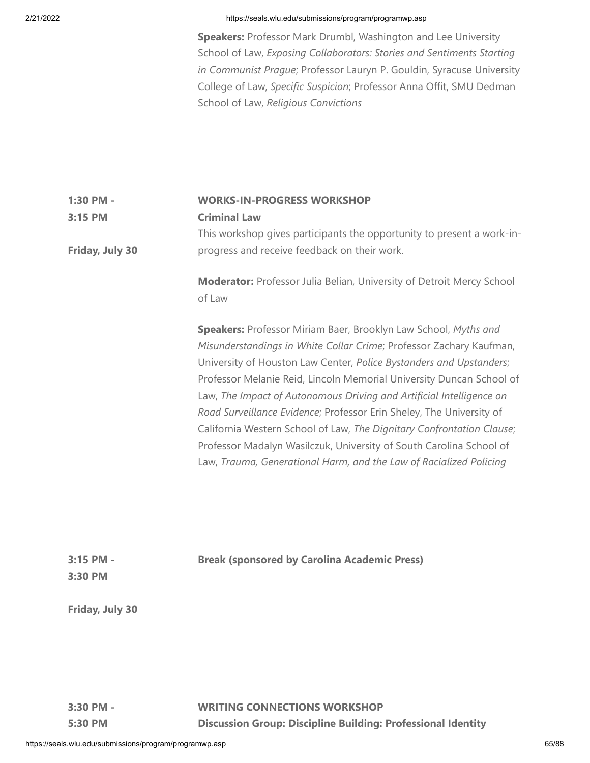**Speakers:** Professor Mark Drumbl, Washington and Lee University School of Law, *Exposing Collaborators: Stories and Sentiments Starting in Communist Prague*; Professor Lauryn P. Gouldin, Syracuse University College of Law, *Specific Suspicion*; Professor Anna Offit, SMU Dedman School of Law, *Religious Convictions*

**1:30 PM - 3:15 PM**

**Friday, July 30**

**WORKS-IN-PROGRESS WORKSHOP**
**Criminal Law**
This workshop gives participants the opportunity to present a work-in-progress and receive feedback on their work.

**Moderator:** Professor Julia Belian, University of Detroit Mercy School of Law

**Speakers:** Professor Miriam Baer, Brooklyn Law School, *Myths and Misunderstandings in White Collar Crime*; Professor Zachary Kaufman, University of Houston Law Center, *Police Bystanders and Upstanders*; Professor Melanie Reid, Lincoln Memorial University Duncan School of Law, *The Impact of Autonomous Driving and Artificial Intelligence on Road Surveillance Evidence*; Professor Erin Sheley, The University of California Western School of Law, *The Dignitary Confrontation Clause*; Professor Madalyn Wasilczuk, University of South Carolina School of Law, *Trauma, Generational Harm, and the Law of Racialized Policing*

**3:15 PM - 3:30 PM**

**Friday, July 30**

**Break (sponsored by Carolina Academic Press)**

**3:30 PM - 5:30 PM**

**WRITING CONNECTIONS WORKSHOP**
**Discussion Group: Discipline Building: Professional Identity**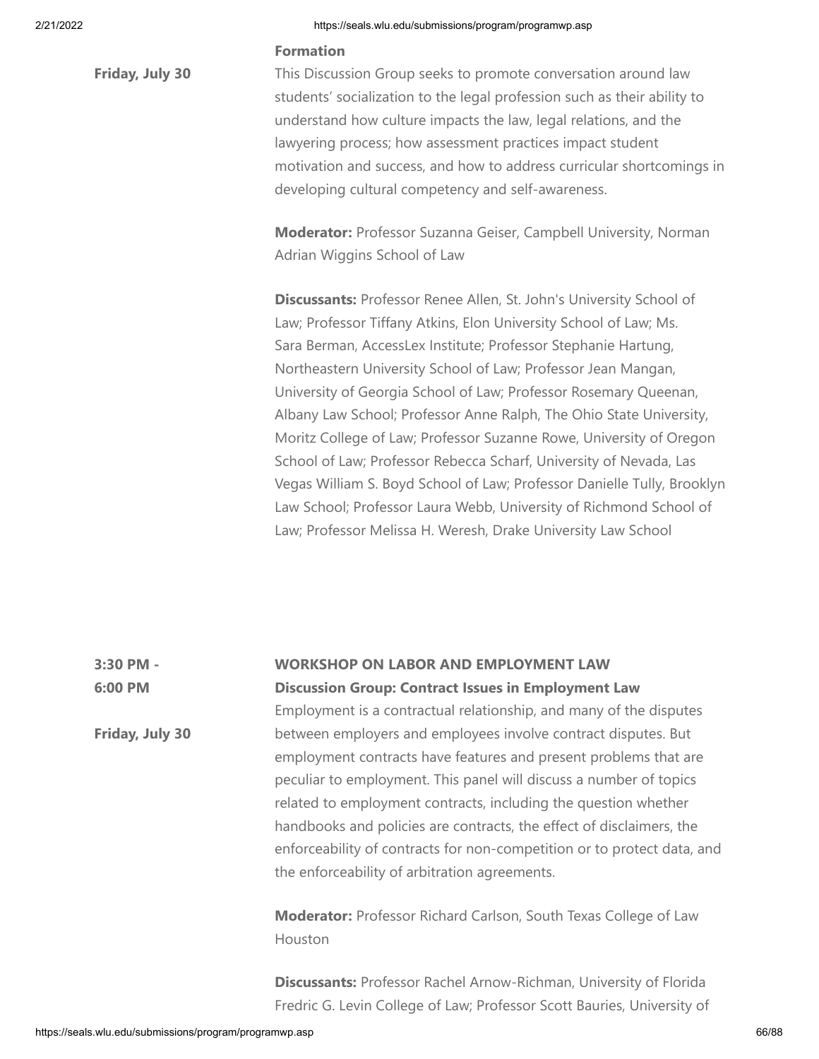**Formation**

**Friday, July 30**

This Discussion Group seeks to promote conversation around law students' socialization to the legal profession such as their ability to understand how culture impacts the law, legal relations, and the lawyering process; how assessment practices impact student motivation and success, and how to address curricular shortcomings in developing cultural competency and self-awareness.

**Moderator:** Professor Suzanna Geiser, Campbell University, Norman Adrian Wiggins School of Law

**Discussants:** Professor Renee Allen, St. John's University School of Law; Professor Tiffany Atkins, Elon University School of Law; Ms. Sara Berman, AccessLex Institute; Professor Stephanie Hartung, Northeastern University School of Law; Professor Jean Mangan, University of Georgia School of Law; Professor Rosemary Queenan, Albany Law School; Professor Anne Ralph, The Ohio State University, Moritz College of Law; Professor Suzanne Rowe, University of Oregon School of Law; Professor Rebecca Scharf, University of Nevada, Las Vegas William S. Boyd School of Law; Professor Danielle Tully, Brooklyn Law School; Professor Laura Webb, University of Richmond School of Law; Professor Melissa H. Weresh, Drake University Law School

**3:30 PM - 6:00 PM**

**Friday, July 30**

**WORKSHOP ON LABOR AND EMPLOYMENT LAW**

**Discussion Group: Contract Issues in Employment Law**

Employment is a contractual relationship, and many of the disputes between employers and employees involve contract disputes. But employment contracts have features and present problems that are peculiar to employment. This panel will discuss a number of topics related to employment contracts, including the question whether handbooks and policies are contracts, the effect of disclaimers, the enforceability of contracts for non-competition or to protect data, and the enforceability of arbitration agreements.

**Moderator:** Professor Richard Carlson, South Texas College of Law Houston

**Discussants:** Professor Rachel Arnow-Richman, University of Florida Fredric G. Levin College of Law; Professor Scott Bauries, University of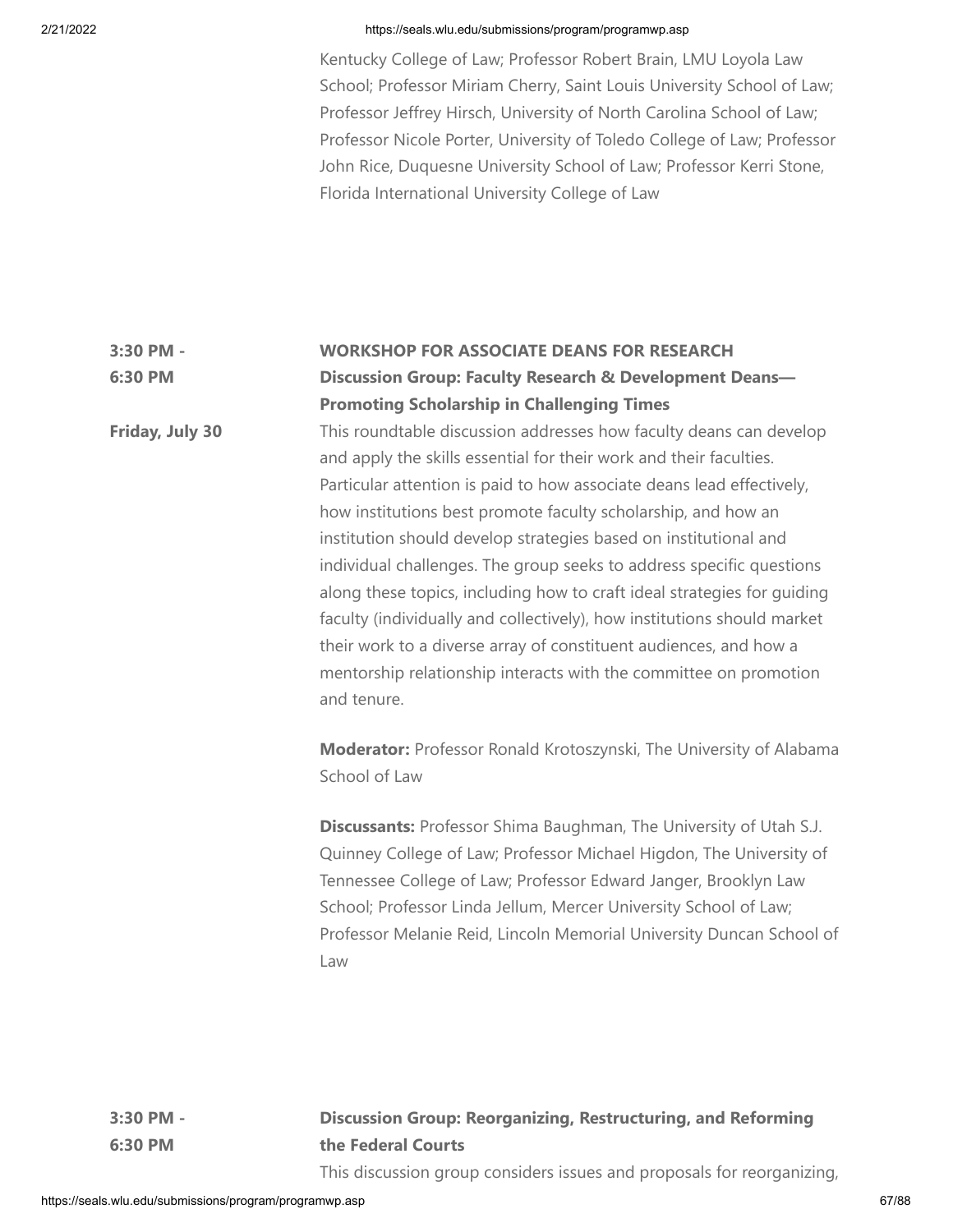Kentucky College of Law; Professor Robert Brain, LMU Loyola Law School; Professor Miriam Cherry, Saint Louis University School of Law; Professor Jeffrey Hirsch, University of North Carolina School of Law; Professor Nicole Porter, University of Toledo College of Law; Professor John Rice, Duquesne University School of Law; Professor Kerri Stone, Florida International University College of Law

**3:30 PM - 6:30 PM**

**Friday, July 30**

**WORKSHOP FOR ASSOCIATE DEANS FOR RESEARCH**

**Discussion Group: Faculty Research & Development Deans—Promoting Scholarship in Challenging Times**

This roundtable discussion addresses how faculty deans can develop and apply the skills essential for their work and their faculties. Particular attention is paid to how associate deans lead effectively, how institutions best promote faculty scholarship, and how an institution should develop strategies based on institutional and individual challenges. The group seeks to address specific questions along these topics, including how to craft ideal strategies for guiding faculty (individually and collectively), how institutions should market their work to a diverse array of constituent audiences, and how a mentorship relationship interacts with the committee on promotion and tenure.

**Moderator:** Professor Ronald Krotoszynski, The University of Alabama School of Law

**Discussants:** Professor Shima Baughman, The University of Utah S.J. Quinney College of Law; Professor Michael Higdon, The University of Tennessee College of Law; Professor Edward Janger, Brooklyn Law School; Professor Linda Jellum, Mercer University School of Law; Professor Melanie Reid, Lincoln Memorial University Duncan School of Law

**3:30 PM - 6:30 PM**

**Discussion Group: Reorganizing, Restructuring, and Reforming the Federal Courts**

This discussion group considers issues and proposals for reorganizing,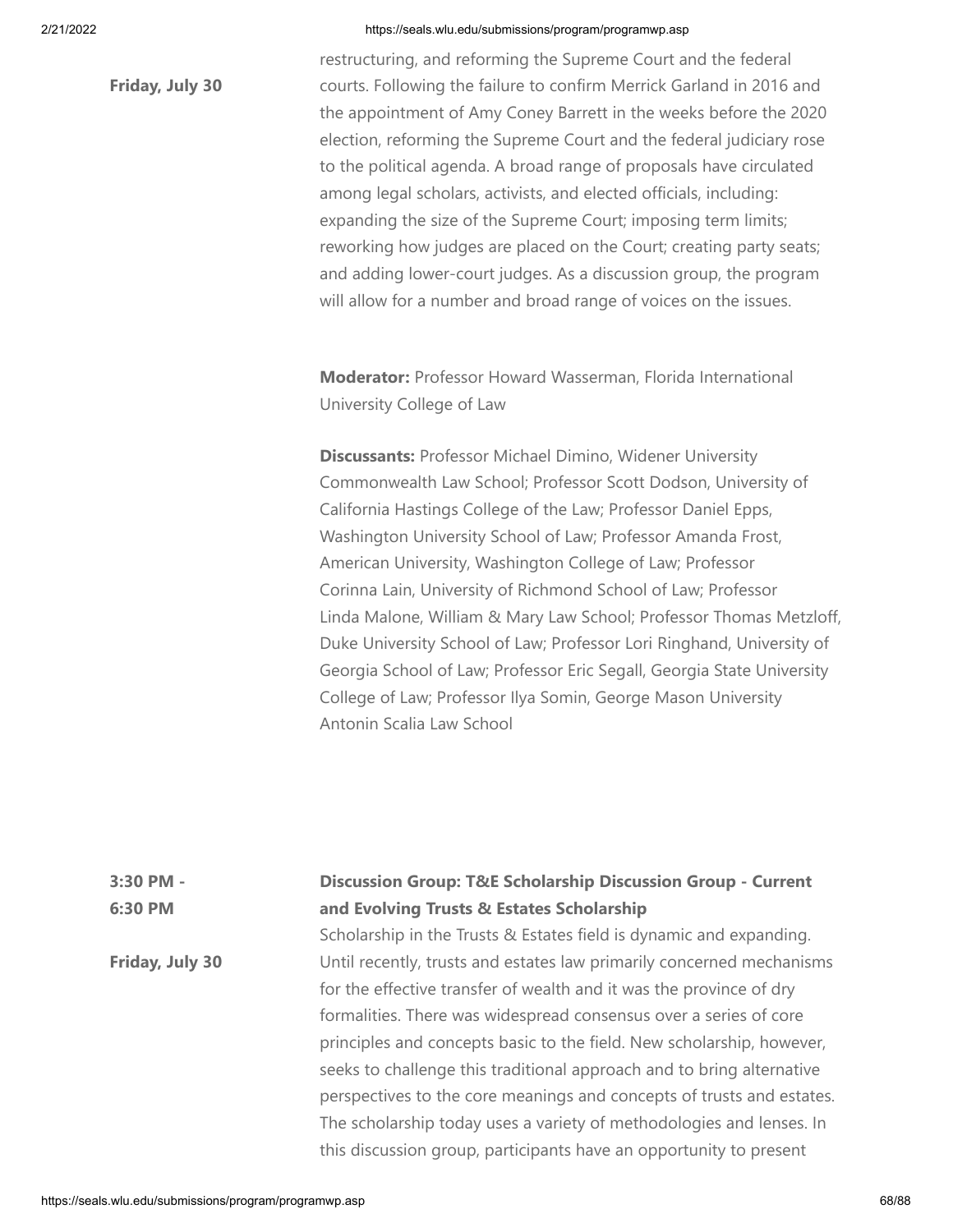**Friday, July 30**

restructuring, and reforming the Supreme Court and the federal courts. Following the failure to confirm Merrick Garland in 2016 and the appointment of Amy Coney Barrett in the weeks before the 2020 election, reforming the Supreme Court and the federal judiciary rose to the political agenda. A broad range of proposals have circulated among legal scholars, activists, and elected officials, including: expanding the size of the Supreme Court; imposing term limits; reworking how judges are placed on the Court; creating party seats; and adding lower-court judges. As a discussion group, the program will allow for a number and broad range of voices on the issues.

**Moderator:** Professor Howard Wasserman, Florida International University College of Law

**Discussants:** Professor Michael Dimino, Widener University Commonwealth Law School; Professor Scott Dodson, University of California Hastings College of the Law; Professor Daniel Epps, Washington University School of Law; Professor Amanda Frost, American University, Washington College of Law; Professor Corinna Lain, University of Richmond School of Law; Professor Linda Malone, William & Mary Law School; Professor Thomas Metzloff, Duke University School of Law; Professor Lori Ringhand, University of Georgia School of Law; Professor Eric Segall, Georgia State University College of Law; Professor Ilya Somin, George Mason University Antonin Scalia Law School

**3:30 PM - 6:30 PM**

**Friday, July 30**

**Discussion Group: T&E Scholarship Discussion Group - Current and Evolving Trusts & Estates Scholarship**

Scholarship in the Trusts & Estates field is dynamic and expanding. Until recently, trusts and estates law primarily concerned mechanisms for the effective transfer of wealth and it was the province of dry formalities. There was widespread consensus over a series of core principles and concepts basic to the field. New scholarship, however, seeks to challenge this traditional approach and to bring alternative perspectives to the core meanings and concepts of trusts and estates. The scholarship today uses a variety of methodologies and lenses. In this discussion group, participants have an opportunity to present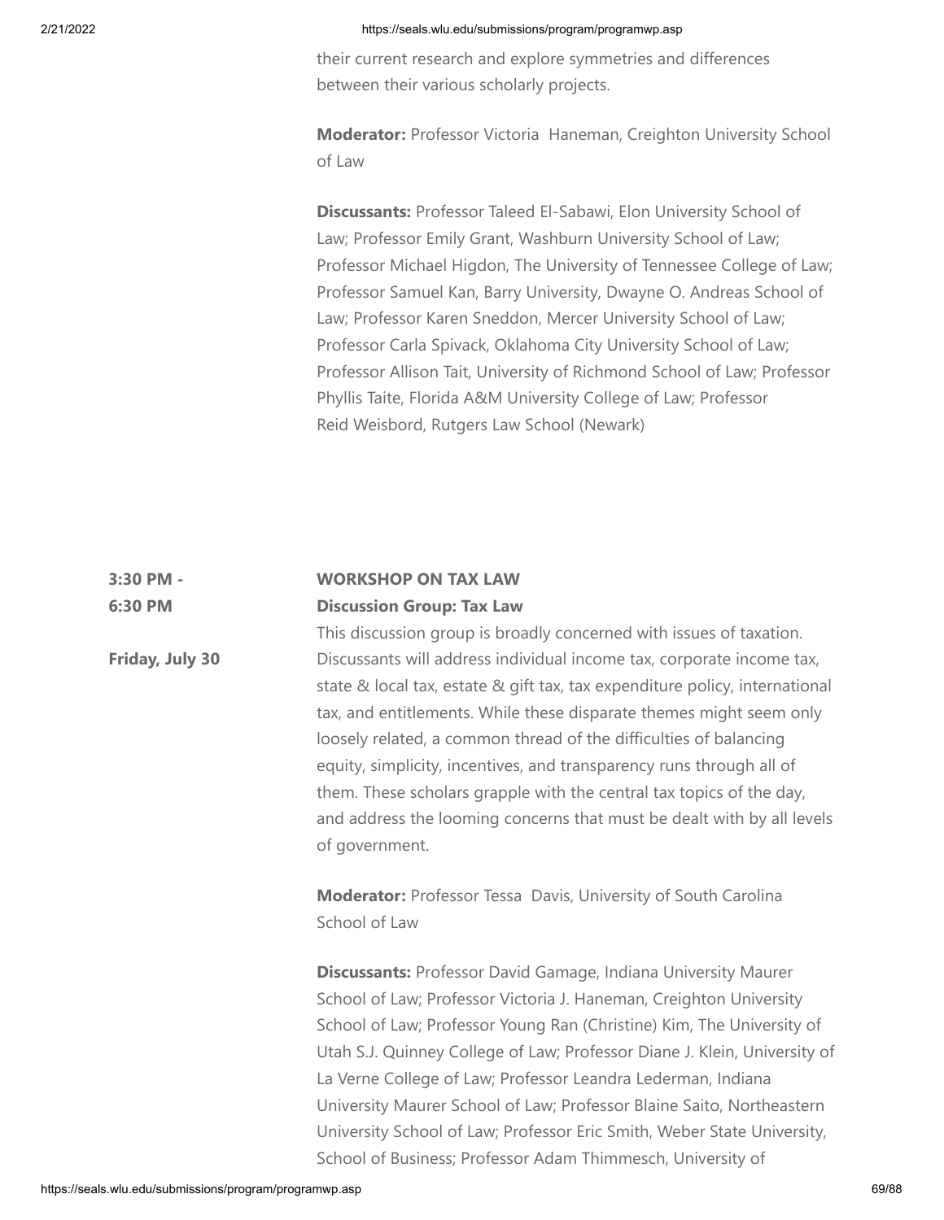their current research and explore symmetries and differences between their various scholarly projects.

**Moderator:** Professor Victoria Haneman, Creighton University School of Law

**Discussants:** Professor Taleed El-Sabawi, Elon University School of Law; Professor Emily Grant, Washburn University School of Law; Professor Michael Higdon, The University of Tennessee College of Law; Professor Samuel Kan, Barry University, Dwayne O. Andreas School of Law; Professor Karen Sneddon, Mercer University School of Law; Professor Carla Spivack, Oklahoma City University School of Law; Professor Allison Tait, University of Richmond School of Law; Professor Phyllis Taite, Florida A&M University College of Law; Professor Reid Weisbord, Rutgers Law School (Newark)

**3:30 PM - 6:30 PM**

**Friday, July 30**

**WORKSHOP ON TAX LAW**

**Discussion Group: Tax Law**

This discussion group is broadly concerned with issues of taxation. Discussants will address individual income tax, corporate income tax, state & local tax, estate & gift tax, tax expenditure policy, international tax, and entitlements. While these disparate themes might seem only loosely related, a common thread of the difficulties of balancing equity, simplicity, incentives, and transparency runs through all of them. These scholars grapple with the central tax topics of the day, and address the looming concerns that must be dealt with by all levels of government.

**Moderator:** Professor Tessa Davis, University of South Carolina School of Law

**Discussants:** Professor David Gamage, Indiana University Maurer School of Law; Professor Victoria J. Haneman, Creighton University School of Law; Professor Young Ran (Christine) Kim, The University of Utah S.J. Quinney College of Law; Professor Diane J. Klein, University of La Verne College of Law; Professor Leandra Lederman, Indiana University Maurer School of Law; Professor Blaine Saito, Northeastern University School of Law; Professor Eric Smith, Weber State University, School of Business; Professor Adam Thimmesch, University of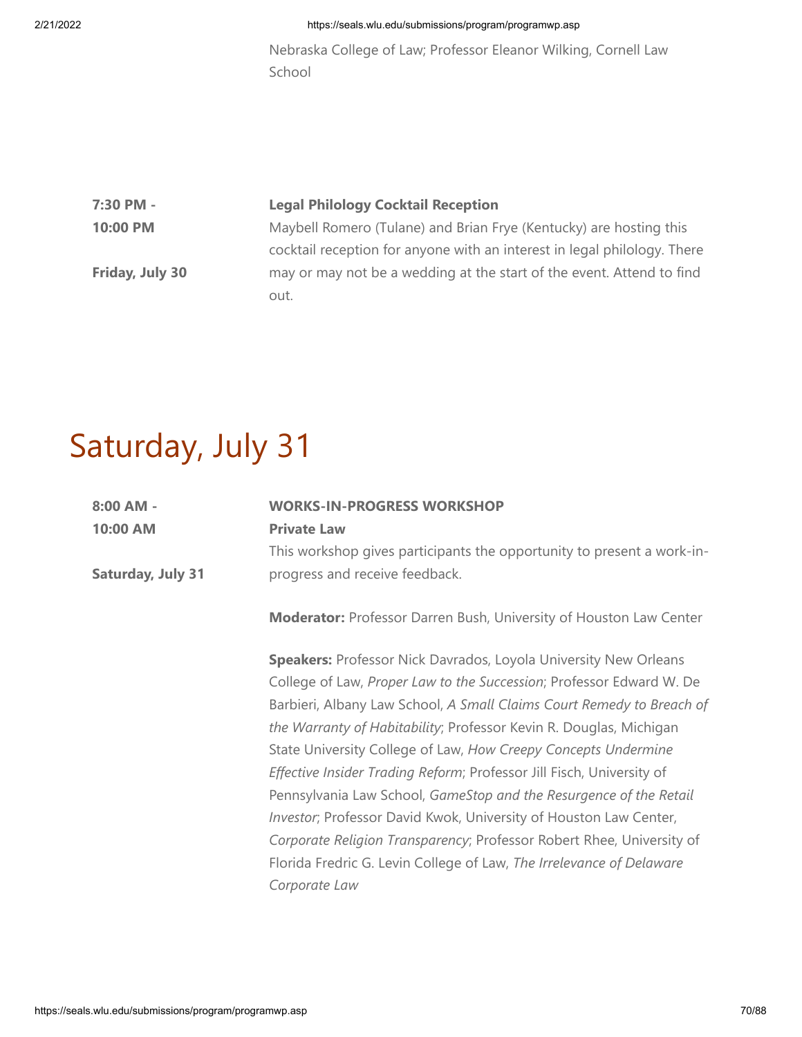Nebraska College of Law; Professor Eleanor Wilking, Cornell Law School

**7:30 PM - 10:00 PM**

**Friday, July 30**

**Legal Philology Cocktail Reception**

Maybell Romero (Tulane) and Brian Frye (Kentucky) are hosting this cocktail reception for anyone with an interest in legal philology. There may or may not be a wedding at the start of the event. Attend to find out.

# Saturday, July 31

**8:00 AM - 10:00 AM**

**Saturday, July 31**

**WORKS-IN-PROGRESS WORKSHOP**

**Private Law**

This workshop gives participants the opportunity to present a work-in-progress and receive feedback.

**Moderator:** Professor Darren Bush, University of Houston Law Center

**Speakers:** Professor Nick Davrados, Loyola University New Orleans College of Law, *Proper Law to the Succession*; Professor Edward W. De Barbieri, Albany Law School, *A Small Claims Court Remedy to Breach of the Warranty of Habitability*; Professor Kevin R. Douglas, Michigan State University College of Law, *How Creepy Concepts Undermine Effective Insider Trading Reform*; Professor Jill Fisch, University of Pennsylvania Law School, *GameStop and the Resurgence of the Retail Investor*; Professor David Kwok, University of Houston Law Center, *Corporate Religion Transparency*; Professor Robert Rhee, University of Florida Fredric G. Levin College of Law, *The Irrelevance of Delaware Corporate Law*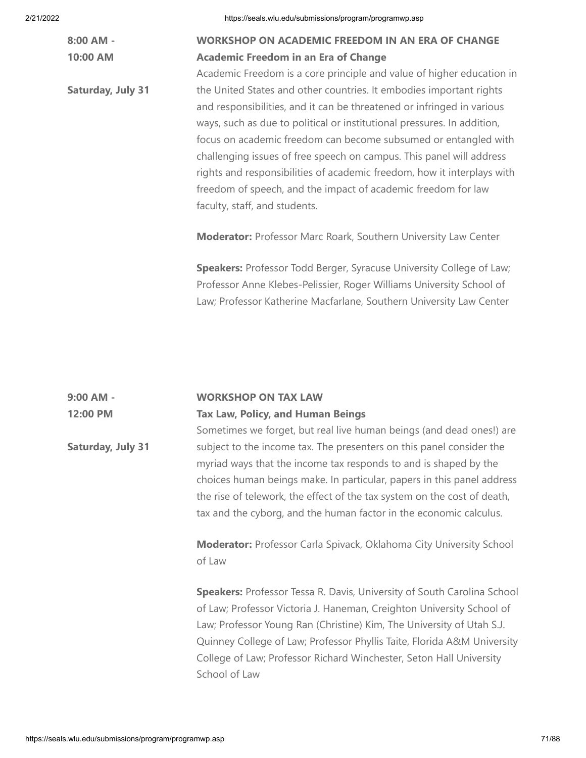**8:00 AM - 10:00 AM**

**Saturday, July 31**

**WORKSHOP ON ACADEMIC FREEDOM IN AN ERA OF CHANGE**

**Academic Freedom in an Era of Change**

Academic Freedom is a core principle and value of higher education in the United States and other countries. It embodies important rights and responsibilities, and it can be threatened or infringed in various ways, such as due to political or institutional pressures. In addition, focus on academic freedom can become subsumed or entangled with challenging issues of free speech on campus. This panel will address rights and responsibilities of academic freedom, how it interplays with freedom of speech, and the impact of academic freedom for law faculty, staff, and students.

**Moderator:** Professor Marc Roark, Southern University Law Center

**Speakers:** Professor Todd Berger, Syracuse University College of Law; Professor Anne Klebes-Pelissier, Roger Williams University School of Law; Professor Katherine Macfarlane, Southern University Law Center

**9:00 AM - 12:00 PM**

**Saturday, July 31**

**WORKSHOP ON TAX LAW**

**Tax Law, Policy, and Human Beings**

Sometimes we forget, but real live human beings (and dead ones!) are subject to the income tax. The presenters on this panel consider the myriad ways that the income tax responds to and is shaped by the choices human beings make. In particular, papers in this panel address the rise of telework, the effect of the tax system on the cost of death, tax and the cyborg, and the human factor in the economic calculus.

**Moderator:** Professor Carla Spivack, Oklahoma City University School of Law

**Speakers:** Professor Tessa R. Davis, University of South Carolina School of Law; Professor Victoria J. Haneman, Creighton University School of Law; Professor Young Ran (Christine) Kim, The University of Utah S.J. Quinney College of Law; Professor Phyllis Taite, Florida A&M University College of Law; Professor Richard Winchester, Seton Hall University School of Law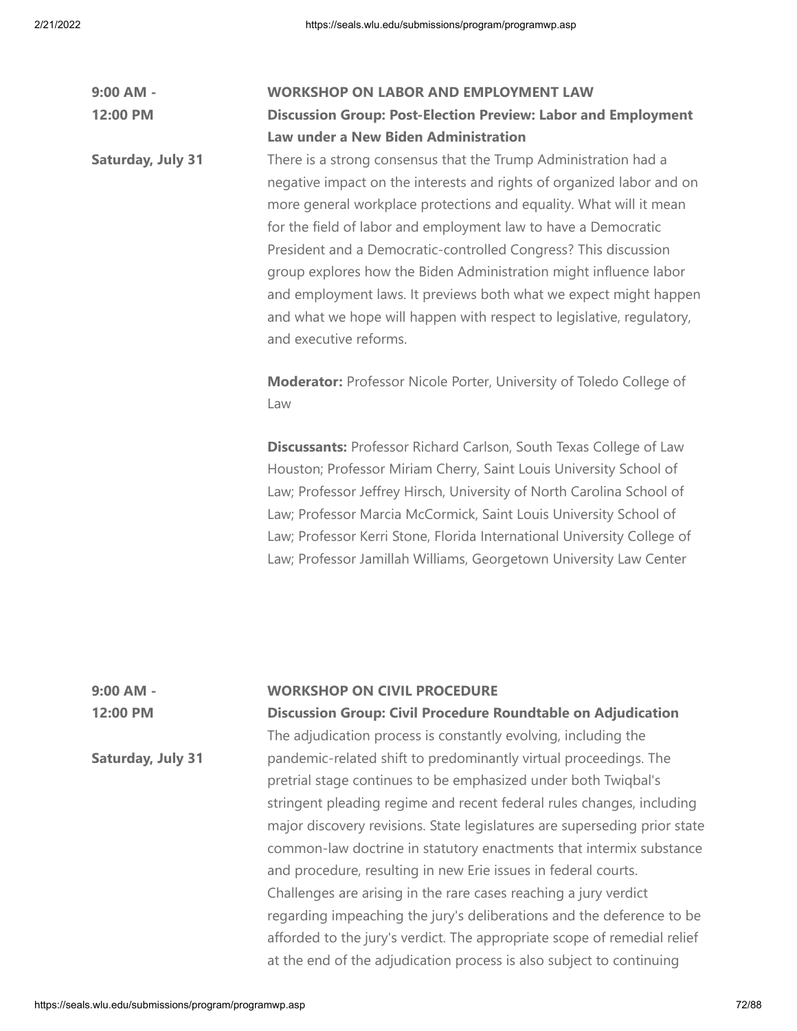**9:00 AM - 12:00 PM**

**Saturday, July 31**

**WORKSHOP ON LABOR AND EMPLOYMENT LAW**

**Discussion Group: Post-Election Preview: Labor and Employment Law under a New Biden Administration**

There is a strong consensus that the Trump Administration had a negative impact on the interests and rights of organized labor and on more general workplace protections and equality. What will it mean for the field of labor and employment law to have a Democratic President and a Democratic-controlled Congress? This discussion group explores how the Biden Administration might influence labor and employment laws. It previews both what we expect might happen and what we hope will happen with respect to legislative, regulatory, and executive reforms.

**Moderator:** Professor Nicole Porter, University of Toledo College of Law

**Discussants:** Professor Richard Carlson, South Texas College of Law Houston; Professor Miriam Cherry, Saint Louis University School of Law; Professor Jeffrey Hirsch, University of North Carolina School of Law; Professor Marcia McCormick, Saint Louis University School of Law; Professor Kerri Stone, Florida International University College of Law; Professor Jamillah Williams, Georgetown University Law Center

**9:00 AM - 12:00 PM**

**Saturday, July 31**

**WORKSHOP ON CIVIL PROCEDURE**

**Discussion Group: Civil Procedure Roundtable on Adjudication**

The adjudication process is constantly evolving, including the pandemic-related shift to predominantly virtual proceedings. The pretrial stage continues to be emphasized under both Twiqbal's stringent pleading regime and recent federal rules changes, including major discovery revisions. State legislatures are superseding prior state common-law doctrine in statutory enactments that intermix substance and procedure, resulting in new Erie issues in federal courts. Challenges are arising in the rare cases reaching a jury verdict regarding impeaching the jury's deliberations and the deference to be afforded to the jury's verdict. The appropriate scope of remedial relief at the end of the adjudication process is also subject to continuing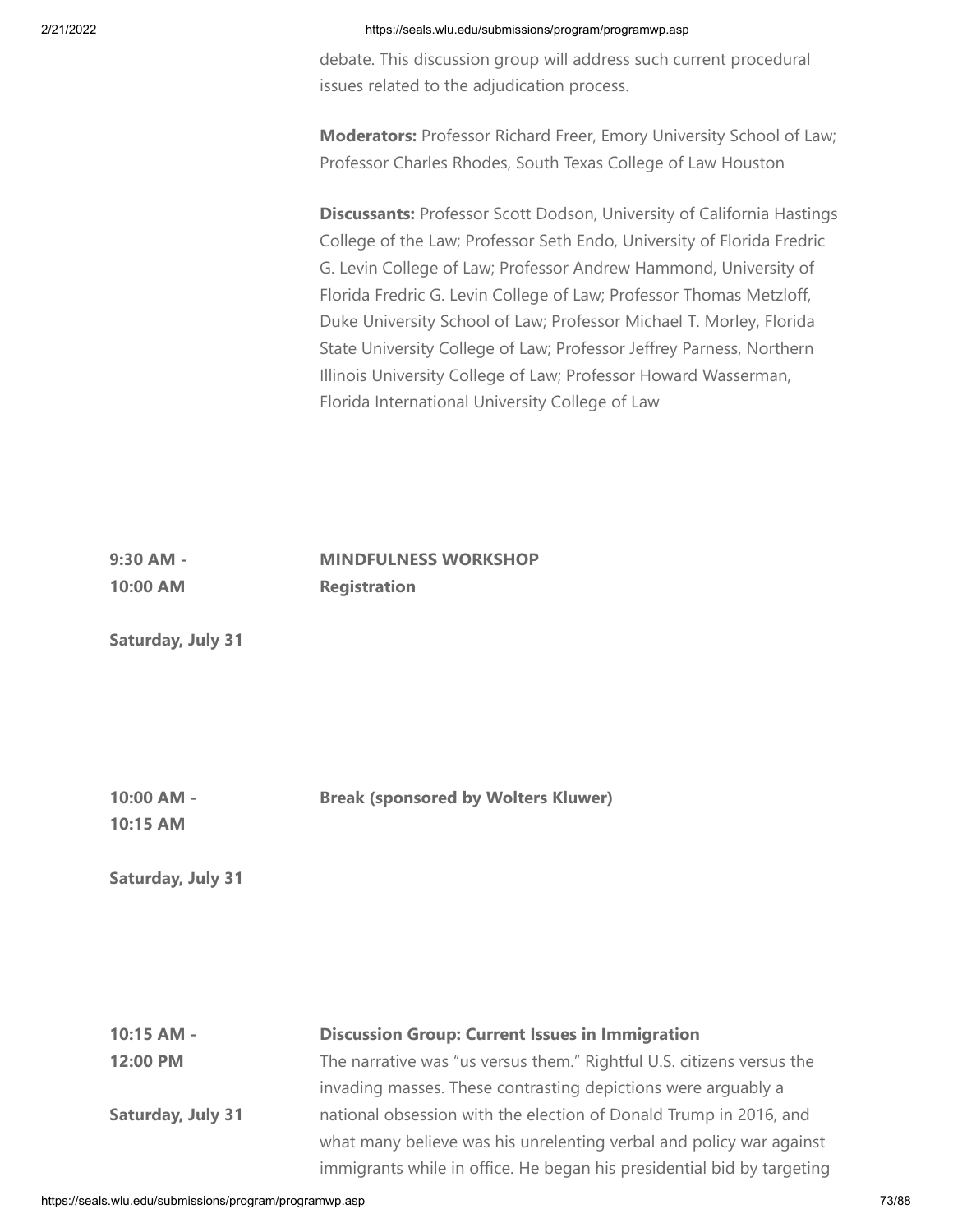debate. This discussion group will address such current procedural issues related to the adjudication process.

**Moderators:** Professor Richard Freer, Emory University School of Law; Professor Charles Rhodes, South Texas College of Law Houston

**Discussants:** Professor Scott Dodson, University of California Hastings College of the Law; Professor Seth Endo, University of Florida Fredric G. Levin College of Law; Professor Andrew Hammond, University of Florida Fredric G. Levin College of Law; Professor Thomas Metzloff, Duke University School of Law; Professor Michael T. Morley, Florida State University College of Law; Professor Jeffrey Parness, Northern Illinois University College of Law; Professor Howard Wasserman, Florida International University College of Law

**9:30 AM - 10:00 AM**

**Saturday, July 31**

**MINDFULNESS WORKSHOP**
**Registration**

**10:00 AM - 10:15 AM**

**Saturday, July 31**

**Break (sponsored by Wolters Kluwer)**

**10:15 AM - 12:00 PM**

**Saturday, July 31**

**Discussion Group: Current Issues in Immigration**

The narrative was "us versus them." Rightful U.S. citizens versus the invading masses. These contrasting depictions were arguably a national obsession with the election of Donald Trump in 2016, and what many believe was his unrelenting verbal and policy war against immigrants while in office. He began his presidential bid by targeting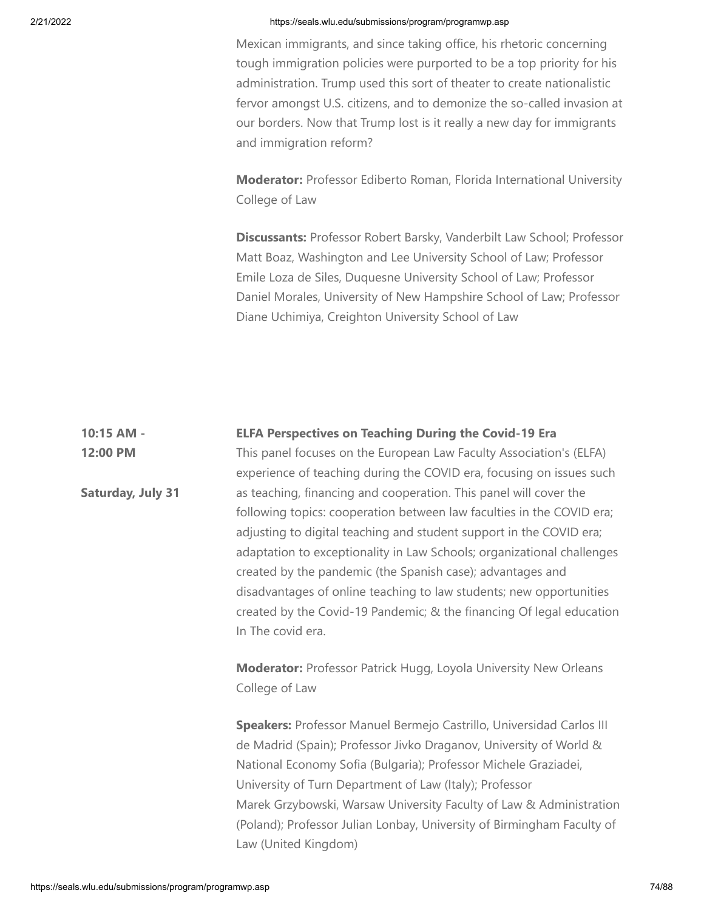Mexican immigrants, and since taking office, his rhetoric concerning tough immigration policies were purported to be a top priority for his administration. Trump used this sort of theater to create nationalistic fervor amongst U.S. citizens, and to demonize the so-called invasion at our borders. Now that Trump lost is it really a new day for immigrants and immigration reform?

**Moderator:** Professor Ediberto Roman, Florida International University College of Law

**Discussants:** Professor Robert Barsky, Vanderbilt Law School; Professor Matt Boaz, Washington and Lee University School of Law; Professor Emile Loza de Siles, Duquesne University School of Law; Professor Daniel Morales, University of New Hampshire School of Law; Professor Diane Uchimiya, Creighton University School of Law

**10:15 AM - 12:00 PM**

**Saturday, July 31**

**ELFA Perspectives on Teaching During the Covid-19 Era**

This panel focuses on the European Law Faculty Association's (ELFA) experience of teaching during the COVID era, focusing on issues such as teaching, financing and cooperation. This panel will cover the following topics: cooperation between law faculties in the COVID era; adjusting to digital teaching and student support in the COVID era; adaptation to exceptionality in Law Schools; organizational challenges created by the pandemic (the Spanish case); advantages and disadvantages of online teaching to law students; new opportunities created by the Covid-19 Pandemic; & the financing Of legal education In The covid era.

**Moderator:** Professor Patrick Hugg, Loyola University New Orleans College of Law

**Speakers:** Professor Manuel Bermejo Castrillo, Universidad Carlos III de Madrid (Spain); Professor Jivko Draganov, University of World & National Economy Sofia (Bulgaria); Professor Michele Graziadei, University of Turn Department of Law (Italy); Professor Marek Grzybowski, Warsaw University Faculty of Law & Administration (Poland); Professor Julian Lonbay, University of Birmingham Faculty of Law (United Kingdom)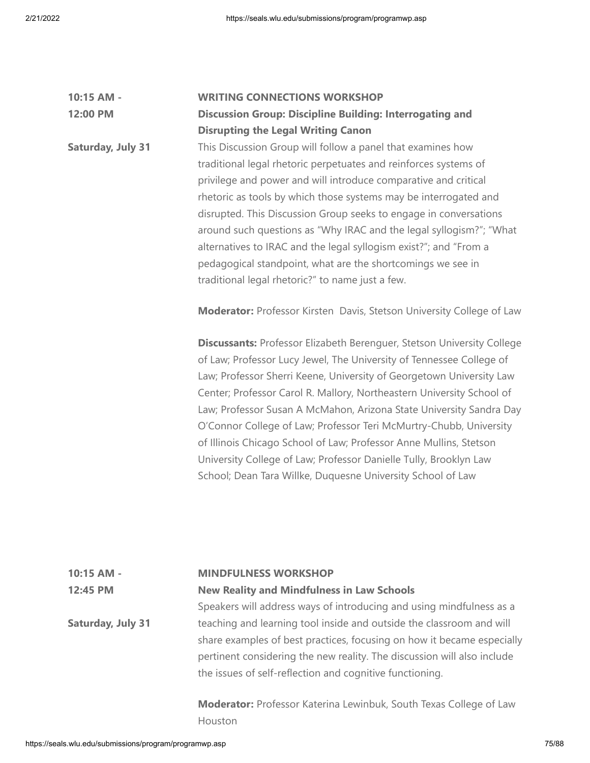**10:15 AM - 12:00 PM**

**Saturday, July 31**

**WRITING CONNECTIONS WORKSHOP**

**Discussion Group: Discipline Building: Interrogating and Disrupting the Legal Writing Canon**

This Discussion Group will follow a panel that examines how traditional legal rhetoric perpetuates and reinforces systems of privilege and power and will introduce comparative and critical rhetoric as tools by which those systems may be interrogated and disrupted. This Discussion Group seeks to engage in conversations around such questions as "Why IRAC and the legal syllogism?"; "What alternatives to IRAC and the legal syllogism exist?"; and "From a pedagogical standpoint, what are the shortcomings we see in traditional legal rhetoric?" to name just a few.

**Moderator:** Professor Kirsten Davis, Stetson University College of Law

**Discussants:** Professor Elizabeth Berenguer, Stetson University College of Law; Professor Lucy Jewel, The University of Tennessee College of Law; Professor Sherri Keene, University of Georgetown University Law Center; Professor Carol R. Mallory, Northeastern University School of Law; Professor Susan A McMahon, Arizona State University Sandra Day O'Connor College of Law; Professor Teri McMurtry-Chubb, University of Illinois Chicago School of Law; Professor Anne Mullins, Stetson University College of Law; Professor Danielle Tully, Brooklyn Law School; Dean Tara Willke, Duquesne University School of Law

**10:15 AM - 12:45 PM**

**Saturday, July 31**

**MINDFULNESS WORKSHOP**

**New Reality and Mindfulness in Law Schools**

Speakers will address ways of introducing and using mindfulness as a teaching and learning tool inside and outside the classroom and will share examples of best practices, focusing on how it became especially pertinent considering the new reality. The discussion will also include the issues of self-reflection and cognitive functioning.

**Moderator:** Professor Katerina Lewinbuk, South Texas College of Law Houston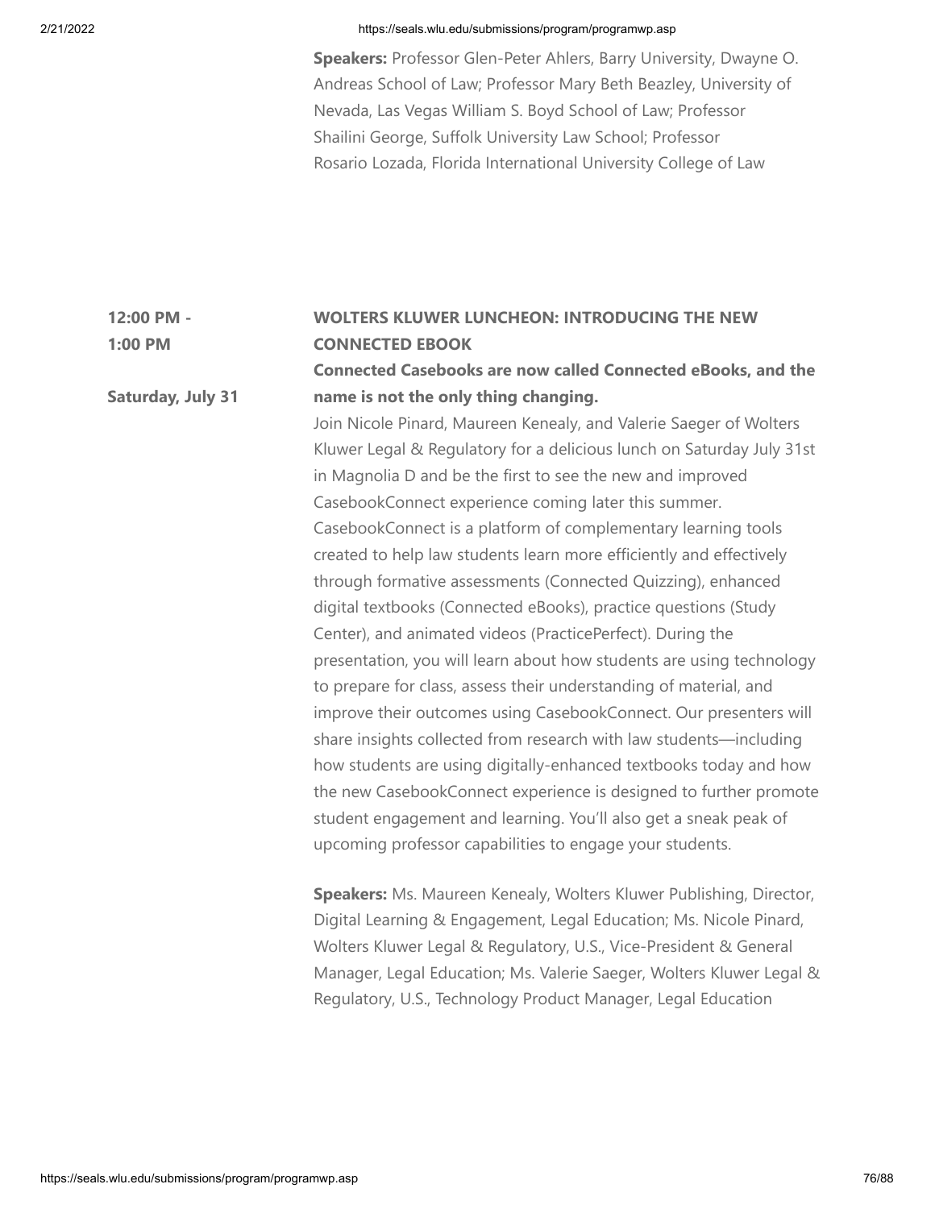**Speakers:** Professor Glen-Peter Ahlers, Barry University, Dwayne O. Andreas School of Law; Professor Mary Beth Beazley, University of Nevada, Las Vegas William S. Boyd School of Law; Professor Shailini George, Suffolk University Law School; Professor Rosario Lozada, Florida International University College of Law

**12:00 PM - 1:00 PM**

**Saturday, July 31**

**WOLTERS KLUWER LUNCHEON: INTRODUCING THE NEW CONNECTED EBOOK**

**Connected Casebooks are now called Connected eBooks, and the name is not the only thing changing.**

Join Nicole Pinard, Maureen Kenealy, and Valerie Saeger of Wolters Kluwer Legal & Regulatory for a delicious lunch on Saturday July 31st in Magnolia D and be the first to see the new and improved CasebookConnect experience coming later this summer. CasebookConnect is a platform of complementary learning tools created to help law students learn more efficiently and effectively through formative assessments (Connected Quizzing), enhanced digital textbooks (Connected eBooks), practice questions (Study Center), and animated videos (PracticePerfect). During the presentation, you will learn about how students are using technology to prepare for class, assess their understanding of material, and improve their outcomes using CasebookConnect. Our presenters will share insights collected from research with law students—including how students are using digitally-enhanced textbooks today and how the new CasebookConnect experience is designed to further promote student engagement and learning. You'll also get a sneak peak of upcoming professor capabilities to engage your students.

**Speakers:** Ms. Maureen Kenealy, Wolters Kluwer Publishing, Director, Digital Learning & Engagement, Legal Education; Ms. Nicole Pinard, Wolters Kluwer Legal & Regulatory, U.S., Vice-President & General Manager, Legal Education; Ms. Valerie Saeger, Wolters Kluwer Legal & Regulatory, U.S., Technology Product Manager, Legal Education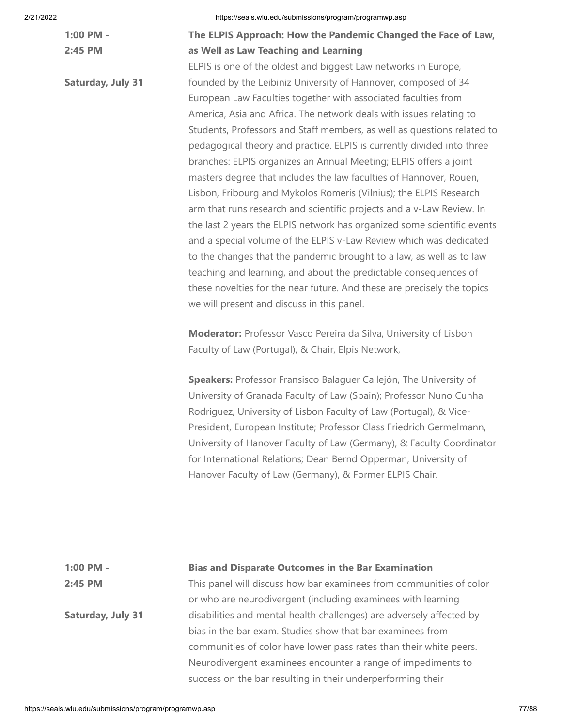**1:00 PM - 2:45 PM**

**Saturday, July 31**

**The ELPIS Approach: How the Pandemic Changed the Face of Law, as Well as Law Teaching and Learning**

ELPIS is one of the oldest and biggest Law networks in Europe, founded by the Leibiniz University of Hannover, composed of 34 European Law Faculties together with associated faculties from America, Asia and Africa. The network deals with issues relating to Students, Professors and Staff members, as well as questions related to pedagogical theory and practice. ELPIS is currently divided into three branches: ELPIS organizes an Annual Meeting; ELPIS offers a joint masters degree that includes the law faculties of Hannover, Rouen, Lisbon, Fribourg and Mykolos Romeris (Vilnius); the ELPIS Research arm that runs research and scientific projects and a v-Law Review. In the last 2 years the ELPIS network has organized some scientific events and a special volume of the ELPIS v-Law Review which was dedicated to the changes that the pandemic brought to a law, as well as to law teaching and learning, and about the predictable consequences of these novelties for the near future. And these are precisely the topics we will present and discuss in this panel.

**Moderator:** Professor Vasco Pereira da Silva, University of Lisbon Faculty of Law (Portugal), & Chair, Elpis Network,

**Speakers:** Professor Fransisco Balaguer Callejón, The University of University of Granada Faculty of Law (Spain); Professor Nuno Cunha Rodriguez, University of Lisbon Faculty of Law (Portugal), & Vice-President, European Institute; Professor Class Friedrich Germelmann, University of Hanover Faculty of Law (Germany), & Faculty Coordinator for International Relations; Dean Bernd Opperman, University of Hanover Faculty of Law (Germany), & Former ELPIS Chair.

**1:00 PM - 2:45 PM**

**Saturday, July 31**

**Bias and Disparate Outcomes in the Bar Examination**

This panel will discuss how bar examinees from communities of color or who are neurodivergent (including examinees with learning disabilities and mental health challenges) are adversely affected by bias in the bar exam. Studies show that bar examinees from communities of color have lower pass rates than their white peers. Neurodivergent examinees encounter a range of impediments to success on the bar resulting in their underperforming their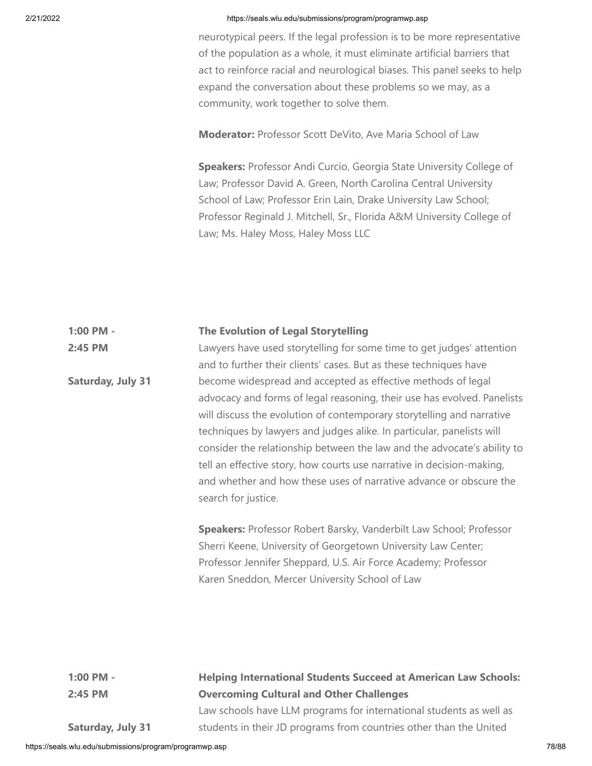neurotypical peers. If the legal profession is to be more representative of the population as a whole, it must eliminate artificial barriers that act to reinforce racial and neurological biases. This panel seeks to help expand the conversation about these problems so we may, as a community, work together to solve them.

**Moderator:** Professor Scott DeVito, Ave Maria School of Law

**Speakers:** Professor Andi Curcio, Georgia State University College of Law; Professor David A. Green, North Carolina Central University School of Law; Professor Erin Lain, Drake University Law School; Professor Reginald J. Mitchell, Sr., Florida A&M University College of Law; Ms. Haley Moss, Haley Moss LLC

**1:00 PM - 2:45 PM**

**Saturday, July 31**

**The Evolution of Legal Storytelling**

Lawyers have used storytelling for some time to get judges' attention and to further their clients' cases. But as these techniques have become widespread and accepted as effective methods of legal advocacy and forms of legal reasoning, their use has evolved. Panelists will discuss the evolution of contemporary storytelling and narrative techniques by lawyers and judges alike. In particular, panelists will consider the relationship between the law and the advocate's ability to tell an effective story, how courts use narrative in decision-making, and whether and how these uses of narrative advance or obscure the search for justice.

**Speakers:** Professor Robert Barsky, Vanderbilt Law School; Professor Sherri Keene, University of Georgetown University Law Center; Professor Jennifer Sheppard, U.S. Air Force Academy; Professor Karen Sneddon, Mercer University School of Law

**1:00 PM - 2:45 PM**

**Saturday, July 31**

**Helping International Students Succeed at American Law Schools: Overcoming Cultural and Other Challenges**

Law schools have LLM programs for international students as well as students in their JD programs from countries other than the United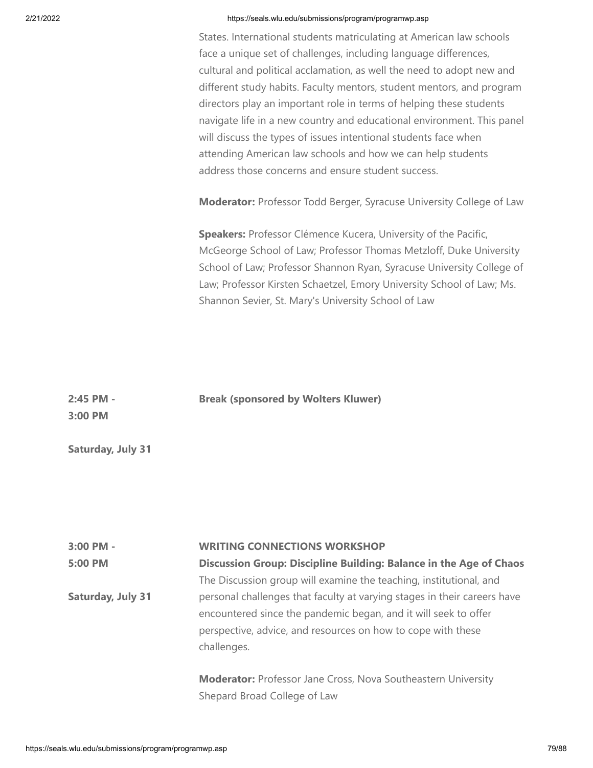States. International students matriculating at American law schools face a unique set of challenges, including language differences, cultural and political acclamation, as well the need to adopt new and different study habits. Faculty mentors, student mentors, and program directors play an important role in terms of helping these students navigate life in a new country and educational environment. This panel will discuss the types of issues intentional students face when attending American law schools and how we can help students address those concerns and ensure student success.

**Moderator:** Professor Todd Berger, Syracuse University College of Law

**Speakers:** Professor Clémence Kucera, University of the Pacific, McGeorge School of Law; Professor Thomas Metzloff, Duke University School of Law; Professor Shannon Ryan, Syracuse University College of Law; Professor Kirsten Schaetzel, Emory University School of Law; Ms. Shannon Sevier, St. Mary's University School of Law

**2:45 PM - 3:00 PM**

**Saturday, July 31**

**Break (sponsored by Wolters Kluwer)**

**3:00 PM - 5:00 PM**

**Saturday, July 31**

**WRITING CONNECTIONS WORKSHOP**

**Discussion Group: Discipline Building: Balance in the Age of Chaos**

The Discussion group will examine the teaching, institutional, and personal challenges that faculty at varying stages in their careers have encountered since the pandemic began, and it will seek to offer perspective, advice, and resources on how to cope with these challenges.

**Moderator:** Professor Jane Cross, Nova Southeastern University Shepard Broad College of Law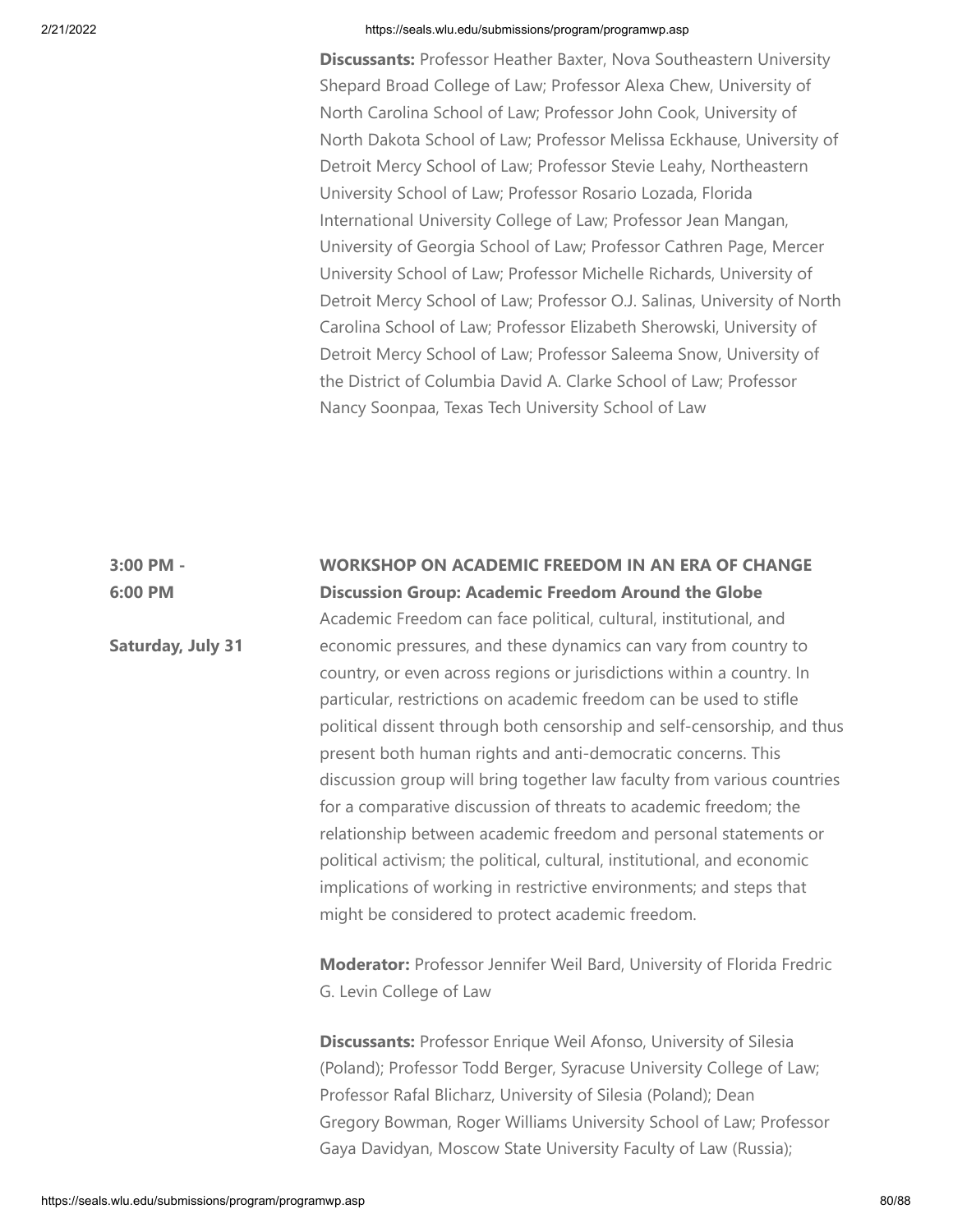**Discussants:** Professor Heather Baxter, Nova Southeastern University Shepard Broad College of Law; Professor Alexa Chew, University of North Carolina School of Law; Professor John Cook, University of North Dakota School of Law; Professor Melissa Eckhause, University of Detroit Mercy School of Law; Professor Stevie Leahy, Northeastern University School of Law; Professor Rosario Lozada, Florida International University College of Law; Professor Jean Mangan, University of Georgia School of Law; Professor Cathren Page, Mercer University School of Law; Professor Michelle Richards, University of Detroit Mercy School of Law; Professor O.J. Salinas, University of North Carolina School of Law; Professor Elizabeth Sherowski, University of Detroit Mercy School of Law; Professor Saleema Snow, University of the District of Columbia David A. Clarke School of Law; Professor Nancy Soonpaa, Texas Tech University School of Law

**3:00 PM - 6:00 PM**

**Saturday, July 31**

**WORKSHOP ON ACADEMIC FREEDOM IN AN ERA OF CHANGE**
**Discussion Group: Academic Freedom Around the Globe**

Academic Freedom can face political, cultural, institutional, and economic pressures, and these dynamics can vary from country to country, or even across regions or jurisdictions within a country. In particular, restrictions on academic freedom can be used to stifle political dissent through both censorship and self-censorship, and thus present both human rights and anti-democratic concerns. This discussion group will bring together law faculty from various countries for a comparative discussion of threats to academic freedom; the relationship between academic freedom and personal statements or political activism; the political, cultural, institutional, and economic implications of working in restrictive environments; and steps that might be considered to protect academic freedom.

**Moderator:** Professor Jennifer Weil Bard, University of Florida Fredric G. Levin College of Law

**Discussants:** Professor Enrique Weil Afonso, University of Silesia (Poland); Professor Todd Berger, Syracuse University College of Law; Professor Rafal Blicharz, University of Silesia (Poland); Dean Gregory Bowman, Roger Williams University School of Law; Professor Gaya Davidyan, Moscow State University Faculty of Law (Russia);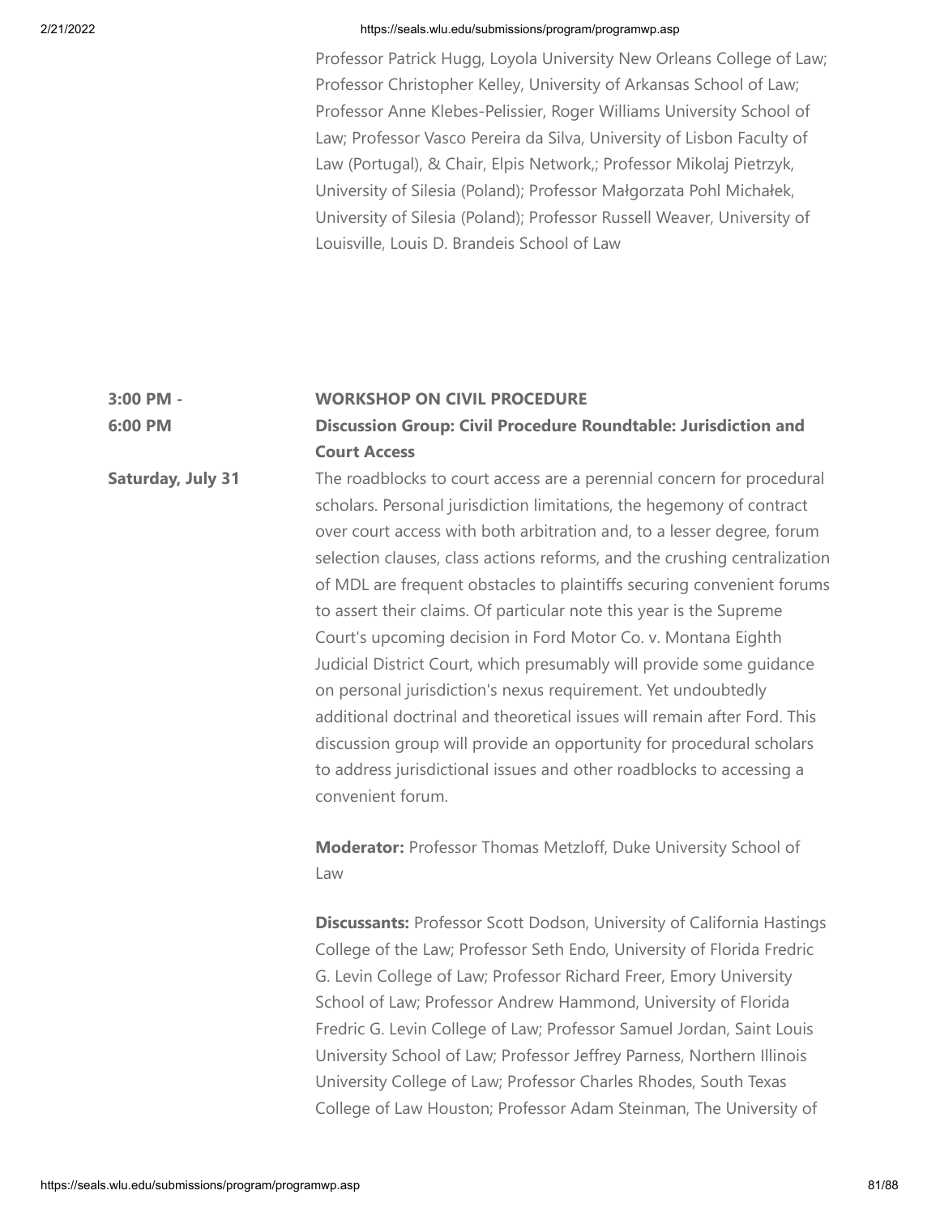Professor Patrick Hugg, Loyola University New Orleans College of Law; Professor Christopher Kelley, University of Arkansas School of Law; Professor Anne Klebes-Pelissier, Roger Williams University School of Law; Professor Vasco Pereira da Silva, University of Lisbon Faculty of Law (Portugal), & Chair, Elpis Network,; Professor Mikolaj Pietrzyk, University of Silesia (Poland); Professor Małgorzata Pohl Michałek, University of Silesia (Poland); Professor Russell Weaver, University of Louisville, Louis D. Brandeis School of Law

**3:00 PM - 6:00 PM**

**Saturday, July 31**

**WORKSHOP ON CIVIL PROCEDURE**

**Discussion Group: Civil Procedure Roundtable: Jurisdiction and Court Access**

The roadblocks to court access are a perennial concern for procedural scholars. Personal jurisdiction limitations, the hegemony of contract over court access with both arbitration and, to a lesser degree, forum selection clauses, class actions reforms, and the crushing centralization of MDL are frequent obstacles to plaintiffs securing convenient forums to assert their claims. Of particular note this year is the Supreme Court's upcoming decision in Ford Motor Co. v. Montana Eighth Judicial District Court, which presumably will provide some guidance on personal jurisdiction's nexus requirement. Yet undoubtedly additional doctrinal and theoretical issues will remain after Ford. This discussion group will provide an opportunity for procedural scholars to address jurisdictional issues and other roadblocks to accessing a convenient forum.

**Moderator:** Professor Thomas Metzloff, Duke University School of Law

**Discussants:** Professor Scott Dodson, University of California Hastings College of the Law; Professor Seth Endo, University of Florida Fredric G. Levin College of Law; Professor Richard Freer, Emory University School of Law; Professor Andrew Hammond, University of Florida Fredric G. Levin College of Law; Professor Samuel Jordan, Saint Louis University School of Law; Professor Jeffrey Parness, Northern Illinois University College of Law; Professor Charles Rhodes, South Texas College of Law Houston; Professor Adam Steinman, The University of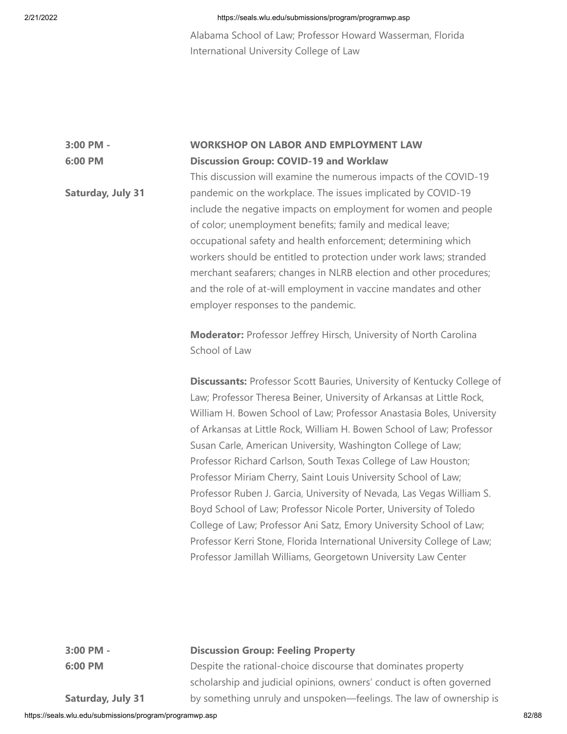Alabama School of Law; Professor Howard Wasserman, Florida International University College of Law

**3:00 PM - 6:00 PM**

**Saturday, July 31**

**WORKSHOP ON LABOR AND EMPLOYMENT LAW**
**Discussion Group: COVID-19 and Worklaw**

This discussion will examine the numerous impacts of the COVID-19 pandemic on the workplace. The issues implicated by COVID-19 include the negative impacts on employment for women and people of color; unemployment benefits; family and medical leave; occupational safety and health enforcement; determining which workers should be entitled to protection under work laws; stranded merchant seafarers; changes in NLRB election and other procedures; and the role of at-will employment in vaccine mandates and other employer responses to the pandemic.

**Moderator:** Professor Jeffrey Hirsch, University of North Carolina School of Law

**Discussants:** Professor Scott Bauries, University of Kentucky College of Law; Professor Theresa Beiner, University of Arkansas at Little Rock, William H. Bowen School of Law; Professor Anastasia Boles, University of Arkansas at Little Rock, William H. Bowen School of Law; Professor Susan Carle, American University, Washington College of Law; Professor Richard Carlson, South Texas College of Law Houston; Professor Miriam Cherry, Saint Louis University School of Law; Professor Ruben J. Garcia, University of Nevada, Las Vegas William S. Boyd School of Law; Professor Nicole Porter, University of Toledo College of Law; Professor Ani Satz, Emory University School of Law; Professor Kerri Stone, Florida International University College of Law; Professor Jamillah Williams, Georgetown University Law Center

**3:00 PM - 6:00 PM**

**Saturday, July 31**

**Discussion Group: Feeling Property**

Despite the rational-choice discourse that dominates property scholarship and judicial opinions, owners' conduct is often governed by something unruly and unspoken—feelings. The law of ownership is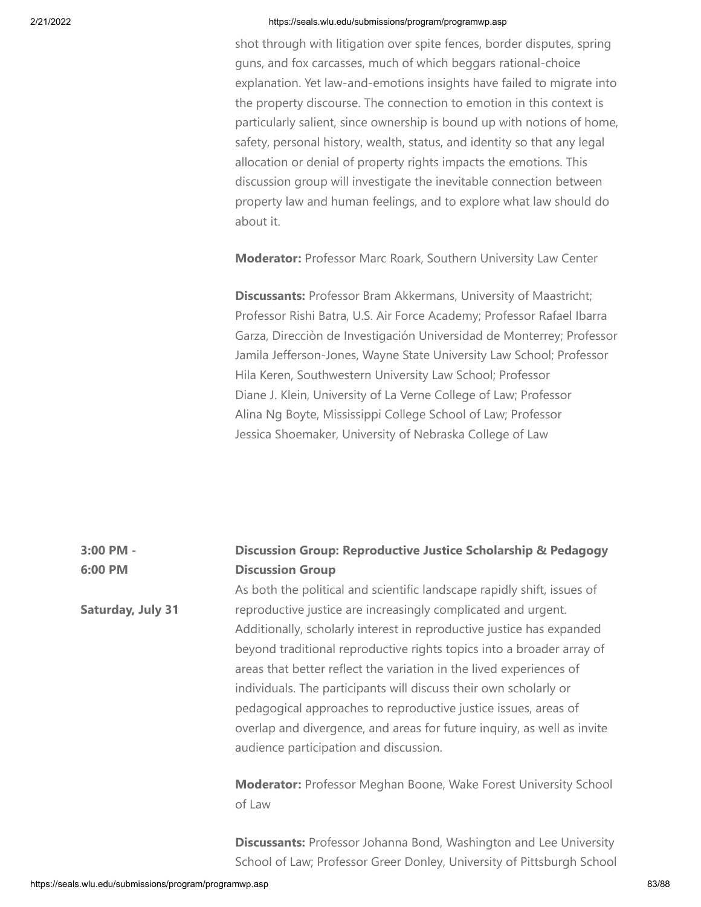shot through with litigation over spite fences, border disputes, spring guns, and fox carcasses, much of which beggars rational-choice explanation. Yet law-and-emotions insights have failed to migrate into the property discourse. The connection to emotion in this context is particularly salient, since ownership is bound up with notions of home, safety, personal history, wealth, status, and identity so that any legal allocation or denial of property rights impacts the emotions. This discussion group will investigate the inevitable connection between property law and human feelings, and to explore what law should do about it.

**Moderator:** Professor Marc Roark, Southern University Law Center

**Discussants:** Professor Bram Akkermans, University of Maastricht; Professor Rishi Batra, U.S. Air Force Academy; Professor Rafael Ibarra Garza, Direcciòn de Investigación Universidad de Monterrey; Professor Jamila Jefferson-Jones, Wayne State University Law School; Professor Hila Keren, Southwestern University Law School; Professor Diane J. Klein, University of La Verne College of Law; Professor Alina Ng Boyte, Mississippi College School of Law; Professor Jessica Shoemaker, University of Nebraska College of Law

**3:00 PM - 6:00 PM**

**Saturday, July 31**

**Discussion Group: Reproductive Justice Scholarship & Pedagogy Discussion Group**

As both the political and scientific landscape rapidly shift, issues of reproductive justice are increasingly complicated and urgent. Additionally, scholarly interest in reproductive justice has expanded beyond traditional reproductive rights topics into a broader array of areas that better reflect the variation in the lived experiences of individuals. The participants will discuss their own scholarly or pedagogical approaches to reproductive justice issues, areas of overlap and divergence, and areas for future inquiry, as well as invite audience participation and discussion.

**Moderator:** Professor Meghan Boone, Wake Forest University School of Law

**Discussants:** Professor Johanna Bond, Washington and Lee University School of Law; Professor Greer Donley, University of Pittsburgh School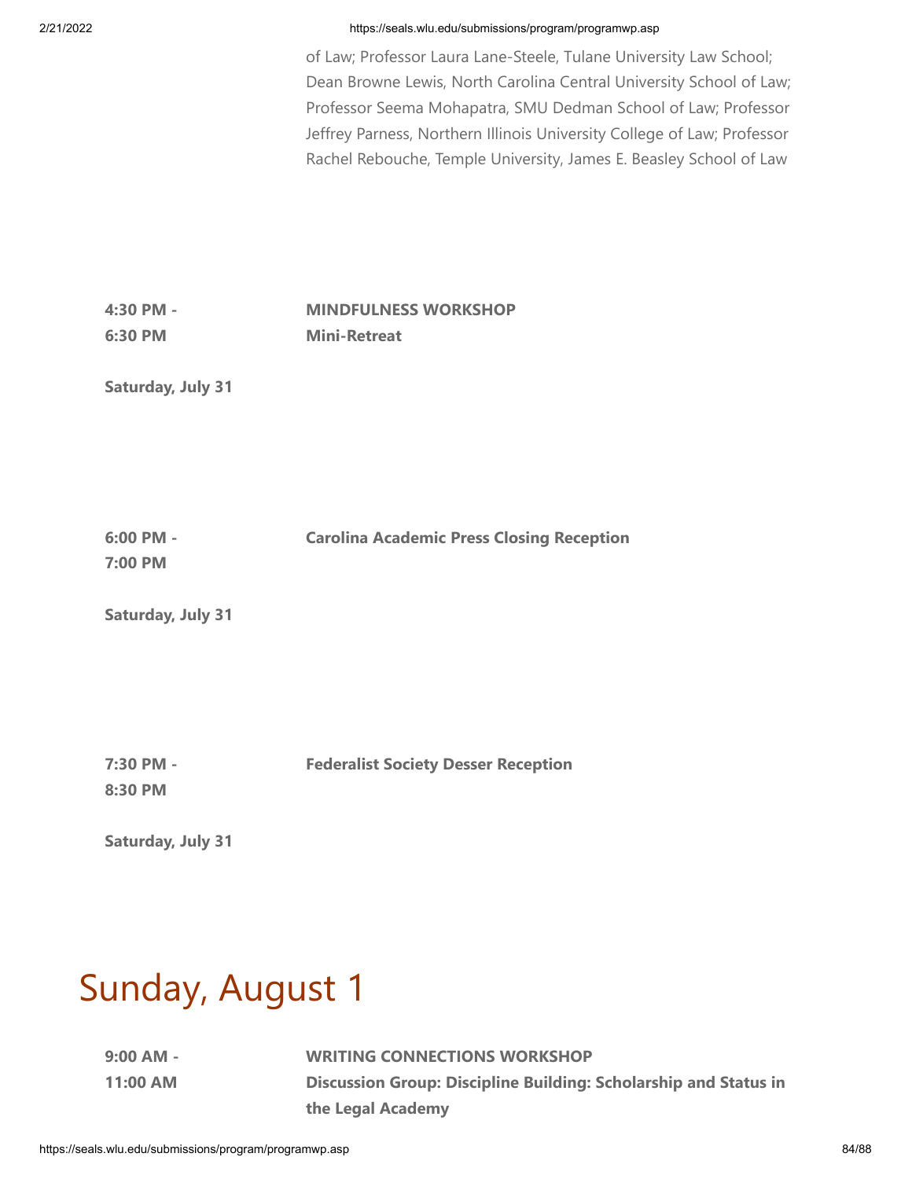of Law; Professor Laura Lane-Steele, Tulane University Law School; Dean Browne Lewis, North Carolina Central University School of Law; Professor Seema Mohapatra, SMU Dedman School of Law; Professor Jeffrey Parness, Northern Illinois University College of Law; Professor Rachel Rebouche, Temple University, James E. Beasley School of Law

**4:30 PM - 6:30 PM**

**MINDFULNESS WORKSHOP**
**Mini-Retreat**

**Saturday, July 31**

**6:00 PM - 7:00 PM**

**Carolina Academic Press Closing Reception**

**Saturday, July 31**

**7:30 PM - 8:30 PM**

**Federalist Society Desser Reception**

**Saturday, July 31**

# Sunday, August 1

**9:00 AM - 11:00 AM**

**WRITING CONNECTIONS WORKSHOP**
**Discussion Group: Discipline Building: Scholarship and Status in the Legal Academy**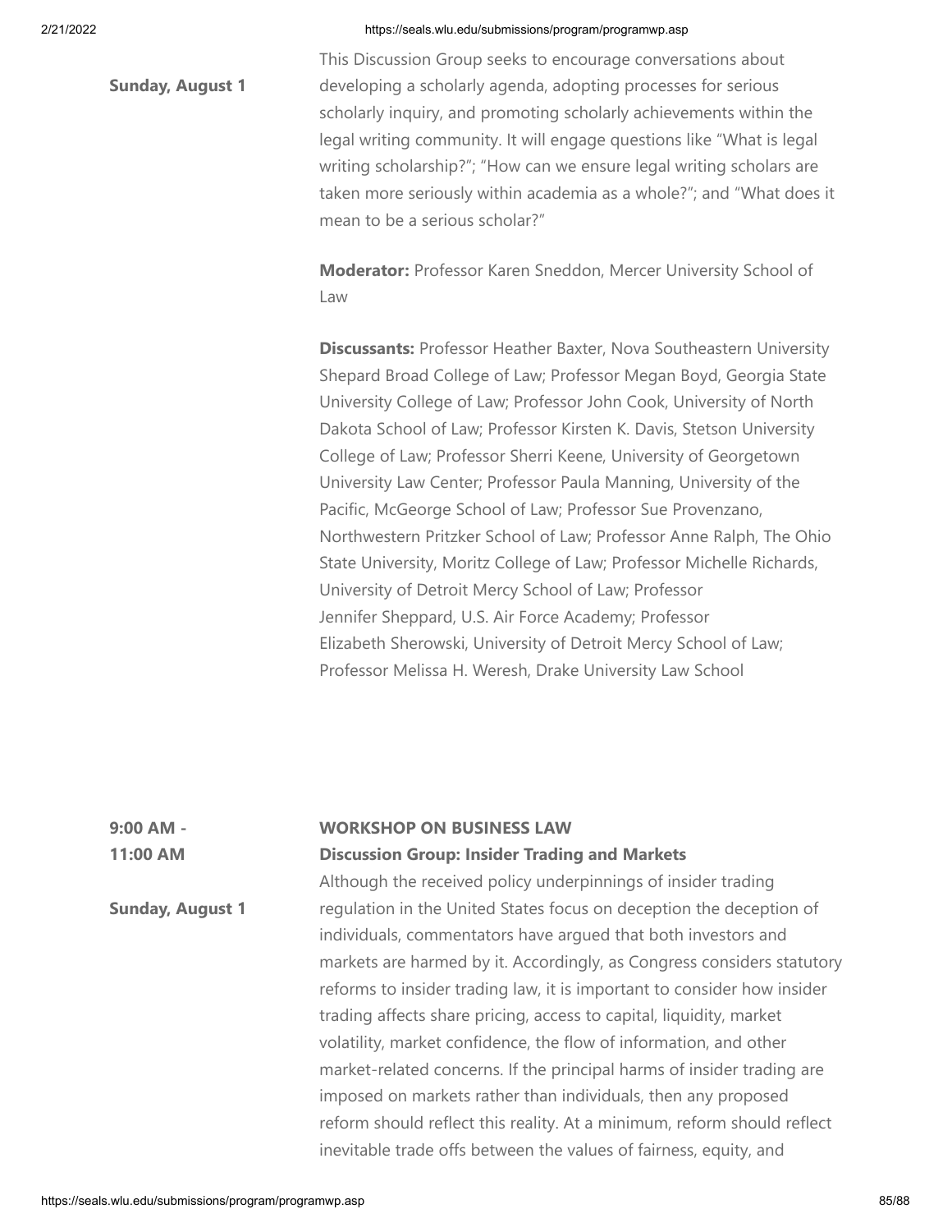**Sunday, August 1**

This Discussion Group seeks to encourage conversations about developing a scholarly agenda, adopting processes for serious scholarly inquiry, and promoting scholarly achievements within the legal writing community. It will engage questions like "What is legal writing scholarship?"; "How can we ensure legal writing scholars are taken more seriously within academia as a whole?"; and "What does it mean to be a serious scholar?"

**Moderator:** Professor Karen Sneddon, Mercer University School of Law

**Discussants:** Professor Heather Baxter, Nova Southeastern University Shepard Broad College of Law; Professor Megan Boyd, Georgia State University College of Law; Professor John Cook, University of North Dakota School of Law; Professor Kirsten K. Davis, Stetson University College of Law; Professor Sherri Keene, University of Georgetown University Law Center; Professor Paula Manning, University of the Pacific, McGeorge School of Law; Professor Sue Provenzano, Northwestern Pritzker School of Law; Professor Anne Ralph, The Ohio State University, Moritz College of Law; Professor Michelle Richards, University of Detroit Mercy School of Law; Professor Jennifer Sheppard, U.S. Air Force Academy; Professor Elizabeth Sherowski, University of Detroit Mercy School of Law; Professor Melissa H. Weresh, Drake University Law School

**9:00 AM - 11:00 AM**

**Sunday, August 1**

**WORKSHOP ON BUSINESS LAW**

**Discussion Group: Insider Trading and Markets**

Although the received policy underpinnings of insider trading regulation in the United States focus on deception the deception of individuals, commentators have argued that both investors and markets are harmed by it. Accordingly, as Congress considers statutory reforms to insider trading law, it is important to consider how insider trading affects share pricing, access to capital, liquidity, market volatility, market confidence, the flow of information, and other market-related concerns. If the principal harms of insider trading are imposed on markets rather than individuals, then any proposed reform should reflect this reality. At a minimum, reform should reflect inevitable trade offs between the values of fairness, equity, and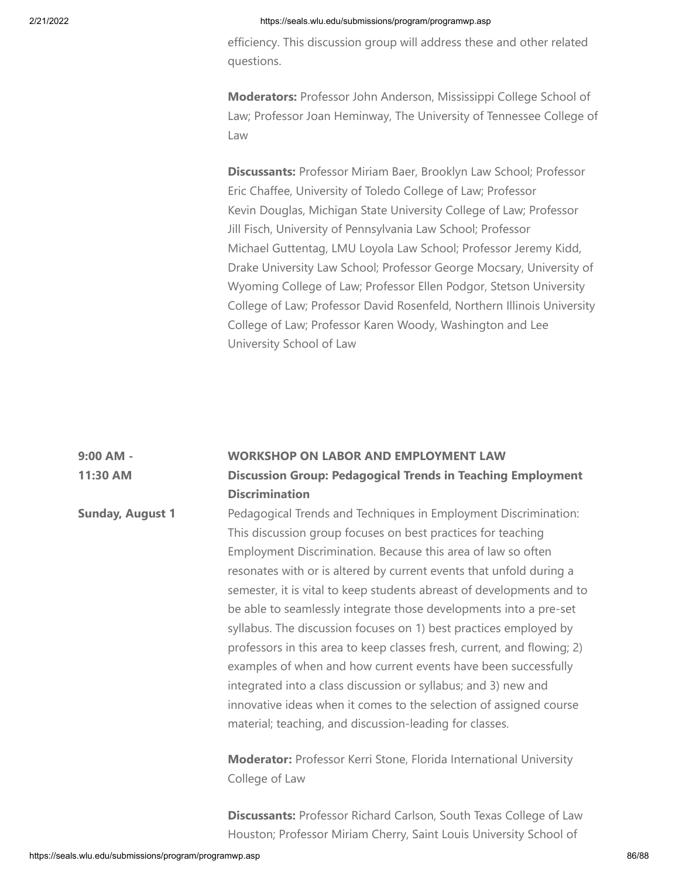efficiency. This discussion group will address these and other related questions.

**Moderators:** Professor John Anderson, Mississippi College School of Law; Professor Joan Heminway, The University of Tennessee College of Law

**Discussants:** Professor Miriam Baer, Brooklyn Law School; Professor Eric Chaffee, University of Toledo College of Law; Professor Kevin Douglas, Michigan State University College of Law; Professor Jill Fisch, University of Pennsylvania Law School; Professor Michael Guttentag, LMU Loyola Law School; Professor Jeremy Kidd, Drake University Law School; Professor George Mocsary, University of Wyoming College of Law; Professor Ellen Podgor, Stetson University College of Law; Professor David Rosenfeld, Northern Illinois University College of Law; Professor Karen Woody, Washington and Lee University School of Law

**9:00 AM - 11:30 AM**

**Sunday, August 1**

**WORKSHOP ON LABOR AND EMPLOYMENT LAW**
**Discussion Group: Pedagogical Trends in Teaching Employment Discrimination**

Pedagogical Trends and Techniques in Employment Discrimination: This discussion group focuses on best practices for teaching Employment Discrimination. Because this area of law so often resonates with or is altered by current events that unfold during a semester, it is vital to keep students abreast of developments and to be able to seamlessly integrate those developments into a pre-set syllabus. The discussion focuses on 1) best practices employed by professors in this area to keep classes fresh, current, and flowing; 2) examples of when and how current events have been successfully integrated into a class discussion or syllabus; and 3) new and innovative ideas when it comes to the selection of assigned course material; teaching, and discussion-leading for classes.

**Moderator:** Professor Kerri Stone, Florida International University College of Law

**Discussants:** Professor Richard Carlson, South Texas College of Law Houston; Professor Miriam Cherry, Saint Louis University School of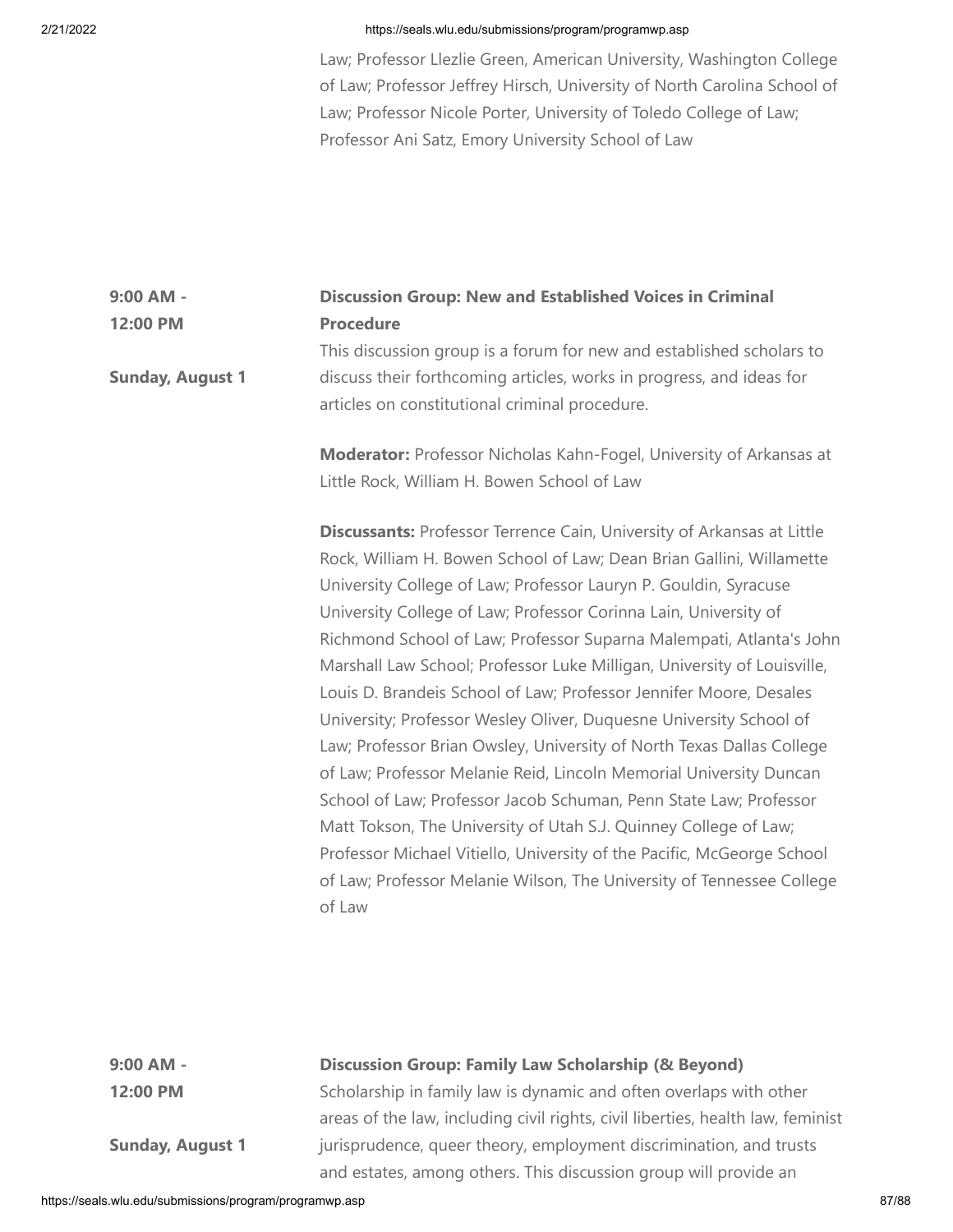Law; Professor Llezlie Green, American University, Washington College of Law; Professor Jeffrey Hirsch, University of North Carolina School of Law; Professor Nicole Porter, University of Toledo College of Law; Professor Ani Satz, Emory University School of Law

**9:00 AM - 12:00 PM**

**Sunday, August 1**

**Discussion Group: New and Established Voices in Criminal Procedure**

This discussion group is a forum for new and established scholars to discuss their forthcoming articles, works in progress, and ideas for articles on constitutional criminal procedure.

**Moderator:** Professor Nicholas Kahn-Fogel, University of Arkansas at Little Rock, William H. Bowen School of Law

**Discussants:** Professor Terrence Cain, University of Arkansas at Little Rock, William H. Bowen School of Law; Dean Brian Gallini, Willamette University College of Law; Professor Lauryn P. Gouldin, Syracuse University College of Law; Professor Corinna Lain, University of Richmond School of Law; Professor Suparna Malempati, Atlanta's John Marshall Law School; Professor Luke Milligan, University of Louisville, Louis D. Brandeis School of Law; Professor Jennifer Moore, Desales University; Professor Wesley Oliver, Duquesne University School of Law; Professor Brian Owsley, University of North Texas Dallas College of Law; Professor Melanie Reid, Lincoln Memorial University Duncan School of Law; Professor Jacob Schuman, Penn State Law; Professor Matt Tokson, The University of Utah S.J. Quinney College of Law; Professor Michael Vitiello, University of the Pacific, McGeorge School of Law; Professor Melanie Wilson, The University of Tennessee College of Law

**9:00 AM - 12:00 PM**

**Sunday, August 1**

**Discussion Group: Family Law Scholarship (& Beyond)**

Scholarship in family law is dynamic and often overlaps with other areas of the law, including civil rights, civil liberties, health law, feminist jurisprudence, queer theory, employment discrimination, and trusts and estates, among others. This discussion group will provide an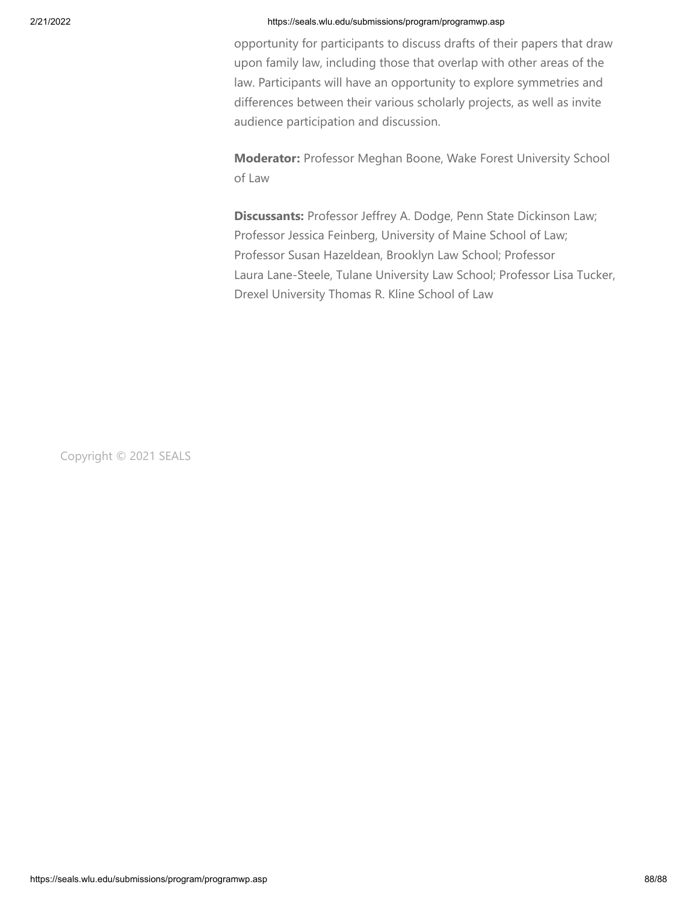opportunity for participants to discuss drafts of their papers that draw upon family law, including those that overlap with other areas of the law. Participants will have an opportunity to explore symmetries and differences between their various scholarly projects, as well as invite audience participation and discussion.

**Moderator:** Professor Meghan Boone, Wake Forest University School of Law

**Discussants:** Professor Jeffrey A. Dodge, Penn State Dickinson Law; Professor Jessica Feinberg, University of Maine School of Law; Professor Susan Hazeldean, Brooklyn Law School; Professor Laura Lane-Steele, Tulane University Law School; Professor Lisa Tucker, Drexel University Thomas R. Kline School of Law

Copyright © 2021 SEALS